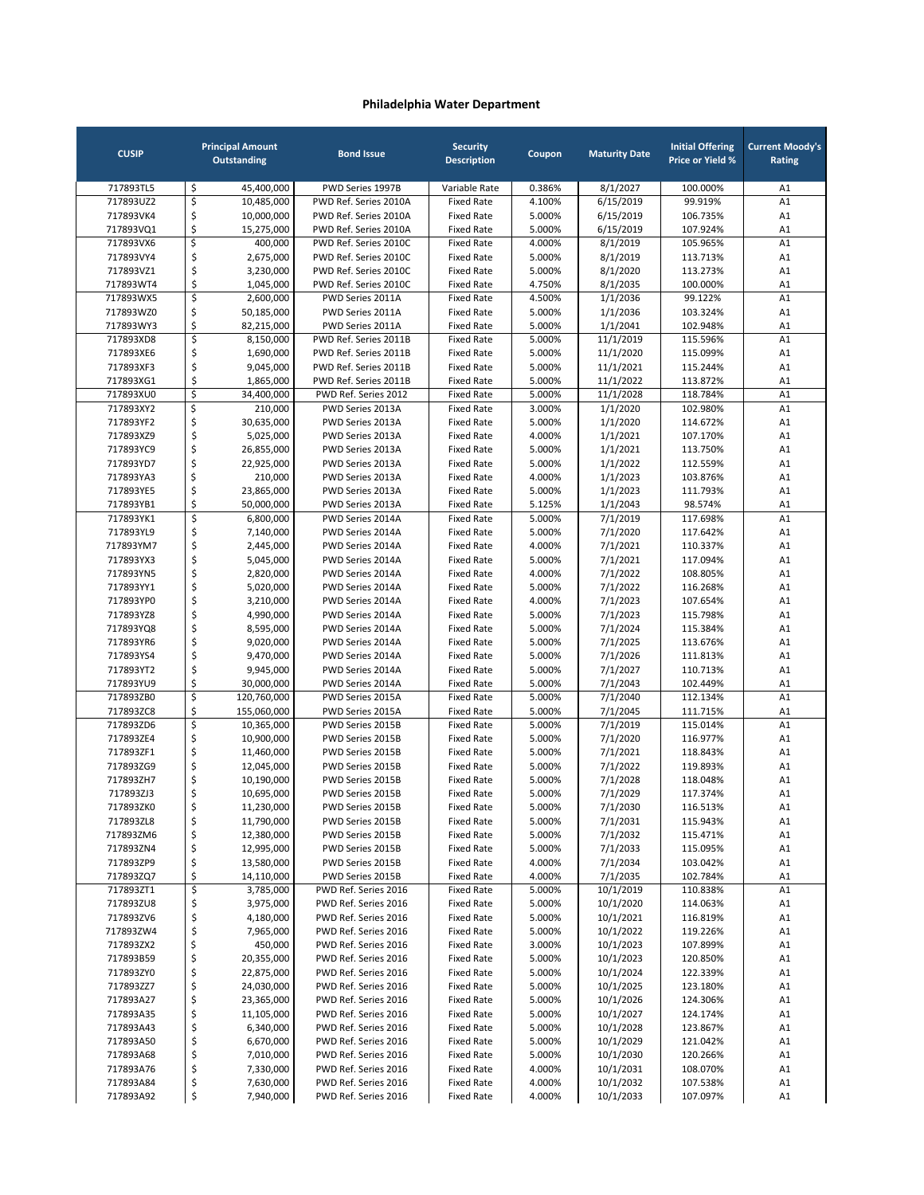# Philadelphia Water Department

| CUSIP | Principal Amount Outstanding | Bond Issue | Security Description | Coupon | Maturity Date | Initial Offering Price or Yield % | Current Moody's Rating |
|---|---|---|---|---|---|---|---|
| 717893TL5 | $ 45,400,000 | PWD Series 1997B | Variable Rate | 0.386% | 8/1/2027 | 100.000% | A1 |
| 717893UZ2 | $ 10,485,000 | PWD Ref. Series 2010A | Fixed Rate | 4.100% | 6/15/2019 | 99.919% | A1 |
| 717893VK4 | $ 10,000,000 | PWD Ref. Series 2010A | Fixed Rate | 5.000% | 6/15/2019 | 106.735% | A1 |
| 717893VQ1 | $ 15,275,000 | PWD Ref. Series 2010A | Fixed Rate | 5.000% | 6/15/2019 | 107.924% | A1 |
| 717893VX6 | $ 400,000 | PWD Ref. Series 2010C | Fixed Rate | 4.000% | 8/1/2019 | 105.965% | A1 |
| 717893VY4 | $ 2,675,000 | PWD Ref. Series 2010C | Fixed Rate | 5.000% | 8/1/2019 | 113.713% | A1 |
| 717893VZ1 | $ 3,230,000 | PWD Ref. Series 2010C | Fixed Rate | 5.000% | 8/1/2020 | 113.273% | A1 |
| 717893WT4 | $ 1,045,000 | PWD Ref. Series 2010C | Fixed Rate | 4.750% | 8/1/2035 | 100.000% | A1 |
| 717893WX5 | $ 2,600,000 | PWD Series 2011A | Fixed Rate | 4.500% | 1/1/2036 | 99.122% | A1 |
| 717893WZ0 | $ 50,185,000 | PWD Series 2011A | Fixed Rate | 5.000% | 1/1/2036 | 103.324% | A1 |
| 717893WY3 | $ 82,215,000 | PWD Series 2011A | Fixed Rate | 5.000% | 1/1/2041 | 102.948% | A1 |
| 717893XD8 | $ 8,150,000 | PWD Ref. Series 2011B | Fixed Rate | 5.000% | 11/1/2019 | 115.596% | A1 |
| 717893XE6 | $ 1,690,000 | PWD Ref. Series 2011B | Fixed Rate | 5.000% | 11/1/2020 | 115.099% | A1 |
| 717893XF3 | $ 9,045,000 | PWD Ref. Series 2011B | Fixed Rate | 5.000% | 11/1/2021 | 115.244% | A1 |
| 717893XG1 | $ 1,865,000 | PWD Ref. Series 2011B | Fixed Rate | 5.000% | 11/1/2022 | 113.872% | A1 |
| 717893XU0 | $ 34,400,000 | PWD Ref. Series 2012 | Fixed Rate | 5.000% | 11/1/2028 | 118.784% | A1 |
| 717893XY2 | $ 210,000 | PWD Series 2013A | Fixed Rate | 3.000% | 1/1/2020 | 102.980% | A1 |
| 717893YF2 | $ 30,635,000 | PWD Series 2013A | Fixed Rate | 5.000% | 1/1/2020 | 114.672% | A1 |
| 717893XZ9 | $ 5,025,000 | PWD Series 2013A | Fixed Rate | 4.000% | 1/1/2021 | 107.170% | A1 |
| 717893YC9 | $ 26,855,000 | PWD Series 2013A | Fixed Rate | 5.000% | 1/1/2021 | 113.750% | A1 |
| 717893YD7 | $ 22,925,000 | PWD Series 2013A | Fixed Rate | 5.000% | 1/1/2022 | 112.559% | A1 |
| 717893YA3 | $ 210,000 | PWD Series 2013A | Fixed Rate | 4.000% | 1/1/2023 | 103.876% | A1 |
| 717893YE5 | $ 23,865,000 | PWD Series 2013A | Fixed Rate | 5.000% | 1/1/2023 | 111.793% | A1 |
| 717893YB1 | $ 50,000,000 | PWD Series 2013A | Fixed Rate | 5.125% | 1/1/2043 | 98.574% | A1 |
| 717893YK1 | $ 6,800,000 | PWD Series 2014A | Fixed Rate | 5.000% | 7/1/2019 | 117.698% | A1 |
| 717893YL9 | $ 7,140,000 | PWD Series 2014A | Fixed Rate | 5.000% | 7/1/2020 | 117.642% | A1 |
| 717893YM7 | $ 2,445,000 | PWD Series 2014A | Fixed Rate | 4.000% | 7/1/2021 | 110.337% | A1 |
| 717893YX3 | $ 5,045,000 | PWD Series 2014A | Fixed Rate | 5.000% | 7/1/2021 | 117.094% | A1 |
| 717893YN5 | $ 2,820,000 | PWD Series 2014A | Fixed Rate | 4.000% | 7/1/2022 | 108.805% | A1 |
| 717893YY1 | $ 5,020,000 | PWD Series 2014A | Fixed Rate | 5.000% | 7/1/2022 | 116.268% | A1 |
| 717893YP0 | $ 3,210,000 | PWD Series 2014A | Fixed Rate | 4.000% | 7/1/2023 | 107.654% | A1 |
| 717893YZ8 | $ 4,990,000 | PWD Series 2014A | Fixed Rate | 5.000% | 7/1/2023 | 115.798% | A1 |
| 717893YQ8 | $ 8,595,000 | PWD Series 2014A | Fixed Rate | 5.000% | 7/1/2024 | 115.384% | A1 |
| 717893YR6 | $ 9,020,000 | PWD Series 2014A | Fixed Rate | 5.000% | 7/1/2025 | 113.676% | A1 |
| 717893YS4 | $ 9,470,000 | PWD Series 2014A | Fixed Rate | 5.000% | 7/1/2026 | 111.813% | A1 |
| 717893YT2 | $ 9,945,000 | PWD Series 2014A | Fixed Rate | 5.000% | 7/1/2027 | 110.713% | A1 |
| 717893YU9 | $ 30,000,000 | PWD Series 2014A | Fixed Rate | 5.000% | 7/1/2043 | 102.449% | A1 |
| 717893ZB0 | $ 120,760,000 | PWD Series 2015A | Fixed Rate | 5.000% | 7/1/2040 | 112.134% | A1 |
| 717893ZC8 | $ 155,060,000 | PWD Series 2015A | Fixed Rate | 5.000% | 7/1/2045 | 111.715% | A1 |
| 717893ZD6 | $ 10,365,000 | PWD Series 2015B | Fixed Rate | 5.000% | 7/1/2019 | 115.014% | A1 |
| 717893ZE4 | $ 10,900,000 | PWD Series 2015B | Fixed Rate | 5.000% | 7/1/2020 | 116.977% | A1 |
| 717893ZF1 | $ 11,460,000 | PWD Series 2015B | Fixed Rate | 5.000% | 7/1/2021 | 118.843% | A1 |
| 717893ZG9 | $ 12,045,000 | PWD Series 2015B | Fixed Rate | 5.000% | 7/1/2022 | 119.893% | A1 |
| 717893ZH7 | $ 10,190,000 | PWD Series 2015B | Fixed Rate | 5.000% | 7/1/2028 | 118.048% | A1 |
| 717893ZJ3 | $ 10,695,000 | PWD Series 2015B | Fixed Rate | 5.000% | 7/1/2029 | 117.374% | A1 |
| 717893ZK0 | $ 11,230,000 | PWD Series 2015B | Fixed Rate | 5.000% | 7/1/2030 | 116.513% | A1 |
| 717893ZL8 | $ 11,790,000 | PWD Series 2015B | Fixed Rate | 5.000% | 7/1/2031 | 115.943% | A1 |
| 717893ZM6 | $ 12,380,000 | PWD Series 2015B | Fixed Rate | 5.000% | 7/1/2032 | 115.471% | A1 |
| 717893ZN4 | $ 12,995,000 | PWD Series 2015B | Fixed Rate | 5.000% | 7/1/2033 | 115.095% | A1 |
| 717893ZP9 | $ 13,580,000 | PWD Series 2015B | Fixed Rate | 4.000% | 7/1/2034 | 103.042% | A1 |
| 717893ZQ7 | $ 14,110,000 | PWD Series 2015B | Fixed Rate | 4.000% | 7/1/2035 | 102.784% | A1 |
| 717893ZT1 | $ 3,785,000 | PWD Ref. Series 2016 | Fixed Rate | 5.000% | 10/1/2019 | 110.838% | A1 |
| 717893ZU8 | $ 3,975,000 | PWD Ref. Series 2016 | Fixed Rate | 5.000% | 10/1/2020 | 114.063% | A1 |
| 717893ZV6 | $ 4,180,000 | PWD Ref. Series 2016 | Fixed Rate | 5.000% | 10/1/2021 | 116.819% | A1 |
| 717893ZW4 | $ 7,965,000 | PWD Ref. Series 2016 | Fixed Rate | 5.000% | 10/1/2022 | 119.226% | A1 |
| 717893ZX2 | $ 450,000 | PWD Ref. Series 2016 | Fixed Rate | 3.000% | 10/1/2023 | 107.899% | A1 |
| 717893B59 | $ 20,355,000 | PWD Ref. Series 2016 | Fixed Rate | 5.000% | 10/1/2023 | 120.850% | A1 |
| 717893ZY0 | $ 22,875,000 | PWD Ref. Series 2016 | Fixed Rate | 5.000% | 10/1/2024 | 122.339% | A1 |
| 717893ZZ7 | $ 24,030,000 | PWD Ref. Series 2016 | Fixed Rate | 5.000% | 10/1/2025 | 123.180% | A1 |
| 717893A27 | $ 23,365,000 | PWD Ref. Series 2016 | Fixed Rate | 5.000% | 10/1/2026 | 124.306% | A1 |
| 717893A35 | $ 11,105,000 | PWD Ref. Series 2016 | Fixed Rate | 5.000% | 10/1/2027 | 124.174% | A1 |
| 717893A43 | $ 6,340,000 | PWD Ref. Series 2016 | Fixed Rate | 5.000% | 10/1/2028 | 123.867% | A1 |
| 717893A50 | $ 6,670,000 | PWD Ref. Series 2016 | Fixed Rate | 5.000% | 10/1/2029 | 121.042% | A1 |
| 717893A68 | $ 7,010,000 | PWD Ref. Series 2016 | Fixed Rate | 5.000% | 10/1/2030 | 120.266% | A1 |
| 717893A76 | $ 7,330,000 | PWD Ref. Series 2016 | Fixed Rate | 4.000% | 10/1/2031 | 108.070% | A1 |
| 717893A84 | $ 7,630,000 | PWD Ref. Series 2016 | Fixed Rate | 4.000% | 10/1/2032 | 107.538% | A1 |
| 717893A92 | $ 7,940,000 | PWD Ref. Series 2016 | Fixed Rate | 4.000% | 10/1/2033 | 107.097% | A1 |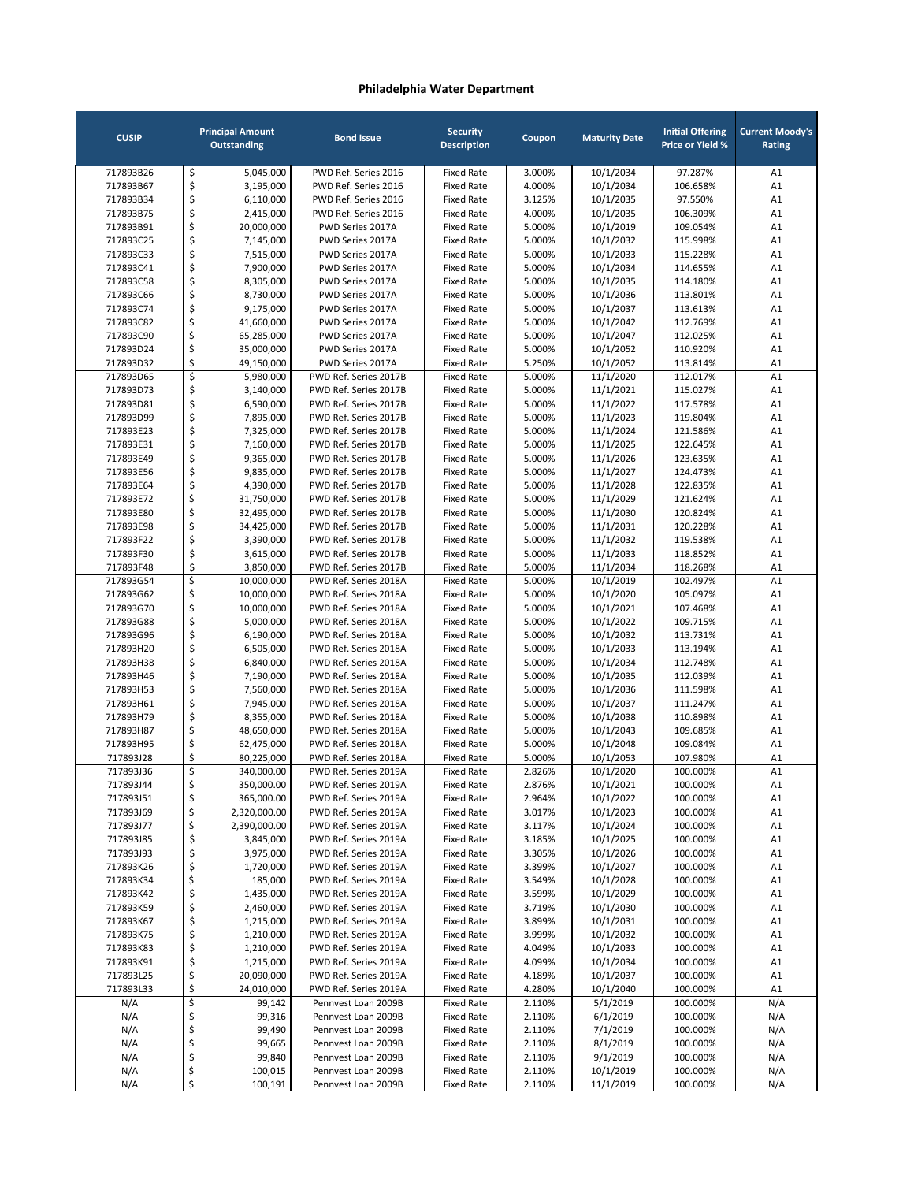## Philadelphia Water Department

| CUSIP | Principal Amount Outstanding | Bond Issue | Security Description | Coupon | Maturity Date | Initial Offering Price or Yield % | Current Moody's Rating |
|---|---|---|---|---|---|---|---|
| 717893B26 | $ 5,045,000 | PWD Ref. Series 2016 | Fixed Rate | 3.000% | 10/1/2034 | 97.287% | A1 |
| 717893B67 | $ 3,195,000 | PWD Ref. Series 2016 | Fixed Rate | 4.000% | 10/1/2034 | 106.658% | A1 |
| 717893B34 | $ 6,110,000 | PWD Ref. Series 2016 | Fixed Rate | 3.125% | 10/1/2035 | 97.550% | A1 |
| 717893B75 | $ 2,415,000 | PWD Ref. Series 2016 | Fixed Rate | 4.000% | 10/1/2035 | 106.309% | A1 |
| 717893B91 | $ 20,000,000 | PWD Series 2017A | Fixed Rate | 5.000% | 10/1/2019 | 109.054% | A1 |
| 717893C25 | $ 7,145,000 | PWD Series 2017A | Fixed Rate | 5.000% | 10/1/2032 | 115.998% | A1 |
| 717893C33 | $ 7,515,000 | PWD Series 2017A | Fixed Rate | 5.000% | 10/1/2033 | 115.228% | A1 |
| 717893C41 | $ 7,900,000 | PWD Series 2017A | Fixed Rate | 5.000% | 10/1/2034 | 114.655% | A1 |
| 717893C58 | $ 8,305,000 | PWD Series 2017A | Fixed Rate | 5.000% | 10/1/2035 | 114.180% | A1 |
| 717893C66 | $ 8,730,000 | PWD Series 2017A | Fixed Rate | 5.000% | 10/1/2036 | 113.801% | A1 |
| 717893C74 | $ 9,175,000 | PWD Series 2017A | Fixed Rate | 5.000% | 10/1/2037 | 113.613% | A1 |
| 717893C82 | $ 41,660,000 | PWD Series 2017A | Fixed Rate | 5.000% | 10/1/2042 | 112.769% | A1 |
| 717893C90 | $ 65,285,000 | PWD Series 2017A | Fixed Rate | 5.000% | 10/1/2047 | 112.025% | A1 |
| 717893D24 | $ 35,000,000 | PWD Series 2017A | Fixed Rate | 5.000% | 10/1/2052 | 110.920% | A1 |
| 717893D32 | $ 49,150,000 | PWD Series 2017A | Fixed Rate | 5.250% | 10/1/2052 | 113.814% | A1 |
| 717893D65 | $ 5,980,000 | PWD Ref. Series 2017B | Fixed Rate | 5.000% | 11/1/2020 | 112.017% | A1 |
| 717893D73 | $ 3,140,000 | PWD Ref. Series 2017B | Fixed Rate | 5.000% | 11/1/2021 | 115.027% | A1 |
| 717893D81 | $ 6,590,000 | PWD Ref. Series 2017B | Fixed Rate | 5.000% | 11/1/2022 | 117.578% | A1 |
| 717893D99 | $ 7,895,000 | PWD Ref. Series 2017B | Fixed Rate | 5.000% | 11/1/2023 | 119.804% | A1 |
| 717893E23 | $ 7,325,000 | PWD Ref. Series 2017B | Fixed Rate | 5.000% | 11/1/2024 | 121.586% | A1 |
| 717893E31 | $ 7,160,000 | PWD Ref. Series 2017B | Fixed Rate | 5.000% | 11/1/2025 | 122.645% | A1 |
| 717893E49 | $ 9,365,000 | PWD Ref. Series 2017B | Fixed Rate | 5.000% | 11/1/2026 | 123.635% | A1 |
| 717893E56 | $ 9,835,000 | PWD Ref. Series 2017B | Fixed Rate | 5.000% | 11/1/2027 | 124.473% | A1 |
| 717893E64 | $ 4,390,000 | PWD Ref. Series 2017B | Fixed Rate | 5.000% | 11/1/2028 | 122.835% | A1 |
| 717893E72 | $ 31,750,000 | PWD Ref. Series 2017B | Fixed Rate | 5.000% | 11/1/2029 | 121.624% | A1 |
| 717893E80 | $ 32,495,000 | PWD Ref. Series 2017B | Fixed Rate | 5.000% | 11/1/2030 | 120.824% | A1 |
| 717893E98 | $ 34,425,000 | PWD Ref. Series 2017B | Fixed Rate | 5.000% | 11/1/2031 | 120.228% | A1 |
| 717893F22 | $ 3,390,000 | PWD Ref. Series 2017B | Fixed Rate | 5.000% | 11/1/2032 | 119.538% | A1 |
| 717893F30 | $ 3,615,000 | PWD Ref. Series 2017B | Fixed Rate | 5.000% | 11/1/2033 | 118.852% | A1 |
| 717893F48 | $ 3,850,000 | PWD Ref. Series 2017B | Fixed Rate | 5.000% | 11/1/2034 | 118.268% | A1 |
| 717893G54 | $ 10,000,000 | PWD Ref. Series 2018A | Fixed Rate | 5.000% | 10/1/2019 | 102.497% | A1 |
| 717893G62 | $ 10,000,000 | PWD Ref. Series 2018A | Fixed Rate | 5.000% | 10/1/2020 | 105.097% | A1 |
| 717893G70 | $ 10,000,000 | PWD Ref. Series 2018A | Fixed Rate | 5.000% | 10/1/2021 | 107.468% | A1 |
| 717893G88 | $ 5,000,000 | PWD Ref. Series 2018A | Fixed Rate | 5.000% | 10/1/2022 | 109.715% | A1 |
| 717893G96 | $ 6,190,000 | PWD Ref. Series 2018A | Fixed Rate | 5.000% | 10/1/2032 | 113.731% | A1 |
| 717893H20 | $ 6,505,000 | PWD Ref. Series 2018A | Fixed Rate | 5.000% | 10/1/2033 | 113.194% | A1 |
| 717893H38 | $ 6,840,000 | PWD Ref. Series 2018A | Fixed Rate | 5.000% | 10/1/2034 | 112.748% | A1 |
| 717893H46 | $ 7,190,000 | PWD Ref. Series 2018A | Fixed Rate | 5.000% | 10/1/2035 | 112.039% | A1 |
| 717893H53 | $ 7,560,000 | PWD Ref. Series 2018A | Fixed Rate | 5.000% | 10/1/2036 | 111.598% | A1 |
| 717893H61 | $ 7,945,000 | PWD Ref. Series 2018A | Fixed Rate | 5.000% | 10/1/2037 | 111.247% | A1 |
| 717893H79 | $ 8,355,000 | PWD Ref. Series 2018A | Fixed Rate | 5.000% | 10/1/2038 | 110.898% | A1 |
| 717893H87 | $ 48,650,000 | PWD Ref. Series 2018A | Fixed Rate | 5.000% | 10/1/2043 | 109.685% | A1 |
| 717893H95 | $ 62,475,000 | PWD Ref. Series 2018A | Fixed Rate | 5.000% | 10/1/2048 | 109.084% | A1 |
| 717893J28 | $ 80,225,000 | PWD Ref. Series 2018A | Fixed Rate | 5.000% | 10/1/2053 | 107.980% | A1 |
| 717893J36 | $ 340,000.00 | PWD Ref. Series 2019A | Fixed Rate | 2.826% | 10/1/2020 | 100.000% | A1 |
| 717893J44 | $ 350,000.00 | PWD Ref. Series 2019A | Fixed Rate | 2.876% | 10/1/2021 | 100.000% | A1 |
| 717893J51 | $ 365,000.00 | PWD Ref. Series 2019A | Fixed Rate | 2.964% | 10/1/2022 | 100.000% | A1 |
| 717893J69 | $ 2,320,000.00 | PWD Ref. Series 2019A | Fixed Rate | 3.017% | 10/1/2023 | 100.000% | A1 |
| 717893J77 | $ 2,390,000.00 | PWD Ref. Series 2019A | Fixed Rate | 3.117% | 10/1/2024 | 100.000% | A1 |
| 717893J85 | $ 3,845,000 | PWD Ref. Series 2019A | Fixed Rate | 3.185% | 10/1/2025 | 100.000% | A1 |
| 717893J93 | $ 3,975,000 | PWD Ref. Series 2019A | Fixed Rate | 3.305% | 10/1/2026 | 100.000% | A1 |
| 717893K26 | $ 1,720,000 | PWD Ref. Series 2019A | Fixed Rate | 3.399% | 10/1/2027 | 100.000% | A1 |
| 717893K34 | $ 185,000 | PWD Ref. Series 2019A | Fixed Rate | 3.549% | 10/1/2028 | 100.000% | A1 |
| 717893K42 | $ 1,435,000 | PWD Ref. Series 2019A | Fixed Rate | 3.599% | 10/1/2029 | 100.000% | A1 |
| 717893K59 | $ 2,460,000 | PWD Ref. Series 2019A | Fixed Rate | 3.719% | 10/1/2030 | 100.000% | A1 |
| 717893K67 | $ 1,215,000 | PWD Ref. Series 2019A | Fixed Rate | 3.899% | 10/1/2031 | 100.000% | A1 |
| 717893K75 | $ 1,210,000 | PWD Ref. Series 2019A | Fixed Rate | 3.999% | 10/1/2032 | 100.000% | A1 |
| 717893K83 | $ 1,210,000 | PWD Ref. Series 2019A | Fixed Rate | 4.049% | 10/1/2033 | 100.000% | A1 |
| 717893K91 | $ 1,215,000 | PWD Ref. Series 2019A | Fixed Rate | 4.099% | 10/1/2034 | 100.000% | A1 |
| 717893L25 | $ 20,090,000 | PWD Ref. Series 2019A | Fixed Rate | 4.189% | 10/1/2037 | 100.000% | A1 |
| 717893L33 | $ 24,010,000 | PWD Ref. Series 2019A | Fixed Rate | 4.280% | 10/1/2040 | 100.000% | A1 |
| N/A | $ 99,142 | Pennvest Loan 2009B | Fixed Rate | 2.110% | 5/1/2019 | 100.000% | N/A |
| N/A | $ 99,316 | Pennvest Loan 2009B | Fixed Rate | 2.110% | 6/1/2019 | 100.000% | N/A |
| N/A | $ 99,490 | Pennvest Loan 2009B | Fixed Rate | 2.110% | 7/1/2019 | 100.000% | N/A |
| N/A | $ 99,665 | Pennvest Loan 2009B | Fixed Rate | 2.110% | 8/1/2019 | 100.000% | N/A |
| N/A | $ 99,840 | Pennvest Loan 2009B | Fixed Rate | 2.110% | 9/1/2019 | 100.000% | N/A |
| N/A | $ 100,015 | Pennvest Loan 2009B | Fixed Rate | 2.110% | 10/1/2019 | 100.000% | N/A |
| N/A | $ 100,191 | Pennvest Loan 2009B | Fixed Rate | 2.110% | 11/1/2019 | 100.000% | N/A |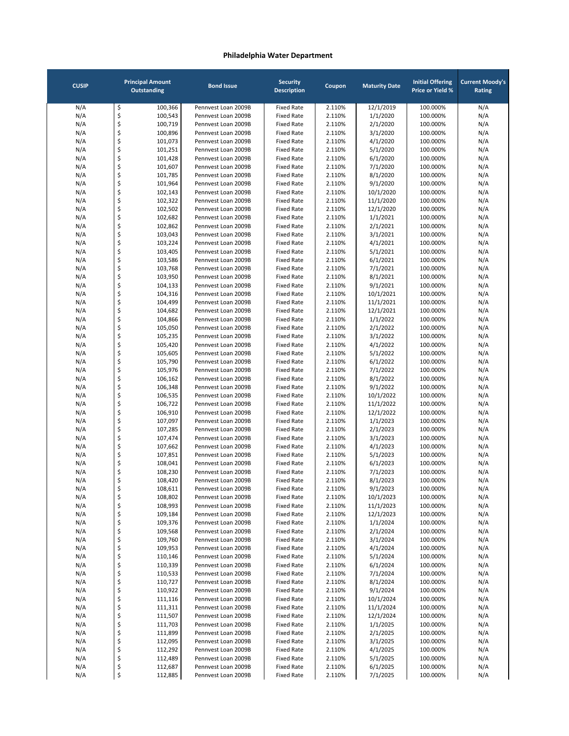# Philadelphia Water Department

| CUSIP | Principal Amount Outstanding | Bond Issue | Security Description | Coupon | Maturity Date | Initial Offering Price or Yield % | Current Moody's Rating |
|---|---|---|---|---|---|---|---|
| N/A | $ 100,366 | Pennvest Loan 2009B | Fixed Rate | 2.110% | 12/1/2019 | 100.000% | N/A |
| N/A | $ 100,543 | Pennvest Loan 2009B | Fixed Rate | 2.110% | 1/1/2020 | 100.000% | N/A |
| N/A | $ 100,719 | Pennvest Loan 2009B | Fixed Rate | 2.110% | 2/1/2020 | 100.000% | N/A |
| N/A | $ 100,896 | Pennvest Loan 2009B | Fixed Rate | 2.110% | 3/1/2020 | 100.000% | N/A |
| N/A | $ 101,073 | Pennvest Loan 2009B | Fixed Rate | 2.110% | 4/1/2020 | 100.000% | N/A |
| N/A | $ 101,251 | Pennvest Loan 2009B | Fixed Rate | 2.110% | 5/1/2020 | 100.000% | N/A |
| N/A | $ 101,428 | Pennvest Loan 2009B | Fixed Rate | 2.110% | 6/1/2020 | 100.000% | N/A |
| N/A | $ 101,607 | Pennvest Loan 2009B | Fixed Rate | 2.110% | 7/1/2020 | 100.000% | N/A |
| N/A | $ 101,785 | Pennvest Loan 2009B | Fixed Rate | 2.110% | 8/1/2020 | 100.000% | N/A |
| N/A | $ 101,964 | Pennvest Loan 2009B | Fixed Rate | 2.110% | 9/1/2020 | 100.000% | N/A |
| N/A | $ 102,143 | Pennvest Loan 2009B | Fixed Rate | 2.110% | 10/1/2020 | 100.000% | N/A |
| N/A | $ 102,322 | Pennvest Loan 2009B | Fixed Rate | 2.110% | 11/1/2020 | 100.000% | N/A |
| N/A | $ 102,502 | Pennvest Loan 2009B | Fixed Rate | 2.110% | 12/1/2020 | 100.000% | N/A |
| N/A | $ 102,682 | Pennvest Loan 2009B | Fixed Rate | 2.110% | 1/1/2021 | 100.000% | N/A |
| N/A | $ 102,862 | Pennvest Loan 2009B | Fixed Rate | 2.110% | 2/1/2021 | 100.000% | N/A |
| N/A | $ 103,043 | Pennvest Loan 2009B | Fixed Rate | 2.110% | 3/1/2021 | 100.000% | N/A |
| N/A | $ 103,224 | Pennvest Loan 2009B | Fixed Rate | 2.110% | 4/1/2021 | 100.000% | N/A |
| N/A | $ 103,405 | Pennvest Loan 2009B | Fixed Rate | 2.110% | 5/1/2021 | 100.000% | N/A |
| N/A | $ 103,586 | Pennvest Loan 2009B | Fixed Rate | 2.110% | 6/1/2021 | 100.000% | N/A |
| N/A | $ 103,768 | Pennvest Loan 2009B | Fixed Rate | 2.110% | 7/1/2021 | 100.000% | N/A |
| N/A | $ 103,950 | Pennvest Loan 2009B | Fixed Rate | 2.110% | 8/1/2021 | 100.000% | N/A |
| N/A | $ 104,133 | Pennvest Loan 2009B | Fixed Rate | 2.110% | 9/1/2021 | 100.000% | N/A |
| N/A | $ 104,316 | Pennvest Loan 2009B | Fixed Rate | 2.110% | 10/1/2021 | 100.000% | N/A |
| N/A | $ 104,499 | Pennvest Loan 2009B | Fixed Rate | 2.110% | 11/1/2021 | 100.000% | N/A |
| N/A | $ 104,682 | Pennvest Loan 2009B | Fixed Rate | 2.110% | 12/1/2021 | 100.000% | N/A |
| N/A | $ 104,866 | Pennvest Loan 2009B | Fixed Rate | 2.110% | 1/1/2022 | 100.000% | N/A |
| N/A | $ 105,050 | Pennvest Loan 2009B | Fixed Rate | 2.110% | 2/1/2022 | 100.000% | N/A |
| N/A | $ 105,235 | Pennvest Loan 2009B | Fixed Rate | 2.110% | 3/1/2022 | 100.000% | N/A |
| N/A | $ 105,420 | Pennvest Loan 2009B | Fixed Rate | 2.110% | 4/1/2022 | 100.000% | N/A |
| N/A | $ 105,605 | Pennvest Loan 2009B | Fixed Rate | 2.110% | 5/1/2022 | 100.000% | N/A |
| N/A | $ 105,790 | Pennvest Loan 2009B | Fixed Rate | 2.110% | 6/1/2022 | 100.000% | N/A |
| N/A | $ 105,976 | Pennvest Loan 2009B | Fixed Rate | 2.110% | 7/1/2022 | 100.000% | N/A |
| N/A | $ 106,162 | Pennvest Loan 2009B | Fixed Rate | 2.110% | 8/1/2022 | 100.000% | N/A |
| N/A | $ 106,348 | Pennvest Loan 2009B | Fixed Rate | 2.110% | 9/1/2022 | 100.000% | N/A |
| N/A | $ 106,535 | Pennvest Loan 2009B | Fixed Rate | 2.110% | 10/1/2022 | 100.000% | N/A |
| N/A | $ 106,722 | Pennvest Loan 2009B | Fixed Rate | 2.110% | 11/1/2022 | 100.000% | N/A |
| N/A | $ 106,910 | Pennvest Loan 2009B | Fixed Rate | 2.110% | 12/1/2022 | 100.000% | N/A |
| N/A | $ 107,097 | Pennvest Loan 2009B | Fixed Rate | 2.110% | 1/1/2023 | 100.000% | N/A |
| N/A | $ 107,285 | Pennvest Loan 2009B | Fixed Rate | 2.110% | 2/1/2023 | 100.000% | N/A |
| N/A | $ 107,474 | Pennvest Loan 2009B | Fixed Rate | 2.110% | 3/1/2023 | 100.000% | N/A |
| N/A | $ 107,662 | Pennvest Loan 2009B | Fixed Rate | 2.110% | 4/1/2023 | 100.000% | N/A |
| N/A | $ 107,851 | Pennvest Loan 2009B | Fixed Rate | 2.110% | 5/1/2023 | 100.000% | N/A |
| N/A | $ 108,041 | Pennvest Loan 2009B | Fixed Rate | 2.110% | 6/1/2023 | 100.000% | N/A |
| N/A | $ 108,230 | Pennvest Loan 2009B | Fixed Rate | 2.110% | 7/1/2023 | 100.000% | N/A |
| N/A | $ 108,420 | Pennvest Loan 2009B | Fixed Rate | 2.110% | 8/1/2023 | 100.000% | N/A |
| N/A | $ 108,611 | Pennvest Loan 2009B | Fixed Rate | 2.110% | 9/1/2023 | 100.000% | N/A |
| N/A | $ 108,802 | Pennvest Loan 2009B | Fixed Rate | 2.110% | 10/1/2023 | 100.000% | N/A |
| N/A | $ 108,993 | Pennvest Loan 2009B | Fixed Rate | 2.110% | 11/1/2023 | 100.000% | N/A |
| N/A | $ 109,184 | Pennvest Loan 2009B | Fixed Rate | 2.110% | 12/1/2023 | 100.000% | N/A |
| N/A | $ 109,376 | Pennvest Loan 2009B | Fixed Rate | 2.110% | 1/1/2024 | 100.000% | N/A |
| N/A | $ 109,568 | Pennvest Loan 2009B | Fixed Rate | 2.110% | 2/1/2024 | 100.000% | N/A |
| N/A | $ 109,760 | Pennvest Loan 2009B | Fixed Rate | 2.110% | 3/1/2024 | 100.000% | N/A |
| N/A | $ 109,953 | Pennvest Loan 2009B | Fixed Rate | 2.110% | 4/1/2024 | 100.000% | N/A |
| N/A | $ 110,146 | Pennvest Loan 2009B | Fixed Rate | 2.110% | 5/1/2024 | 100.000% | N/A |
| N/A | $ 110,339 | Pennvest Loan 2009B | Fixed Rate | 2.110% | 6/1/2024 | 100.000% | N/A |
| N/A | $ 110,533 | Pennvest Loan 2009B | Fixed Rate | 2.110% | 7/1/2024 | 100.000% | N/A |
| N/A | $ 110,727 | Pennvest Loan 2009B | Fixed Rate | 2.110% | 8/1/2024 | 100.000% | N/A |
| N/A | $ 110,922 | Pennvest Loan 2009B | Fixed Rate | 2.110% | 9/1/2024 | 100.000% | N/A |
| N/A | $ 111,116 | Pennvest Loan 2009B | Fixed Rate | 2.110% | 10/1/2024 | 100.000% | N/A |
| N/A | $ 111,311 | Pennvest Loan 2009B | Fixed Rate | 2.110% | 11/1/2024 | 100.000% | N/A |
| N/A | $ 111,507 | Pennvest Loan 2009B | Fixed Rate | 2.110% | 12/1/2024 | 100.000% | N/A |
| N/A | $ 111,703 | Pennvest Loan 2009B | Fixed Rate | 2.110% | 1/1/2025 | 100.000% | N/A |
| N/A | $ 111,899 | Pennvest Loan 2009B | Fixed Rate | 2.110% | 2/1/2025 | 100.000% | N/A |
| N/A | $ 112,095 | Pennvest Loan 2009B | Fixed Rate | 2.110% | 3/1/2025 | 100.000% | N/A |
| N/A | $ 112,292 | Pennvest Loan 2009B | Fixed Rate | 2.110% | 4/1/2025 | 100.000% | N/A |
| N/A | $ 112,489 | Pennvest Loan 2009B | Fixed Rate | 2.110% | 5/1/2025 | 100.000% | N/A |
| N/A | $ 112,687 | Pennvest Loan 2009B | Fixed Rate | 2.110% | 6/1/2025 | 100.000% | N/A |
| N/A | $ 112,885 | Pennvest Loan 2009B | Fixed Rate | 2.110% | 7/1/2025 | 100.000% | N/A |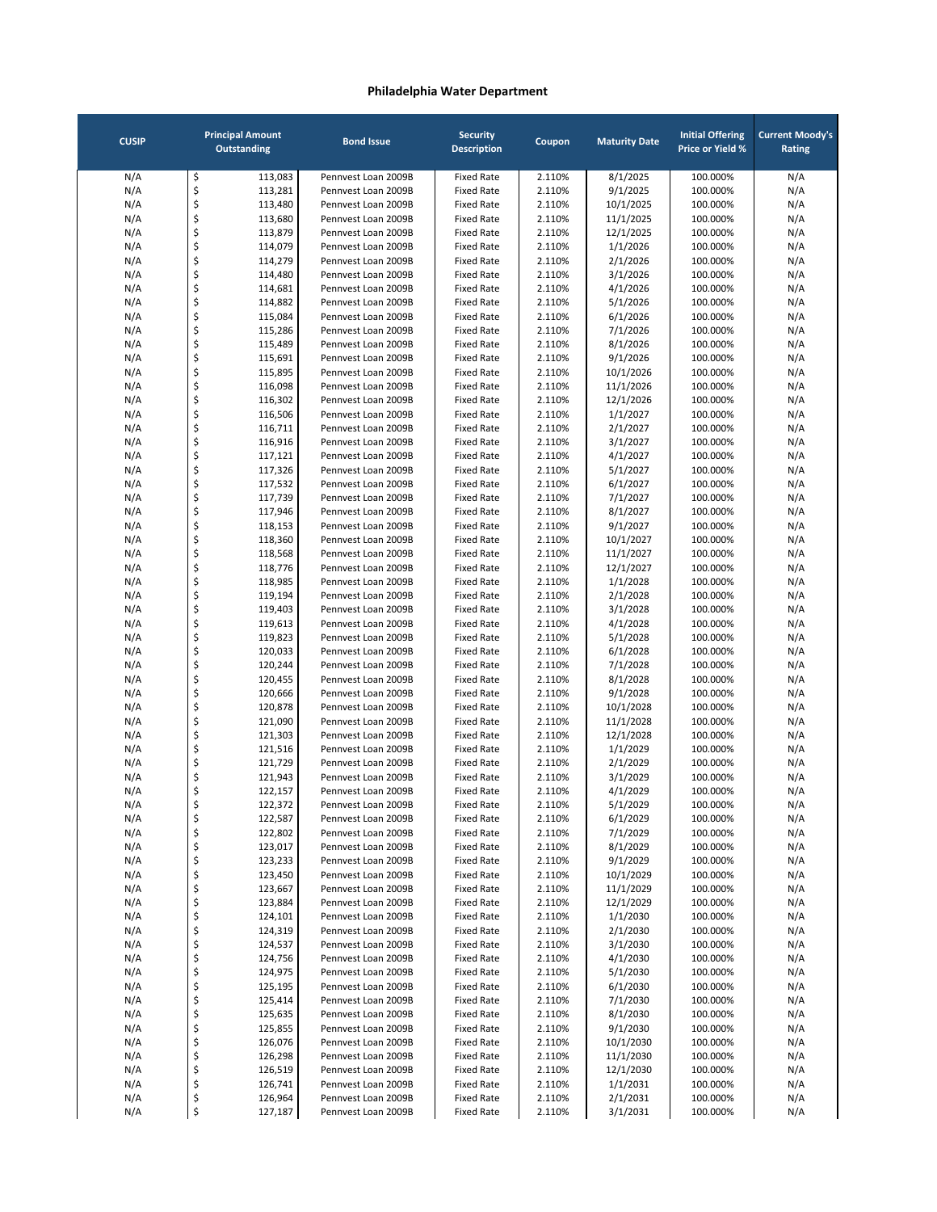# Philadelphia Water Department

| CUSIP | Principal Amount Outstanding | Bond Issue | Security Description | Coupon | Maturity Date | Initial Offering Price or Yield % | Current Moody's Rating |
|---|---|---|---|---|---|---|---|
| N/A | $ 113,083 | Pennvest Loan 2009B | Fixed Rate | 2.110% | 8/1/2025 | 100.000% | N/A |
| N/A | $ 113,281 | Pennvest Loan 2009B | Fixed Rate | 2.110% | 9/1/2025 | 100.000% | N/A |
| N/A | $ 113,480 | Pennvest Loan 2009B | Fixed Rate | 2.110% | 10/1/2025 | 100.000% | N/A |
| N/A | $ 113,680 | Pennvest Loan 2009B | Fixed Rate | 2.110% | 11/1/2025 | 100.000% | N/A |
| N/A | $ 113,879 | Pennvest Loan 2009B | Fixed Rate | 2.110% | 12/1/2025 | 100.000% | N/A |
| N/A | $ 114,079 | Pennvest Loan 2009B | Fixed Rate | 2.110% | 1/1/2026 | 100.000% | N/A |
| N/A | $ 114,279 | Pennvest Loan 2009B | Fixed Rate | 2.110% | 2/1/2026 | 100.000% | N/A |
| N/A | $ 114,480 | Pennvest Loan 2009B | Fixed Rate | 2.110% | 3/1/2026 | 100.000% | N/A |
| N/A | $ 114,681 | Pennvest Loan 2009B | Fixed Rate | 2.110% | 4/1/2026 | 100.000% | N/A |
| N/A | $ 114,882 | Pennvest Loan 2009B | Fixed Rate | 2.110% | 5/1/2026 | 100.000% | N/A |
| N/A | $ 115,084 | Pennvest Loan 2009B | Fixed Rate | 2.110% | 6/1/2026 | 100.000% | N/A |
| N/A | $ 115,286 | Pennvest Loan 2009B | Fixed Rate | 2.110% | 7/1/2026 | 100.000% | N/A |
| N/A | $ 115,489 | Pennvest Loan 2009B | Fixed Rate | 2.110% | 8/1/2026 | 100.000% | N/A |
| N/A | $ 115,691 | Pennvest Loan 2009B | Fixed Rate | 2.110% | 9/1/2026 | 100.000% | N/A |
| N/A | $ 115,895 | Pennvest Loan 2009B | Fixed Rate | 2.110% | 10/1/2026 | 100.000% | N/A |
| N/A | $ 116,098 | Pennvest Loan 2009B | Fixed Rate | 2.110% | 11/1/2026 | 100.000% | N/A |
| N/A | $ 116,302 | Pennvest Loan 2009B | Fixed Rate | 2.110% | 12/1/2026 | 100.000% | N/A |
| N/A | $ 116,506 | Pennvest Loan 2009B | Fixed Rate | 2.110% | 1/1/2027 | 100.000% | N/A |
| N/A | $ 116,711 | Pennvest Loan 2009B | Fixed Rate | 2.110% | 2/1/2027 | 100.000% | N/A |
| N/A | $ 116,916 | Pennvest Loan 2009B | Fixed Rate | 2.110% | 3/1/2027 | 100.000% | N/A |
| N/A | $ 117,121 | Pennvest Loan 2009B | Fixed Rate | 2.110% | 4/1/2027 | 100.000% | N/A |
| N/A | $ 117,326 | Pennvest Loan 2009B | Fixed Rate | 2.110% | 5/1/2027 | 100.000% | N/A |
| N/A | $ 117,532 | Pennvest Loan 2009B | Fixed Rate | 2.110% | 6/1/2027 | 100.000% | N/A |
| N/A | $ 117,739 | Pennvest Loan 2009B | Fixed Rate | 2.110% | 7/1/2027 | 100.000% | N/A |
| N/A | $ 117,946 | Pennvest Loan 2009B | Fixed Rate | 2.110% | 8/1/2027 | 100.000% | N/A |
| N/A | $ 118,153 | Pennvest Loan 2009B | Fixed Rate | 2.110% | 9/1/2027 | 100.000% | N/A |
| N/A | $ 118,360 | Pennvest Loan 2009B | Fixed Rate | 2.110% | 10/1/2027 | 100.000% | N/A |
| N/A | $ 118,568 | Pennvest Loan 2009B | Fixed Rate | 2.110% | 11/1/2027 | 100.000% | N/A |
| N/A | $ 118,776 | Pennvest Loan 2009B | Fixed Rate | 2.110% | 12/1/2027 | 100.000% | N/A |
| N/A | $ 118,985 | Pennvest Loan 2009B | Fixed Rate | 2.110% | 1/1/2028 | 100.000% | N/A |
| N/A | $ 119,194 | Pennvest Loan 2009B | Fixed Rate | 2.110% | 2/1/2028 | 100.000% | N/A |
| N/A | $ 119,403 | Pennvest Loan 2009B | Fixed Rate | 2.110% | 3/1/2028 | 100.000% | N/A |
| N/A | $ 119,613 | Pennvest Loan 2009B | Fixed Rate | 2.110% | 4/1/2028 | 100.000% | N/A |
| N/A | $ 119,823 | Pennvest Loan 2009B | Fixed Rate | 2.110% | 5/1/2028 | 100.000% | N/A |
| N/A | $ 120,033 | Pennvest Loan 2009B | Fixed Rate | 2.110% | 6/1/2028 | 100.000% | N/A |
| N/A | $ 120,244 | Pennvest Loan 2009B | Fixed Rate | 2.110% | 7/1/2028 | 100.000% | N/A |
| N/A | $ 120,455 | Pennvest Loan 2009B | Fixed Rate | 2.110% | 8/1/2028 | 100.000% | N/A |
| N/A | $ 120,666 | Pennvest Loan 2009B | Fixed Rate | 2.110% | 9/1/2028 | 100.000% | N/A |
| N/A | $ 120,878 | Pennvest Loan 2009B | Fixed Rate | 2.110% | 10/1/2028 | 100.000% | N/A |
| N/A | $ 121,090 | Pennvest Loan 2009B | Fixed Rate | 2.110% | 11/1/2028 | 100.000% | N/A |
| N/A | $ 121,303 | Pennvest Loan 2009B | Fixed Rate | 2.110% | 12/1/2028 | 100.000% | N/A |
| N/A | $ 121,516 | Pennvest Loan 2009B | Fixed Rate | 2.110% | 1/1/2029 | 100.000% | N/A |
| N/A | $ 121,729 | Pennvest Loan 2009B | Fixed Rate | 2.110% | 2/1/2029 | 100.000% | N/A |
| N/A | $ 121,943 | Pennvest Loan 2009B | Fixed Rate | 2.110% | 3/1/2029 | 100.000% | N/A |
| N/A | $ 122,157 | Pennvest Loan 2009B | Fixed Rate | 2.110% | 4/1/2029 | 100.000% | N/A |
| N/A | $ 122,372 | Pennvest Loan 2009B | Fixed Rate | 2.110% | 5/1/2029 | 100.000% | N/A |
| N/A | $ 122,587 | Pennvest Loan 2009B | Fixed Rate | 2.110% | 6/1/2029 | 100.000% | N/A |
| N/A | $ 122,802 | Pennvest Loan 2009B | Fixed Rate | 2.110% | 7/1/2029 | 100.000% | N/A |
| N/A | $ 123,017 | Pennvest Loan 2009B | Fixed Rate | 2.110% | 8/1/2029 | 100.000% | N/A |
| N/A | $ 123,233 | Pennvest Loan 2009B | Fixed Rate | 2.110% | 9/1/2029 | 100.000% | N/A |
| N/A | $ 123,450 | Pennvest Loan 2009B | Fixed Rate | 2.110% | 10/1/2029 | 100.000% | N/A |
| N/A | $ 123,667 | Pennvest Loan 2009B | Fixed Rate | 2.110% | 11/1/2029 | 100.000% | N/A |
| N/A | $ 123,884 | Pennvest Loan 2009B | Fixed Rate | 2.110% | 12/1/2029 | 100.000% | N/A |
| N/A | $ 124,101 | Pennvest Loan 2009B | Fixed Rate | 2.110% | 1/1/2030 | 100.000% | N/A |
| N/A | $ 124,319 | Pennvest Loan 2009B | Fixed Rate | 2.110% | 2/1/2030 | 100.000% | N/A |
| N/A | $ 124,537 | Pennvest Loan 2009B | Fixed Rate | 2.110% | 3/1/2030 | 100.000% | N/A |
| N/A | $ 124,756 | Pennvest Loan 2009B | Fixed Rate | 2.110% | 4/1/2030 | 100.000% | N/A |
| N/A | $ 124,975 | Pennvest Loan 2009B | Fixed Rate | 2.110% | 5/1/2030 | 100.000% | N/A |
| N/A | $ 125,195 | Pennvest Loan 2009B | Fixed Rate | 2.110% | 6/1/2030 | 100.000% | N/A |
| N/A | $ 125,414 | Pennvest Loan 2009B | Fixed Rate | 2.110% | 7/1/2030 | 100.000% | N/A |
| N/A | $ 125,635 | Pennvest Loan 2009B | Fixed Rate | 2.110% | 8/1/2030 | 100.000% | N/A |
| N/A | $ 125,855 | Pennvest Loan 2009B | Fixed Rate | 2.110% | 9/1/2030 | 100.000% | N/A |
| N/A | $ 126,076 | Pennvest Loan 2009B | Fixed Rate | 2.110% | 10/1/2030 | 100.000% | N/A |
| N/A | $ 126,298 | Pennvest Loan 2009B | Fixed Rate | 2.110% | 11/1/2030 | 100.000% | N/A |
| N/A | $ 126,519 | Pennvest Loan 2009B | Fixed Rate | 2.110% | 12/1/2030 | 100.000% | N/A |
| N/A | $ 126,741 | Pennvest Loan 2009B | Fixed Rate | 2.110% | 1/1/2031 | 100.000% | N/A |
| N/A | $ 126,964 | Pennvest Loan 2009B | Fixed Rate | 2.110% | 2/1/2031 | 100.000% | N/A |
| N/A | $ 127,187 | Pennvest Loan 2009B | Fixed Rate | 2.110% | 3/1/2031 | 100.000% | N/A |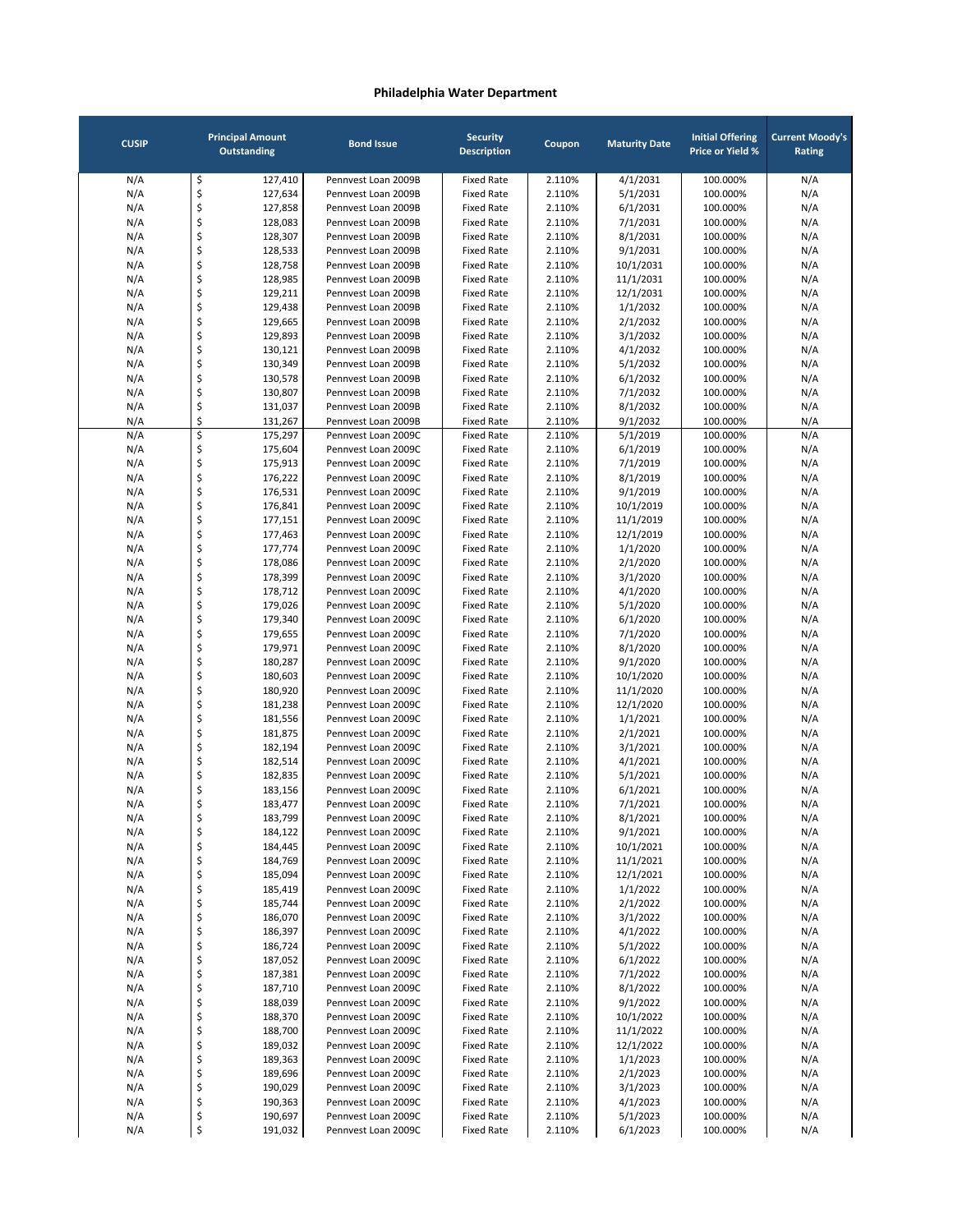# Philadelphia Water Department

| CUSIP | Principal Amount Outstanding | Bond Issue | Security Description | Coupon | Maturity Date | Initial Offering Price or Yield % | Current Moody's Rating |
|---|---|---|---|---|---|---|---|
| N/A | $ 127,410 | Pennvest Loan 2009B | Fixed Rate | 2.110% | 4/1/2031 | 100.000% | N/A |
| N/A | $ 127,634 | Pennvest Loan 2009B | Fixed Rate | 2.110% | 5/1/2031 | 100.000% | N/A |
| N/A | $ 127,858 | Pennvest Loan 2009B | Fixed Rate | 2.110% | 6/1/2031 | 100.000% | N/A |
| N/A | $ 128,083 | Pennvest Loan 2009B | Fixed Rate | 2.110% | 7/1/2031 | 100.000% | N/A |
| N/A | $ 128,307 | Pennvest Loan 2009B | Fixed Rate | 2.110% | 8/1/2031 | 100.000% | N/A |
| N/A | $ 128,533 | Pennvest Loan 2009B | Fixed Rate | 2.110% | 9/1/2031 | 100.000% | N/A |
| N/A | $ 128,758 | Pennvest Loan 2009B | Fixed Rate | 2.110% | 10/1/2031 | 100.000% | N/A |
| N/A | $ 128,985 | Pennvest Loan 2009B | Fixed Rate | 2.110% | 11/1/2031 | 100.000% | N/A |
| N/A | $ 129,211 | Pennvest Loan 2009B | Fixed Rate | 2.110% | 12/1/2031 | 100.000% | N/A |
| N/A | $ 129,438 | Pennvest Loan 2009B | Fixed Rate | 2.110% | 1/1/2032 | 100.000% | N/A |
| N/A | $ 129,665 | Pennvest Loan 2009B | Fixed Rate | 2.110% | 2/1/2032 | 100.000% | N/A |
| N/A | $ 129,893 | Pennvest Loan 2009B | Fixed Rate | 2.110% | 3/1/2032 | 100.000% | N/A |
| N/A | $ 130,121 | Pennvest Loan 2009B | Fixed Rate | 2.110% | 4/1/2032 | 100.000% | N/A |
| N/A | $ 130,349 | Pennvest Loan 2009B | Fixed Rate | 2.110% | 5/1/2032 | 100.000% | N/A |
| N/A | $ 130,578 | Pennvest Loan 2009B | Fixed Rate | 2.110% | 6/1/2032 | 100.000% | N/A |
| N/A | $ 130,807 | Pennvest Loan 2009B | Fixed Rate | 2.110% | 7/1/2032 | 100.000% | N/A |
| N/A | $ 131,037 | Pennvest Loan 2009B | Fixed Rate | 2.110% | 8/1/2032 | 100.000% | N/A |
| N/A | $ 131,267 | Pennvest Loan 2009B | Fixed Rate | 2.110% | 9/1/2032 | 100.000% | N/A |
| N/A | $ 175,297 | Pennvest Loan 2009C | Fixed Rate | 2.110% | 5/1/2019 | 100.000% | N/A |
| N/A | $ 175,604 | Pennvest Loan 2009C | Fixed Rate | 2.110% | 6/1/2019 | 100.000% | N/A |
| N/A | $ 175,913 | Pennvest Loan 2009C | Fixed Rate | 2.110% | 7/1/2019 | 100.000% | N/A |
| N/A | $ 176,222 | Pennvest Loan 2009C | Fixed Rate | 2.110% | 8/1/2019 | 100.000% | N/A |
| N/A | $ 176,531 | Pennvest Loan 2009C | Fixed Rate | 2.110% | 9/1/2019 | 100.000% | N/A |
| N/A | $ 176,841 | Pennvest Loan 2009C | Fixed Rate | 2.110% | 10/1/2019 | 100.000% | N/A |
| N/A | $ 177,151 | Pennvest Loan 2009C | Fixed Rate | 2.110% | 11/1/2019 | 100.000% | N/A |
| N/A | $ 177,463 | Pennvest Loan 2009C | Fixed Rate | 2.110% | 12/1/2019 | 100.000% | N/A |
| N/A | $ 177,774 | Pennvest Loan 2009C | Fixed Rate | 2.110% | 1/1/2020 | 100.000% | N/A |
| N/A | $ 178,086 | Pennvest Loan 2009C | Fixed Rate | 2.110% | 2/1/2020 | 100.000% | N/A |
| N/A | $ 178,399 | Pennvest Loan 2009C | Fixed Rate | 2.110% | 3/1/2020 | 100.000% | N/A |
| N/A | $ 178,712 | Pennvest Loan 2009C | Fixed Rate | 2.110% | 4/1/2020 | 100.000% | N/A |
| N/A | $ 179,026 | Pennvest Loan 2009C | Fixed Rate | 2.110% | 5/1/2020 | 100.000% | N/A |
| N/A | $ 179,340 | Pennvest Loan 2009C | Fixed Rate | 2.110% | 6/1/2020 | 100.000% | N/A |
| N/A | $ 179,655 | Pennvest Loan 2009C | Fixed Rate | 2.110% | 7/1/2020 | 100.000% | N/A |
| N/A | $ 179,971 | Pennvest Loan 2009C | Fixed Rate | 2.110% | 8/1/2020 | 100.000% | N/A |
| N/A | $ 180,287 | Pennvest Loan 2009C | Fixed Rate | 2.110% | 9/1/2020 | 100.000% | N/A |
| N/A | $ 180,603 | Pennvest Loan 2009C | Fixed Rate | 2.110% | 10/1/2020 | 100.000% | N/A |
| N/A | $ 180,920 | Pennvest Loan 2009C | Fixed Rate | 2.110% | 11/1/2020 | 100.000% | N/A |
| N/A | $ 181,238 | Pennvest Loan 2009C | Fixed Rate | 2.110% | 12/1/2020 | 100.000% | N/A |
| N/A | $ 181,556 | Pennvest Loan 2009C | Fixed Rate | 2.110% | 1/1/2021 | 100.000% | N/A |
| N/A | $ 181,875 | Pennvest Loan 2009C | Fixed Rate | 2.110% | 2/1/2021 | 100.000% | N/A |
| N/A | $ 182,194 | Pennvest Loan 2009C | Fixed Rate | 2.110% | 3/1/2021 | 100.000% | N/A |
| N/A | $ 182,514 | Pennvest Loan 2009C | Fixed Rate | 2.110% | 4/1/2021 | 100.000% | N/A |
| N/A | $ 182,835 | Pennvest Loan 2009C | Fixed Rate | 2.110% | 5/1/2021 | 100.000% | N/A |
| N/A | $ 183,156 | Pennvest Loan 2009C | Fixed Rate | 2.110% | 6/1/2021 | 100.000% | N/A |
| N/A | $ 183,477 | Pennvest Loan 2009C | Fixed Rate | 2.110% | 7/1/2021 | 100.000% | N/A |
| N/A | $ 183,799 | Pennvest Loan 2009C | Fixed Rate | 2.110% | 8/1/2021 | 100.000% | N/A |
| N/A | $ 184,122 | Pennvest Loan 2009C | Fixed Rate | 2.110% | 9/1/2021 | 100.000% | N/A |
| N/A | $ 184,445 | Pennvest Loan 2009C | Fixed Rate | 2.110% | 10/1/2021 | 100.000% | N/A |
| N/A | $ 184,769 | Pennvest Loan 2009C | Fixed Rate | 2.110% | 11/1/2021 | 100.000% | N/A |
| N/A | $ 185,094 | Pennvest Loan 2009C | Fixed Rate | 2.110% | 12/1/2021 | 100.000% | N/A |
| N/A | $ 185,419 | Pennvest Loan 2009C | Fixed Rate | 2.110% | 1/1/2022 | 100.000% | N/A |
| N/A | $ 185,744 | Pennvest Loan 2009C | Fixed Rate | 2.110% | 2/1/2022 | 100.000% | N/A |
| N/A | $ 186,070 | Pennvest Loan 2009C | Fixed Rate | 2.110% | 3/1/2022 | 100.000% | N/A |
| N/A | $ 186,397 | Pennvest Loan 2009C | Fixed Rate | 2.110% | 4/1/2022 | 100.000% | N/A |
| N/A | $ 186,724 | Pennvest Loan 2009C | Fixed Rate | 2.110% | 5/1/2022 | 100.000% | N/A |
| N/A | $ 187,052 | Pennvest Loan 2009C | Fixed Rate | 2.110% | 6/1/2022 | 100.000% | N/A |
| N/A | $ 187,381 | Pennvest Loan 2009C | Fixed Rate | 2.110% | 7/1/2022 | 100.000% | N/A |
| N/A | $ 187,710 | Pennvest Loan 2009C | Fixed Rate | 2.110% | 8/1/2022 | 100.000% | N/A |
| N/A | $ 188,039 | Pennvest Loan 2009C | Fixed Rate | 2.110% | 9/1/2022 | 100.000% | N/A |
| N/A | $ 188,370 | Pennvest Loan 2009C | Fixed Rate | 2.110% | 10/1/2022 | 100.000% | N/A |
| N/A | $ 188,700 | Pennvest Loan 2009C | Fixed Rate | 2.110% | 11/1/2022 | 100.000% | N/A |
| N/A | $ 189,032 | Pennvest Loan 2009C | Fixed Rate | 2.110% | 12/1/2022 | 100.000% | N/A |
| N/A | $ 189,363 | Pennvest Loan 2009C | Fixed Rate | 2.110% | 1/1/2023 | 100.000% | N/A |
| N/A | $ 189,696 | Pennvest Loan 2009C | Fixed Rate | 2.110% | 2/1/2023 | 100.000% | N/A |
| N/A | $ 190,029 | Pennvest Loan 2009C | Fixed Rate | 2.110% | 3/1/2023 | 100.000% | N/A |
| N/A | $ 190,363 | Pennvest Loan 2009C | Fixed Rate | 2.110% | 4/1/2023 | 100.000% | N/A |
| N/A | $ 190,697 | Pennvest Loan 2009C | Fixed Rate | 2.110% | 5/1/2023 | 100.000% | N/A |
| N/A | $ 191,032 | Pennvest Loan 2009C | Fixed Rate | 2.110% | 6/1/2023 | 100.000% | N/A |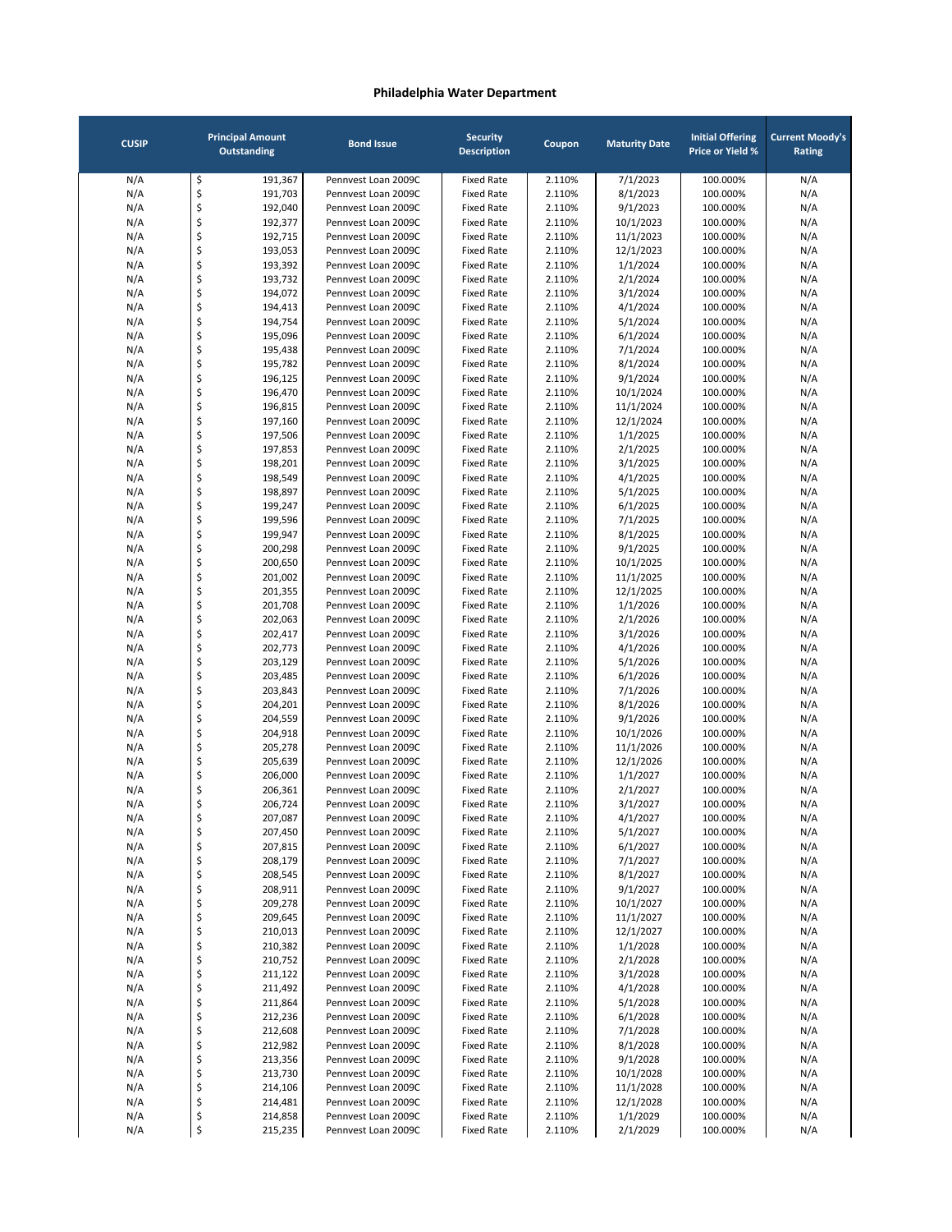## Philadelphia Water Department

| CUSIP | Principal Amount Outstanding | Bond Issue | Security Description | Coupon | Maturity Date | Initial Offering Price or Yield % | Current Moody's Rating |
|---|---|---|---|---|---|---|---|
| N/A | $ 191,367 | Pennvest Loan 2009C | Fixed Rate | 2.110% | 7/1/2023 | 100.000% | N/A |
| N/A | $ 191,703 | Pennvest Loan 2009C | Fixed Rate | 2.110% | 8/1/2023 | 100.000% | N/A |
| N/A | $ 192,040 | Pennvest Loan 2009C | Fixed Rate | 2.110% | 9/1/2023 | 100.000% | N/A |
| N/A | $ 192,377 | Pennvest Loan 2009C | Fixed Rate | 2.110% | 10/1/2023 | 100.000% | N/A |
| N/A | $ 192,715 | Pennvest Loan 2009C | Fixed Rate | 2.110% | 11/1/2023 | 100.000% | N/A |
| N/A | $ 193,053 | Pennvest Loan 2009C | Fixed Rate | 2.110% | 12/1/2023 | 100.000% | N/A |
| N/A | $ 193,392 | Pennvest Loan 2009C | Fixed Rate | 2.110% | 1/1/2024 | 100.000% | N/A |
| N/A | $ 193,732 | Pennvest Loan 2009C | Fixed Rate | 2.110% | 2/1/2024 | 100.000% | N/A |
| N/A | $ 194,072 | Pennvest Loan 2009C | Fixed Rate | 2.110% | 3/1/2024 | 100.000% | N/A |
| N/A | $ 194,413 | Pennvest Loan 2009C | Fixed Rate | 2.110% | 4/1/2024 | 100.000% | N/A |
| N/A | $ 194,754 | Pennvest Loan 2009C | Fixed Rate | 2.110% | 5/1/2024 | 100.000% | N/A |
| N/A | $ 195,096 | Pennvest Loan 2009C | Fixed Rate | 2.110% | 6/1/2024 | 100.000% | N/A |
| N/A | $ 195,438 | Pennvest Loan 2009C | Fixed Rate | 2.110% | 7/1/2024 | 100.000% | N/A |
| N/A | $ 195,782 | Pennvest Loan 2009C | Fixed Rate | 2.110% | 8/1/2024 | 100.000% | N/A |
| N/A | $ 196,125 | Pennvest Loan 2009C | Fixed Rate | 2.110% | 9/1/2024 | 100.000% | N/A |
| N/A | $ 196,470 | Pennvest Loan 2009C | Fixed Rate | 2.110% | 10/1/2024 | 100.000% | N/A |
| N/A | $ 196,815 | Pennvest Loan 2009C | Fixed Rate | 2.110% | 11/1/2024 | 100.000% | N/A |
| N/A | $ 197,160 | Pennvest Loan 2009C | Fixed Rate | 2.110% | 12/1/2024 | 100.000% | N/A |
| N/A | $ 197,506 | Pennvest Loan 2009C | Fixed Rate | 2.110% | 1/1/2025 | 100.000% | N/A |
| N/A | $ 197,853 | Pennvest Loan 2009C | Fixed Rate | 2.110% | 2/1/2025 | 100.000% | N/A |
| N/A | $ 198,201 | Pennvest Loan 2009C | Fixed Rate | 2.110% | 3/1/2025 | 100.000% | N/A |
| N/A | $ 198,549 | Pennvest Loan 2009C | Fixed Rate | 2.110% | 4/1/2025 | 100.000% | N/A |
| N/A | $ 198,897 | Pennvest Loan 2009C | Fixed Rate | 2.110% | 5/1/2025 | 100.000% | N/A |
| N/A | $ 199,247 | Pennvest Loan 2009C | Fixed Rate | 2.110% | 6/1/2025 | 100.000% | N/A |
| N/A | $ 199,596 | Pennvest Loan 2009C | Fixed Rate | 2.110% | 7/1/2025 | 100.000% | N/A |
| N/A | $ 199,947 | Pennvest Loan 2009C | Fixed Rate | 2.110% | 8/1/2025 | 100.000% | N/A |
| N/A | $ 200,298 | Pennvest Loan 2009C | Fixed Rate | 2.110% | 9/1/2025 | 100.000% | N/A |
| N/A | $ 200,650 | Pennvest Loan 2009C | Fixed Rate | 2.110% | 10/1/2025 | 100.000% | N/A |
| N/A | $ 201,002 | Pennvest Loan 2009C | Fixed Rate | 2.110% | 11/1/2025 | 100.000% | N/A |
| N/A | $ 201,355 | Pennvest Loan 2009C | Fixed Rate | 2.110% | 12/1/2025 | 100.000% | N/A |
| N/A | $ 201,708 | Pennvest Loan 2009C | Fixed Rate | 2.110% | 1/1/2026 | 100.000% | N/A |
| N/A | $ 202,063 | Pennvest Loan 2009C | Fixed Rate | 2.110% | 2/1/2026 | 100.000% | N/A |
| N/A | $ 202,417 | Pennvest Loan 2009C | Fixed Rate | 2.110% | 3/1/2026 | 100.000% | N/A |
| N/A | $ 202,773 | Pennvest Loan 2009C | Fixed Rate | 2.110% | 4/1/2026 | 100.000% | N/A |
| N/A | $ 203,129 | Pennvest Loan 2009C | Fixed Rate | 2.110% | 5/1/2026 | 100.000% | N/A |
| N/A | $ 203,485 | Pennvest Loan 2009C | Fixed Rate | 2.110% | 6/1/2026 | 100.000% | N/A |
| N/A | $ 203,843 | Pennvest Loan 2009C | Fixed Rate | 2.110% | 7/1/2026 | 100.000% | N/A |
| N/A | $ 204,201 | Pennvest Loan 2009C | Fixed Rate | 2.110% | 8/1/2026 | 100.000% | N/A |
| N/A | $ 204,559 | Pennvest Loan 2009C | Fixed Rate | 2.110% | 9/1/2026 | 100.000% | N/A |
| N/A | $ 204,918 | Pennvest Loan 2009C | Fixed Rate | 2.110% | 10/1/2026 | 100.000% | N/A |
| N/A | $ 205,278 | Pennvest Loan 2009C | Fixed Rate | 2.110% | 11/1/2026 | 100.000% | N/A |
| N/A | $ 205,639 | Pennvest Loan 2009C | Fixed Rate | 2.110% | 12/1/2026 | 100.000% | N/A |
| N/A | $ 206,000 | Pennvest Loan 2009C | Fixed Rate | 2.110% | 1/1/2027 | 100.000% | N/A |
| N/A | $ 206,361 | Pennvest Loan 2009C | Fixed Rate | 2.110% | 2/1/2027 | 100.000% | N/A |
| N/A | $ 206,724 | Pennvest Loan 2009C | Fixed Rate | 2.110% | 3/1/2027 | 100.000% | N/A |
| N/A | $ 207,087 | Pennvest Loan 2009C | Fixed Rate | 2.110% | 4/1/2027 | 100.000% | N/A |
| N/A | $ 207,450 | Pennvest Loan 2009C | Fixed Rate | 2.110% | 5/1/2027 | 100.000% | N/A |
| N/A | $ 207,815 | Pennvest Loan 2009C | Fixed Rate | 2.110% | 6/1/2027 | 100.000% | N/A |
| N/A | $ 208,179 | Pennvest Loan 2009C | Fixed Rate | 2.110% | 7/1/2027 | 100.000% | N/A |
| N/A | $ 208,545 | Pennvest Loan 2009C | Fixed Rate | 2.110% | 8/1/2027 | 100.000% | N/A |
| N/A | $ 208,911 | Pennvest Loan 2009C | Fixed Rate | 2.110% | 9/1/2027 | 100.000% | N/A |
| N/A | $ 209,278 | Pennvest Loan 2009C | Fixed Rate | 2.110% | 10/1/2027 | 100.000% | N/A |
| N/A | $ 209,645 | Pennvest Loan 2009C | Fixed Rate | 2.110% | 11/1/2027 | 100.000% | N/A |
| N/A | $ 210,013 | Pennvest Loan 2009C | Fixed Rate | 2.110% | 12/1/2027 | 100.000% | N/A |
| N/A | $ 210,382 | Pennvest Loan 2009C | Fixed Rate | 2.110% | 1/1/2028 | 100.000% | N/A |
| N/A | $ 210,752 | Pennvest Loan 2009C | Fixed Rate | 2.110% | 2/1/2028 | 100.000% | N/A |
| N/A | $ 211,122 | Pennvest Loan 2009C | Fixed Rate | 2.110% | 3/1/2028 | 100.000% | N/A |
| N/A | $ 211,492 | Pennvest Loan 2009C | Fixed Rate | 2.110% | 4/1/2028 | 100.000% | N/A |
| N/A | $ 211,864 | Pennvest Loan 2009C | Fixed Rate | 2.110% | 5/1/2028 | 100.000% | N/A |
| N/A | $ 212,236 | Pennvest Loan 2009C | Fixed Rate | 2.110% | 6/1/2028 | 100.000% | N/A |
| N/A | $ 212,608 | Pennvest Loan 2009C | Fixed Rate | 2.110% | 7/1/2028 | 100.000% | N/A |
| N/A | $ 212,982 | Pennvest Loan 2009C | Fixed Rate | 2.110% | 8/1/2028 | 100.000% | N/A |
| N/A | $ 213,356 | Pennvest Loan 2009C | Fixed Rate | 2.110% | 9/1/2028 | 100.000% | N/A |
| N/A | $ 213,730 | Pennvest Loan 2009C | Fixed Rate | 2.110% | 10/1/2028 | 100.000% | N/A |
| N/A | $ 214,106 | Pennvest Loan 2009C | Fixed Rate | 2.110% | 11/1/2028 | 100.000% | N/A |
| N/A | $ 214,481 | Pennvest Loan 2009C | Fixed Rate | 2.110% | 12/1/2028 | 100.000% | N/A |
| N/A | $ 214,858 | Pennvest Loan 2009C | Fixed Rate | 2.110% | 1/1/2029 | 100.000% | N/A |
| N/A | $ 215,235 | Pennvest Loan 2009C | Fixed Rate | 2.110% | 2/1/2029 | 100.000% | N/A |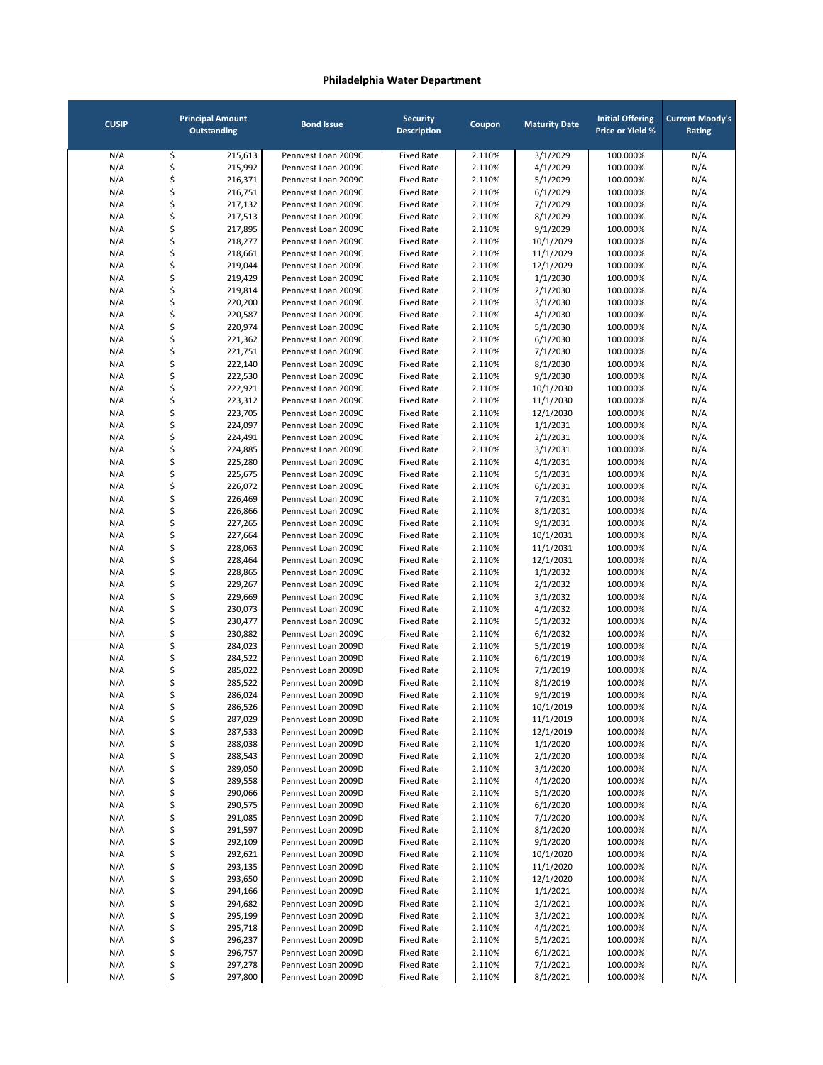# Philadelphia Water Department

| CUSIP | Principal Amount Outstanding | Bond Issue | Security Description | Coupon | Maturity Date | Initial Offering Price or Yield % | Current Moody's Rating |
|---|---|---|---|---|---|---|---|
| N/A | $ 215,613 | Pennvest Loan 2009C | Fixed Rate | 2.110% | 3/1/2029 | 100.000% | N/A |
| N/A | $ 215,992 | Pennvest Loan 2009C | Fixed Rate | 2.110% | 4/1/2029 | 100.000% | N/A |
| N/A | $ 216,371 | Pennvest Loan 2009C | Fixed Rate | 2.110% | 5/1/2029 | 100.000% | N/A |
| N/A | $ 216,751 | Pennvest Loan 2009C | Fixed Rate | 2.110% | 6/1/2029 | 100.000% | N/A |
| N/A | $ 217,132 | Pennvest Loan 2009C | Fixed Rate | 2.110% | 7/1/2029 | 100.000% | N/A |
| N/A | $ 217,513 | Pennvest Loan 2009C | Fixed Rate | 2.110% | 8/1/2029 | 100.000% | N/A |
| N/A | $ 217,895 | Pennvest Loan 2009C | Fixed Rate | 2.110% | 9/1/2029 | 100.000% | N/A |
| N/A | $ 218,277 | Pennvest Loan 2009C | Fixed Rate | 2.110% | 10/1/2029 | 100.000% | N/A |
| N/A | $ 218,661 | Pennvest Loan 2009C | Fixed Rate | 2.110% | 11/1/2029 | 100.000% | N/A |
| N/A | $ 219,044 | Pennvest Loan 2009C | Fixed Rate | 2.110% | 12/1/2029 | 100.000% | N/A |
| N/A | $ 219,429 | Pennvest Loan 2009C | Fixed Rate | 2.110% | 1/1/2030 | 100.000% | N/A |
| N/A | $ 219,814 | Pennvest Loan 2009C | Fixed Rate | 2.110% | 2/1/2030 | 100.000% | N/A |
| N/A | $ 220,200 | Pennvest Loan 2009C | Fixed Rate | 2.110% | 3/1/2030 | 100.000% | N/A |
| N/A | $ 220,587 | Pennvest Loan 2009C | Fixed Rate | 2.110% | 4/1/2030 | 100.000% | N/A |
| N/A | $ 220,974 | Pennvest Loan 2009C | Fixed Rate | 2.110% | 5/1/2030 | 100.000% | N/A |
| N/A | $ 221,362 | Pennvest Loan 2009C | Fixed Rate | 2.110% | 6/1/2030 | 100.000% | N/A |
| N/A | $ 221,751 | Pennvest Loan 2009C | Fixed Rate | 2.110% | 7/1/2030 | 100.000% | N/A |
| N/A | $ 222,140 | Pennvest Loan 2009C | Fixed Rate | 2.110% | 8/1/2030 | 100.000% | N/A |
| N/A | $ 222,530 | Pennvest Loan 2009C | Fixed Rate | 2.110% | 9/1/2030 | 100.000% | N/A |
| N/A | $ 222,921 | Pennvest Loan 2009C | Fixed Rate | 2.110% | 10/1/2030 | 100.000% | N/A |
| N/A | $ 223,312 | Pennvest Loan 2009C | Fixed Rate | 2.110% | 11/1/2030 | 100.000% | N/A |
| N/A | $ 223,705 | Pennvest Loan 2009C | Fixed Rate | 2.110% | 12/1/2030 | 100.000% | N/A |
| N/A | $ 224,097 | Pennvest Loan 2009C | Fixed Rate | 2.110% | 1/1/2031 | 100.000% | N/A |
| N/A | $ 224,491 | Pennvest Loan 2009C | Fixed Rate | 2.110% | 2/1/2031 | 100.000% | N/A |
| N/A | $ 224,885 | Pennvest Loan 2009C | Fixed Rate | 2.110% | 3/1/2031 | 100.000% | N/A |
| N/A | $ 225,280 | Pennvest Loan 2009C | Fixed Rate | 2.110% | 4/1/2031 | 100.000% | N/A |
| N/A | $ 225,675 | Pennvest Loan 2009C | Fixed Rate | 2.110% | 5/1/2031 | 100.000% | N/A |
| N/A | $ 226,072 | Pennvest Loan 2009C | Fixed Rate | 2.110% | 6/1/2031 | 100.000% | N/A |
| N/A | $ 226,469 | Pennvest Loan 2009C | Fixed Rate | 2.110% | 7/1/2031 | 100.000% | N/A |
| N/A | $ 226,866 | Pennvest Loan 2009C | Fixed Rate | 2.110% | 8/1/2031 | 100.000% | N/A |
| N/A | $ 227,265 | Pennvest Loan 2009C | Fixed Rate | 2.110% | 9/1/2031 | 100.000% | N/A |
| N/A | $ 227,664 | Pennvest Loan 2009C | Fixed Rate | 2.110% | 10/1/2031 | 100.000% | N/A |
| N/A | $ 228,063 | Pennvest Loan 2009C | Fixed Rate | 2.110% | 11/1/2031 | 100.000% | N/A |
| N/A | $ 228,464 | Pennvest Loan 2009C | Fixed Rate | 2.110% | 12/1/2031 | 100.000% | N/A |
| N/A | $ 228,865 | Pennvest Loan 2009C | Fixed Rate | 2.110% | 1/1/2032 | 100.000% | N/A |
| N/A | $ 229,267 | Pennvest Loan 2009C | Fixed Rate | 2.110% | 2/1/2032 | 100.000% | N/A |
| N/A | $ 229,669 | Pennvest Loan 2009C | Fixed Rate | 2.110% | 3/1/2032 | 100.000% | N/A |
| N/A | $ 230,073 | Pennvest Loan 2009C | Fixed Rate | 2.110% | 4/1/2032 | 100.000% | N/A |
| N/A | $ 230,477 | Pennvest Loan 2009C | Fixed Rate | 2.110% | 5/1/2032 | 100.000% | N/A |
| N/A | $ 230,882 | Pennvest Loan 2009C | Fixed Rate | 2.110% | 6/1/2032 | 100.000% | N/A |
| N/A | $ 284,023 | Pennvest Loan 2009D | Fixed Rate | 2.110% | 5/1/2019 | 100.000% | N/A |
| N/A | $ 284,522 | Pennvest Loan 2009D | Fixed Rate | 2.110% | 6/1/2019 | 100.000% | N/A |
| N/A | $ 285,022 | Pennvest Loan 2009D | Fixed Rate | 2.110% | 7/1/2019 | 100.000% | N/A |
| N/A | $ 285,522 | Pennvest Loan 2009D | Fixed Rate | 2.110% | 8/1/2019 | 100.000% | N/A |
| N/A | $ 286,024 | Pennvest Loan 2009D | Fixed Rate | 2.110% | 9/1/2019 | 100.000% | N/A |
| N/A | $ 286,526 | Pennvest Loan 2009D | Fixed Rate | 2.110% | 10/1/2019 | 100.000% | N/A |
| N/A | $ 287,029 | Pennvest Loan 2009D | Fixed Rate | 2.110% | 11/1/2019 | 100.000% | N/A |
| N/A | $ 287,533 | Pennvest Loan 2009D | Fixed Rate | 2.110% | 12/1/2019 | 100.000% | N/A |
| N/A | $ 288,038 | Pennvest Loan 2009D | Fixed Rate | 2.110% | 1/1/2020 | 100.000% | N/A |
| N/A | $ 288,543 | Pennvest Loan 2009D | Fixed Rate | 2.110% | 2/1/2020 | 100.000% | N/A |
| N/A | $ 289,050 | Pennvest Loan 2009D | Fixed Rate | 2.110% | 3/1/2020 | 100.000% | N/A |
| N/A | $ 289,558 | Pennvest Loan 2009D | Fixed Rate | 2.110% | 4/1/2020 | 100.000% | N/A |
| N/A | $ 290,066 | Pennvest Loan 2009D | Fixed Rate | 2.110% | 5/1/2020 | 100.000% | N/A |
| N/A | $ 290,575 | Pennvest Loan 2009D | Fixed Rate | 2.110% | 6/1/2020 | 100.000% | N/A |
| N/A | $ 291,085 | Pennvest Loan 2009D | Fixed Rate | 2.110% | 7/1/2020 | 100.000% | N/A |
| N/A | $ 291,597 | Pennvest Loan 2009D | Fixed Rate | 2.110% | 8/1/2020 | 100.000% | N/A |
| N/A | $ 292,109 | Pennvest Loan 2009D | Fixed Rate | 2.110% | 9/1/2020 | 100.000% | N/A |
| N/A | $ 292,621 | Pennvest Loan 2009D | Fixed Rate | 2.110% | 10/1/2020 | 100.000% | N/A |
| N/A | $ 293,135 | Pennvest Loan 2009D | Fixed Rate | 2.110% | 11/1/2020 | 100.000% | N/A |
| N/A | $ 293,650 | Pennvest Loan 2009D | Fixed Rate | 2.110% | 12/1/2020 | 100.000% | N/A |
| N/A | $ 294,166 | Pennvest Loan 2009D | Fixed Rate | 2.110% | 1/1/2021 | 100.000% | N/A |
| N/A | $ 294,682 | Pennvest Loan 2009D | Fixed Rate | 2.110% | 2/1/2021 | 100.000% | N/A |
| N/A | $ 295,199 | Pennvest Loan 2009D | Fixed Rate | 2.110% | 3/1/2021 | 100.000% | N/A |
| N/A | $ 295,718 | Pennvest Loan 2009D | Fixed Rate | 2.110% | 4/1/2021 | 100.000% | N/A |
| N/A | $ 296,237 | Pennvest Loan 2009D | Fixed Rate | 2.110% | 5/1/2021 | 100.000% | N/A |
| N/A | $ 296,757 | Pennvest Loan 2009D | Fixed Rate | 2.110% | 6/1/2021 | 100.000% | N/A |
| N/A | $ 297,278 | Pennvest Loan 2009D | Fixed Rate | 2.110% | 7/1/2021 | 100.000% | N/A |
| N/A | $ 297,800 | Pennvest Loan 2009D | Fixed Rate | 2.110% | 8/1/2021 | 100.000% | N/A |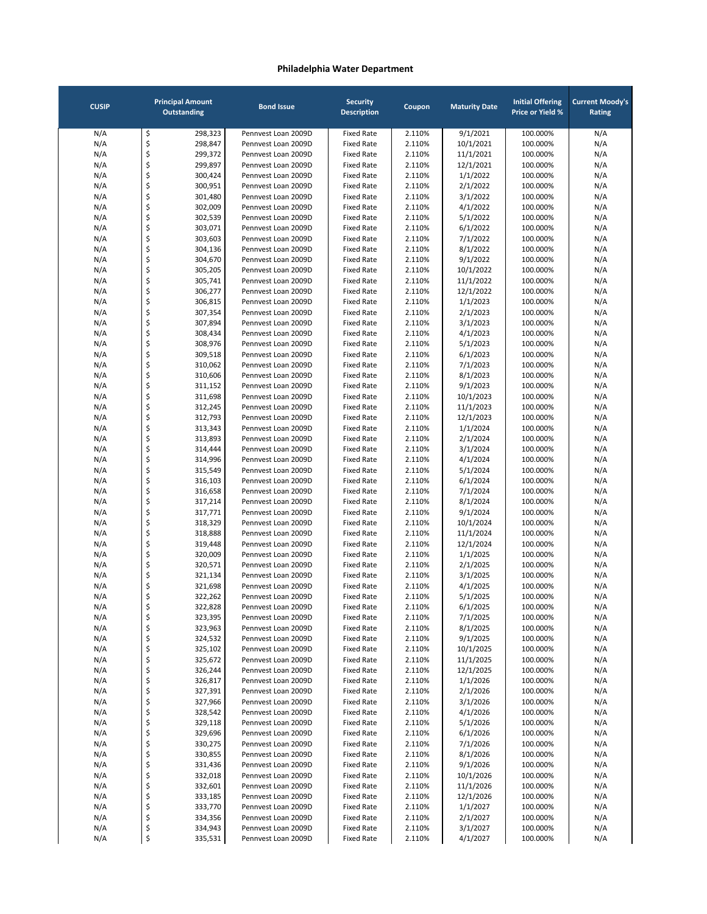# Philadelphia Water Department

| CUSIP | Principal Amount Outstanding | Bond Issue | Security Description | Coupon | Maturity Date | Initial Offering Price or Yield % | Current Moody's Rating |
|---|---|---|---|---|---|---|---|
| N/A | $ 298,323 | Pennvest Loan 2009D | Fixed Rate | 2.110% | 9/1/2021 | 100.000% | N/A |
| N/A | $ 298,847 | Pennvest Loan 2009D | Fixed Rate | 2.110% | 10/1/2021 | 100.000% | N/A |
| N/A | $ 299,372 | Pennvest Loan 2009D | Fixed Rate | 2.110% | 11/1/2021 | 100.000% | N/A |
| N/A | $ 299,897 | Pennvest Loan 2009D | Fixed Rate | 2.110% | 12/1/2021 | 100.000% | N/A |
| N/A | $ 300,424 | Pennvest Loan 2009D | Fixed Rate | 2.110% | 1/1/2022 | 100.000% | N/A |
| N/A | $ 300,951 | Pennvest Loan 2009D | Fixed Rate | 2.110% | 2/1/2022 | 100.000% | N/A |
| N/A | $ 301,480 | Pennvest Loan 2009D | Fixed Rate | 2.110% | 3/1/2022 | 100.000% | N/A |
| N/A | $ 302,009 | Pennvest Loan 2009D | Fixed Rate | 2.110% | 4/1/2022 | 100.000% | N/A |
| N/A | $ 302,539 | Pennvest Loan 2009D | Fixed Rate | 2.110% | 5/1/2022 | 100.000% | N/A |
| N/A | $ 303,071 | Pennvest Loan 2009D | Fixed Rate | 2.110% | 6/1/2022 | 100.000% | N/A |
| N/A | $ 303,603 | Pennvest Loan 2009D | Fixed Rate | 2.110% | 7/1/2022 | 100.000% | N/A |
| N/A | $ 304,136 | Pennvest Loan 2009D | Fixed Rate | 2.110% | 8/1/2022 | 100.000% | N/A |
| N/A | $ 304,670 | Pennvest Loan 2009D | Fixed Rate | 2.110% | 9/1/2022 | 100.000% | N/A |
| N/A | $ 305,205 | Pennvest Loan 2009D | Fixed Rate | 2.110% | 10/1/2022 | 100.000% | N/A |
| N/A | $ 305,741 | Pennvest Loan 2009D | Fixed Rate | 2.110% | 11/1/2022 | 100.000% | N/A |
| N/A | $ 306,277 | Pennvest Loan 2009D | Fixed Rate | 2.110% | 12/1/2022 | 100.000% | N/A |
| N/A | $ 306,815 | Pennvest Loan 2009D | Fixed Rate | 2.110% | 1/1/2023 | 100.000% | N/A |
| N/A | $ 307,354 | Pennvest Loan 2009D | Fixed Rate | 2.110% | 2/1/2023 | 100.000% | N/A |
| N/A | $ 307,894 | Pennvest Loan 2009D | Fixed Rate | 2.110% | 3/1/2023 | 100.000% | N/A |
| N/A | $ 308,434 | Pennvest Loan 2009D | Fixed Rate | 2.110% | 4/1/2023 | 100.000% | N/A |
| N/A | $ 308,976 | Pennvest Loan 2009D | Fixed Rate | 2.110% | 5/1/2023 | 100.000% | N/A |
| N/A | $ 309,518 | Pennvest Loan 2009D | Fixed Rate | 2.110% | 6/1/2023 | 100.000% | N/A |
| N/A | $ 310,062 | Pennvest Loan 2009D | Fixed Rate | 2.110% | 7/1/2023 | 100.000% | N/A |
| N/A | $ 310,606 | Pennvest Loan 2009D | Fixed Rate | 2.110% | 8/1/2023 | 100.000% | N/A |
| N/A | $ 311,152 | Pennvest Loan 2009D | Fixed Rate | 2.110% | 9/1/2023 | 100.000% | N/A |
| N/A | $ 311,698 | Pennvest Loan 2009D | Fixed Rate | 2.110% | 10/1/2023 | 100.000% | N/A |
| N/A | $ 312,245 | Pennvest Loan 2009D | Fixed Rate | 2.110% | 11/1/2023 | 100.000% | N/A |
| N/A | $ 312,793 | Pennvest Loan 2009D | Fixed Rate | 2.110% | 12/1/2023 | 100.000% | N/A |
| N/A | $ 313,343 | Pennvest Loan 2009D | Fixed Rate | 2.110% | 1/1/2024 | 100.000% | N/A |
| N/A | $ 313,893 | Pennvest Loan 2009D | Fixed Rate | 2.110% | 2/1/2024 | 100.000% | N/A |
| N/A | $ 314,444 | Pennvest Loan 2009D | Fixed Rate | 2.110% | 3/1/2024 | 100.000% | N/A |
| N/A | $ 314,996 | Pennvest Loan 2009D | Fixed Rate | 2.110% | 4/1/2024 | 100.000% | N/A |
| N/A | $ 315,549 | Pennvest Loan 2009D | Fixed Rate | 2.110% | 5/1/2024 | 100.000% | N/A |
| N/A | $ 316,103 | Pennvest Loan 2009D | Fixed Rate | 2.110% | 6/1/2024 | 100.000% | N/A |
| N/A | $ 316,658 | Pennvest Loan 2009D | Fixed Rate | 2.110% | 7/1/2024 | 100.000% | N/A |
| N/A | $ 317,214 | Pennvest Loan 2009D | Fixed Rate | 2.110% | 8/1/2024 | 100.000% | N/A |
| N/A | $ 317,771 | Pennvest Loan 2009D | Fixed Rate | 2.110% | 9/1/2024 | 100.000% | N/A |
| N/A | $ 318,329 | Pennvest Loan 2009D | Fixed Rate | 2.110% | 10/1/2024 | 100.000% | N/A |
| N/A | $ 318,888 | Pennvest Loan 2009D | Fixed Rate | 2.110% | 11/1/2024 | 100.000% | N/A |
| N/A | $ 319,448 | Pennvest Loan 2009D | Fixed Rate | 2.110% | 12/1/2024 | 100.000% | N/A |
| N/A | $ 320,009 | Pennvest Loan 2009D | Fixed Rate | 2.110% | 1/1/2025 | 100.000% | N/A |
| N/A | $ 320,571 | Pennvest Loan 2009D | Fixed Rate | 2.110% | 2/1/2025 | 100.000% | N/A |
| N/A | $ 321,134 | Pennvest Loan 2009D | Fixed Rate | 2.110% | 3/1/2025 | 100.000% | N/A |
| N/A | $ 321,698 | Pennvest Loan 2009D | Fixed Rate | 2.110% | 4/1/2025 | 100.000% | N/A |
| N/A | $ 322,262 | Pennvest Loan 2009D | Fixed Rate | 2.110% | 5/1/2025 | 100.000% | N/A |
| N/A | $ 322,828 | Pennvest Loan 2009D | Fixed Rate | 2.110% | 6/1/2025 | 100.000% | N/A |
| N/A | $ 323,395 | Pennvest Loan 2009D | Fixed Rate | 2.110% | 7/1/2025 | 100.000% | N/A |
| N/A | $ 323,963 | Pennvest Loan 2009D | Fixed Rate | 2.110% | 8/1/2025 | 100.000% | N/A |
| N/A | $ 324,532 | Pennvest Loan 2009D | Fixed Rate | 2.110% | 9/1/2025 | 100.000% | N/A |
| N/A | $ 325,102 | Pennvest Loan 2009D | Fixed Rate | 2.110% | 10/1/2025 | 100.000% | N/A |
| N/A | $ 325,672 | Pennvest Loan 2009D | Fixed Rate | 2.110% | 11/1/2025 | 100.000% | N/A |
| N/A | $ 326,244 | Pennvest Loan 2009D | Fixed Rate | 2.110% | 12/1/2025 | 100.000% | N/A |
| N/A | $ 326,817 | Pennvest Loan 2009D | Fixed Rate | 2.110% | 1/1/2026 | 100.000% | N/A |
| N/A | $ 327,391 | Pennvest Loan 2009D | Fixed Rate | 2.110% | 2/1/2026 | 100.000% | N/A |
| N/A | $ 327,966 | Pennvest Loan 2009D | Fixed Rate | 2.110% | 3/1/2026 | 100.000% | N/A |
| N/A | $ 328,542 | Pennvest Loan 2009D | Fixed Rate | 2.110% | 4/1/2026 | 100.000% | N/A |
| N/A | $ 329,118 | Pennvest Loan 2009D | Fixed Rate | 2.110% | 5/1/2026 | 100.000% | N/A |
| N/A | $ 329,696 | Pennvest Loan 2009D | Fixed Rate | 2.110% | 6/1/2026 | 100.000% | N/A |
| N/A | $ 330,275 | Pennvest Loan 2009D | Fixed Rate | 2.110% | 7/1/2026 | 100.000% | N/A |
| N/A | $ 330,855 | Pennvest Loan 2009D | Fixed Rate | 2.110% | 8/1/2026 | 100.000% | N/A |
| N/A | $ 331,436 | Pennvest Loan 2009D | Fixed Rate | 2.110% | 9/1/2026 | 100.000% | N/A |
| N/A | $ 332,018 | Pennvest Loan 2009D | Fixed Rate | 2.110% | 10/1/2026 | 100.000% | N/A |
| N/A | $ 332,601 | Pennvest Loan 2009D | Fixed Rate | 2.110% | 11/1/2026 | 100.000% | N/A |
| N/A | $ 333,185 | Pennvest Loan 2009D | Fixed Rate | 2.110% | 12/1/2026 | 100.000% | N/A |
| N/A | $ 333,770 | Pennvest Loan 2009D | Fixed Rate | 2.110% | 1/1/2027 | 100.000% | N/A |
| N/A | $ 334,356 | Pennvest Loan 2009D | Fixed Rate | 2.110% | 2/1/2027 | 100.000% | N/A |
| N/A | $ 334,943 | Pennvest Loan 2009D | Fixed Rate | 2.110% | 3/1/2027 | 100.000% | N/A |
| N/A | $ 335,531 | Pennvest Loan 2009D | Fixed Rate | 2.110% | 4/1/2027 | 100.000% | N/A |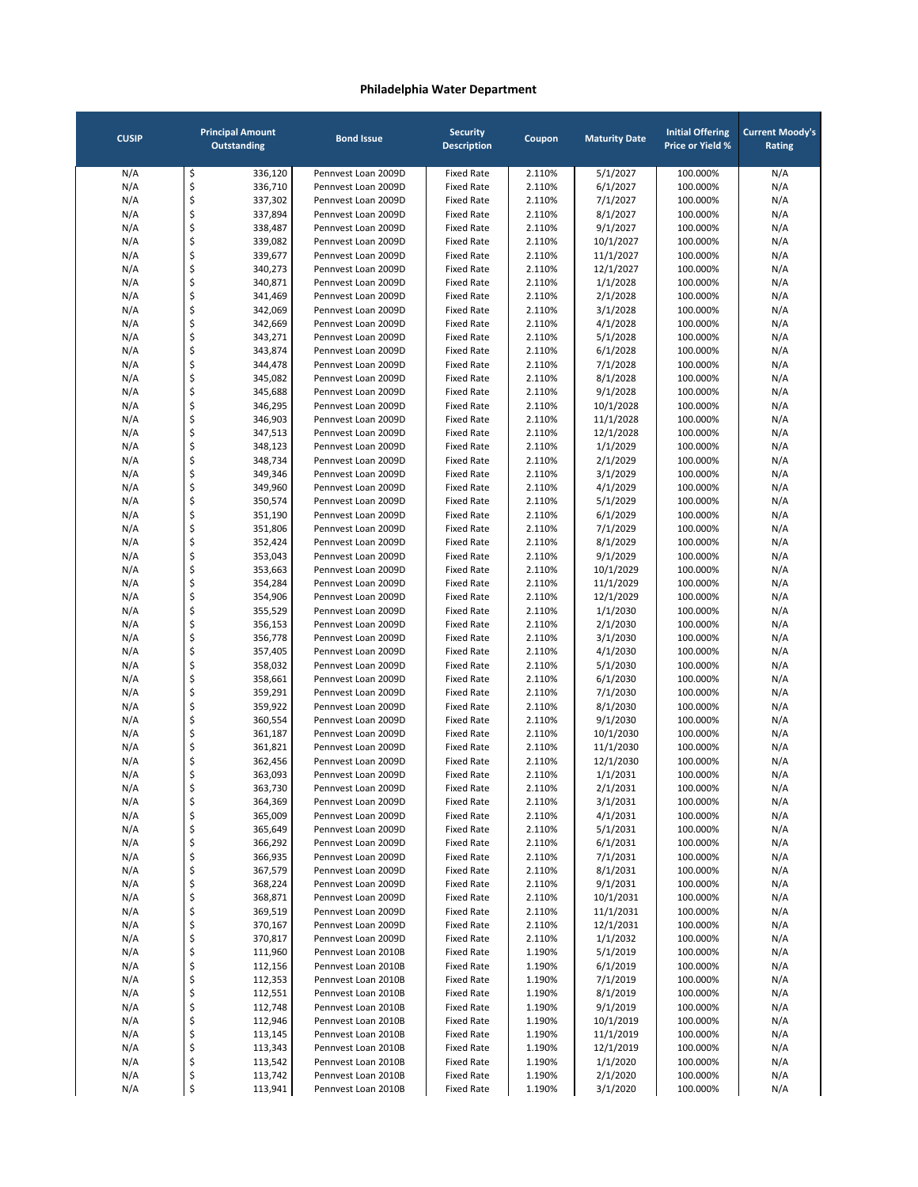## Philadelphia Water Department

| CUSIP | Principal Amount Outstanding | Bond Issue | Security Description | Coupon | Maturity Date | Initial Offering Price or Yield % | Current Moody's Rating |
|---|---|---|---|---|---|---|---|
| N/A | $ 336,120 | Pennvest Loan 2009D | Fixed Rate | 2.110% | 5/1/2027 | 100.000% | N/A |
| N/A | $ 336,710 | Pennvest Loan 2009D | Fixed Rate | 2.110% | 6/1/2027 | 100.000% | N/A |
| N/A | $ 337,302 | Pennvest Loan 2009D | Fixed Rate | 2.110% | 7/1/2027 | 100.000% | N/A |
| N/A | $ 337,894 | Pennvest Loan 2009D | Fixed Rate | 2.110% | 8/1/2027 | 100.000% | N/A |
| N/A | $ 338,487 | Pennvest Loan 2009D | Fixed Rate | 2.110% | 9/1/2027 | 100.000% | N/A |
| N/A | $ 339,082 | Pennvest Loan 2009D | Fixed Rate | 2.110% | 10/1/2027 | 100.000% | N/A |
| N/A | $ 339,677 | Pennvest Loan 2009D | Fixed Rate | 2.110% | 11/1/2027 | 100.000% | N/A |
| N/A | $ 340,273 | Pennvest Loan 2009D | Fixed Rate | 2.110% | 12/1/2027 | 100.000% | N/A |
| N/A | $ 340,871 | Pennvest Loan 2009D | Fixed Rate | 2.110% | 1/1/2028 | 100.000% | N/A |
| N/A | $ 341,469 | Pennvest Loan 2009D | Fixed Rate | 2.110% | 2/1/2028 | 100.000% | N/A |
| N/A | $ 342,069 | Pennvest Loan 2009D | Fixed Rate | 2.110% | 3/1/2028 | 100.000% | N/A |
| N/A | $ 342,669 | Pennvest Loan 2009D | Fixed Rate | 2.110% | 4/1/2028 | 100.000% | N/A |
| N/A | $ 343,271 | Pennvest Loan 2009D | Fixed Rate | 2.110% | 5/1/2028 | 100.000% | N/A |
| N/A | $ 343,874 | Pennvest Loan 2009D | Fixed Rate | 2.110% | 6/1/2028 | 100.000% | N/A |
| N/A | $ 344,478 | Pennvest Loan 2009D | Fixed Rate | 2.110% | 7/1/2028 | 100.000% | N/A |
| N/A | $ 345,082 | Pennvest Loan 2009D | Fixed Rate | 2.110% | 8/1/2028 | 100.000% | N/A |
| N/A | $ 345,688 | Pennvest Loan 2009D | Fixed Rate | 2.110% | 9/1/2028 | 100.000% | N/A |
| N/A | $ 346,295 | Pennvest Loan 2009D | Fixed Rate | 2.110% | 10/1/2028 | 100.000% | N/A |
| N/A | $ 346,903 | Pennvest Loan 2009D | Fixed Rate | 2.110% | 11/1/2028 | 100.000% | N/A |
| N/A | $ 347,513 | Pennvest Loan 2009D | Fixed Rate | 2.110% | 12/1/2028 | 100.000% | N/A |
| N/A | $ 348,123 | Pennvest Loan 2009D | Fixed Rate | 2.110% | 1/1/2029 | 100.000% | N/A |
| N/A | $ 348,734 | Pennvest Loan 2009D | Fixed Rate | 2.110% | 2/1/2029 | 100.000% | N/A |
| N/A | $ 349,346 | Pennvest Loan 2009D | Fixed Rate | 2.110% | 3/1/2029 | 100.000% | N/A |
| N/A | $ 349,960 | Pennvest Loan 2009D | Fixed Rate | 2.110% | 4/1/2029 | 100.000% | N/A |
| N/A | $ 350,574 | Pennvest Loan 2009D | Fixed Rate | 2.110% | 5/1/2029 | 100.000% | N/A |
| N/A | $ 351,190 | Pennvest Loan 2009D | Fixed Rate | 2.110% | 6/1/2029 | 100.000% | N/A |
| N/A | $ 351,806 | Pennvest Loan 2009D | Fixed Rate | 2.110% | 7/1/2029 | 100.000% | N/A |
| N/A | $ 352,424 | Pennvest Loan 2009D | Fixed Rate | 2.110% | 8/1/2029 | 100.000% | N/A |
| N/A | $ 353,043 | Pennvest Loan 2009D | Fixed Rate | 2.110% | 9/1/2029 | 100.000% | N/A |
| N/A | $ 353,663 | Pennvest Loan 2009D | Fixed Rate | 2.110% | 10/1/2029 | 100.000% | N/A |
| N/A | $ 354,284 | Pennvest Loan 2009D | Fixed Rate | 2.110% | 11/1/2029 | 100.000% | N/A |
| N/A | $ 354,906 | Pennvest Loan 2009D | Fixed Rate | 2.110% | 12/1/2029 | 100.000% | N/A |
| N/A | $ 355,529 | Pennvest Loan 2009D | Fixed Rate | 2.110% | 1/1/2030 | 100.000% | N/A |
| N/A | $ 356,153 | Pennvest Loan 2009D | Fixed Rate | 2.110% | 2/1/2030 | 100.000% | N/A |
| N/A | $ 356,778 | Pennvest Loan 2009D | Fixed Rate | 2.110% | 3/1/2030 | 100.000% | N/A |
| N/A | $ 357,405 | Pennvest Loan 2009D | Fixed Rate | 2.110% | 4/1/2030 | 100.000% | N/A |
| N/A | $ 358,032 | Pennvest Loan 2009D | Fixed Rate | 2.110% | 5/1/2030 | 100.000% | N/A |
| N/A | $ 358,661 | Pennvest Loan 2009D | Fixed Rate | 2.110% | 6/1/2030 | 100.000% | N/A |
| N/A | $ 359,291 | Pennvest Loan 2009D | Fixed Rate | 2.110% | 7/1/2030 | 100.000% | N/A |
| N/A | $ 359,922 | Pennvest Loan 2009D | Fixed Rate | 2.110% | 8/1/2030 | 100.000% | N/A |
| N/A | $ 360,554 | Pennvest Loan 2009D | Fixed Rate | 2.110% | 9/1/2030 | 100.000% | N/A |
| N/A | $ 361,187 | Pennvest Loan 2009D | Fixed Rate | 2.110% | 10/1/2030 | 100.000% | N/A |
| N/A | $ 361,821 | Pennvest Loan 2009D | Fixed Rate | 2.110% | 11/1/2030 | 100.000% | N/A |
| N/A | $ 362,456 | Pennvest Loan 2009D | Fixed Rate | 2.110% | 12/1/2030 | 100.000% | N/A |
| N/A | $ 363,093 | Pennvest Loan 2009D | Fixed Rate | 2.110% | 1/1/2031 | 100.000% | N/A |
| N/A | $ 363,730 | Pennvest Loan 2009D | Fixed Rate | 2.110% | 2/1/2031 | 100.000% | N/A |
| N/A | $ 364,369 | Pennvest Loan 2009D | Fixed Rate | 2.110% | 3/1/2031 | 100.000% | N/A |
| N/A | $ 365,009 | Pennvest Loan 2009D | Fixed Rate | 2.110% | 4/1/2031 | 100.000% | N/A |
| N/A | $ 365,649 | Pennvest Loan 2009D | Fixed Rate | 2.110% | 5/1/2031 | 100.000% | N/A |
| N/A | $ 366,292 | Pennvest Loan 2009D | Fixed Rate | 2.110% | 6/1/2031 | 100.000% | N/A |
| N/A | $ 366,935 | Pennvest Loan 2009D | Fixed Rate | 2.110% | 7/1/2031 | 100.000% | N/A |
| N/A | $ 367,579 | Pennvest Loan 2009D | Fixed Rate | 2.110% | 8/1/2031 | 100.000% | N/A |
| N/A | $ 368,224 | Pennvest Loan 2009D | Fixed Rate | 2.110% | 9/1/2031 | 100.000% | N/A |
| N/A | $ 368,871 | Pennvest Loan 2009D | Fixed Rate | 2.110% | 10/1/2031 | 100.000% | N/A |
| N/A | $ 369,519 | Pennvest Loan 2009D | Fixed Rate | 2.110% | 11/1/2031 | 100.000% | N/A |
| N/A | $ 370,167 | Pennvest Loan 2009D | Fixed Rate | 2.110% | 12/1/2031 | 100.000% | N/A |
| N/A | $ 370,817 | Pennvest Loan 2009D | Fixed Rate | 2.110% | 1/1/2032 | 100.000% | N/A |
| N/A | $ 111,960 | Pennvest Loan 2010B | Fixed Rate | 1.190% | 5/1/2019 | 100.000% | N/A |
| N/A | $ 112,156 | Pennvest Loan 2010B | Fixed Rate | 1.190% | 6/1/2019 | 100.000% | N/A |
| N/A | $ 112,353 | Pennvest Loan 2010B | Fixed Rate | 1.190% | 7/1/2019 | 100.000% | N/A |
| N/A | $ 112,551 | Pennvest Loan 2010B | Fixed Rate | 1.190% | 8/1/2019 | 100.000% | N/A |
| N/A | $ 112,748 | Pennvest Loan 2010B | Fixed Rate | 1.190% | 9/1/2019 | 100.000% | N/A |
| N/A | $ 112,946 | Pennvest Loan 2010B | Fixed Rate | 1.190% | 10/1/2019 | 100.000% | N/A |
| N/A | $ 113,145 | Pennvest Loan 2010B | Fixed Rate | 1.190% | 11/1/2019 | 100.000% | N/A |
| N/A | $ 113,343 | Pennvest Loan 2010B | Fixed Rate | 1.190% | 12/1/2019 | 100.000% | N/A |
| N/A | $ 113,542 | Pennvest Loan 2010B | Fixed Rate | 1.190% | 1/1/2020 | 100.000% | N/A |
| N/A | $ 113,742 | Pennvest Loan 2010B | Fixed Rate | 1.190% | 2/1/2020 | 100.000% | N/A |
| N/A | $ 113,941 | Pennvest Loan 2010B | Fixed Rate | 1.190% | 3/1/2020 | 100.000% | N/A |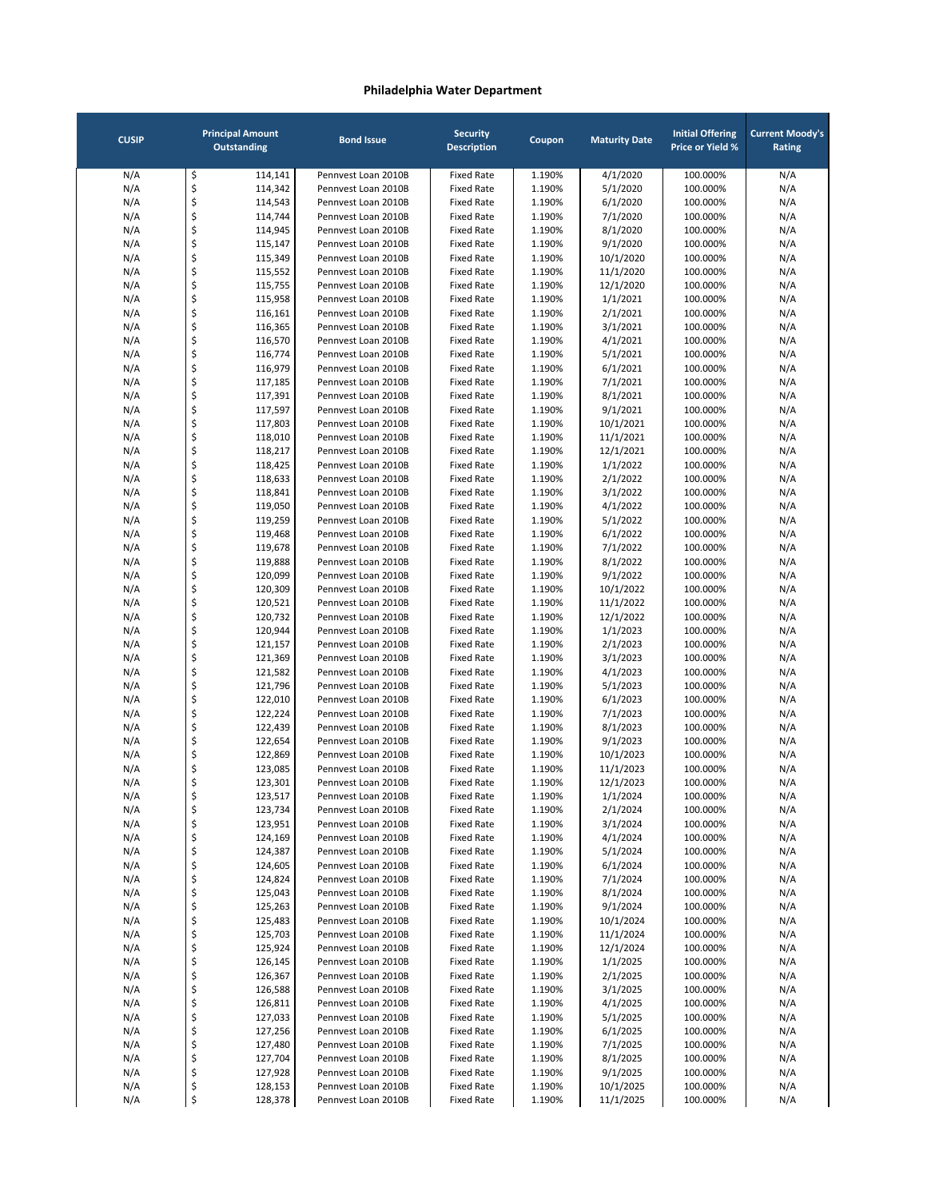# Philadelphia Water Department

| CUSIP | Principal Amount Outstanding | Bond Issue | Security Description | Coupon | Maturity Date | Initial Offering Price or Yield % | Current Moody's Rating |
|---|---|---|---|---|---|---|---|
| N/A | $ 114,141 | Pennvest Loan 2010B | Fixed Rate | 1.190% | 4/1/2020 | 100.000% | N/A |
| N/A | $ 114,342 | Pennvest Loan 2010B | Fixed Rate | 1.190% | 5/1/2020 | 100.000% | N/A |
| N/A | $ 114,543 | Pennvest Loan 2010B | Fixed Rate | 1.190% | 6/1/2020 | 100.000% | N/A |
| N/A | $ 114,744 | Pennvest Loan 2010B | Fixed Rate | 1.190% | 7/1/2020 | 100.000% | N/A |
| N/A | $ 114,945 | Pennvest Loan 2010B | Fixed Rate | 1.190% | 8/1/2020 | 100.000% | N/A |
| N/A | $ 115,147 | Pennvest Loan 2010B | Fixed Rate | 1.190% | 9/1/2020 | 100.000% | N/A |
| N/A | $ 115,349 | Pennvest Loan 2010B | Fixed Rate | 1.190% | 10/1/2020 | 100.000% | N/A |
| N/A | $ 115,552 | Pennvest Loan 2010B | Fixed Rate | 1.190% | 11/1/2020 | 100.000% | N/A |
| N/A | $ 115,755 | Pennvest Loan 2010B | Fixed Rate | 1.190% | 12/1/2020 | 100.000% | N/A |
| N/A | $ 115,958 | Pennvest Loan 2010B | Fixed Rate | 1.190% | 1/1/2021 | 100.000% | N/A |
| N/A | $ 116,161 | Pennvest Loan 2010B | Fixed Rate | 1.190% | 2/1/2021 | 100.000% | N/A |
| N/A | $ 116,365 | Pennvest Loan 2010B | Fixed Rate | 1.190% | 3/1/2021 | 100.000% | N/A |
| N/A | $ 116,570 | Pennvest Loan 2010B | Fixed Rate | 1.190% | 4/1/2021 | 100.000% | N/A |
| N/A | $ 116,774 | Pennvest Loan 2010B | Fixed Rate | 1.190% | 5/1/2021 | 100.000% | N/A |
| N/A | $ 116,979 | Pennvest Loan 2010B | Fixed Rate | 1.190% | 6/1/2021 | 100.000% | N/A |
| N/A | $ 117,185 | Pennvest Loan 2010B | Fixed Rate | 1.190% | 7/1/2021 | 100.000% | N/A |
| N/A | $ 117,391 | Pennvest Loan 2010B | Fixed Rate | 1.190% | 8/1/2021 | 100.000% | N/A |
| N/A | $ 117,597 | Pennvest Loan 2010B | Fixed Rate | 1.190% | 9/1/2021 | 100.000% | N/A |
| N/A | $ 117,803 | Pennvest Loan 2010B | Fixed Rate | 1.190% | 10/1/2021 | 100.000% | N/A |
| N/A | $ 118,010 | Pennvest Loan 2010B | Fixed Rate | 1.190% | 11/1/2021 | 100.000% | N/A |
| N/A | $ 118,217 | Pennvest Loan 2010B | Fixed Rate | 1.190% | 12/1/2021 | 100.000% | N/A |
| N/A | $ 118,425 | Pennvest Loan 2010B | Fixed Rate | 1.190% | 1/1/2022 | 100.000% | N/A |
| N/A | $ 118,633 | Pennvest Loan 2010B | Fixed Rate | 1.190% | 2/1/2022 | 100.000% | N/A |
| N/A | $ 118,841 | Pennvest Loan 2010B | Fixed Rate | 1.190% | 3/1/2022 | 100.000% | N/A |
| N/A | $ 119,050 | Pennvest Loan 2010B | Fixed Rate | 1.190% | 4/1/2022 | 100.000% | N/A |
| N/A | $ 119,259 | Pennvest Loan 2010B | Fixed Rate | 1.190% | 5/1/2022 | 100.000% | N/A |
| N/A | $ 119,468 | Pennvest Loan 2010B | Fixed Rate | 1.190% | 6/1/2022 | 100.000% | N/A |
| N/A | $ 119,678 | Pennvest Loan 2010B | Fixed Rate | 1.190% | 7/1/2022 | 100.000% | N/A |
| N/A | $ 119,888 | Pennvest Loan 2010B | Fixed Rate | 1.190% | 8/1/2022 | 100.000% | N/A |
| N/A | $ 120,099 | Pennvest Loan 2010B | Fixed Rate | 1.190% | 9/1/2022 | 100.000% | N/A |
| N/A | $ 120,309 | Pennvest Loan 2010B | Fixed Rate | 1.190% | 10/1/2022 | 100.000% | N/A |
| N/A | $ 120,521 | Pennvest Loan 2010B | Fixed Rate | 1.190% | 11/1/2022 | 100.000% | N/A |
| N/A | $ 120,732 | Pennvest Loan 2010B | Fixed Rate | 1.190% | 12/1/2022 | 100.000% | N/A |
| N/A | $ 120,944 | Pennvest Loan 2010B | Fixed Rate | 1.190% | 1/1/2023 | 100.000% | N/A |
| N/A | $ 121,157 | Pennvest Loan 2010B | Fixed Rate | 1.190% | 2/1/2023 | 100.000% | N/A |
| N/A | $ 121,369 | Pennvest Loan 2010B | Fixed Rate | 1.190% | 3/1/2023 | 100.000% | N/A |
| N/A | $ 121,582 | Pennvest Loan 2010B | Fixed Rate | 1.190% | 4/1/2023 | 100.000% | N/A |
| N/A | $ 121,796 | Pennvest Loan 2010B | Fixed Rate | 1.190% | 5/1/2023 | 100.000% | N/A |
| N/A | $ 122,010 | Pennvest Loan 2010B | Fixed Rate | 1.190% | 6/1/2023 | 100.000% | N/A |
| N/A | $ 122,224 | Pennvest Loan 2010B | Fixed Rate | 1.190% | 7/1/2023 | 100.000% | N/A |
| N/A | $ 122,439 | Pennvest Loan 2010B | Fixed Rate | 1.190% | 8/1/2023 | 100.000% | N/A |
| N/A | $ 122,654 | Pennvest Loan 2010B | Fixed Rate | 1.190% | 9/1/2023 | 100.000% | N/A |
| N/A | $ 122,869 | Pennvest Loan 2010B | Fixed Rate | 1.190% | 10/1/2023 | 100.000% | N/A |
| N/A | $ 123,085 | Pennvest Loan 2010B | Fixed Rate | 1.190% | 11/1/2023 | 100.000% | N/A |
| N/A | $ 123,301 | Pennvest Loan 2010B | Fixed Rate | 1.190% | 12/1/2023 | 100.000% | N/A |
| N/A | $ 123,517 | Pennvest Loan 2010B | Fixed Rate | 1.190% | 1/1/2024 | 100.000% | N/A |
| N/A | $ 123,734 | Pennvest Loan 2010B | Fixed Rate | 1.190% | 2/1/2024 | 100.000% | N/A |
| N/A | $ 123,951 | Pennvest Loan 2010B | Fixed Rate | 1.190% | 3/1/2024 | 100.000% | N/A |
| N/A | $ 124,169 | Pennvest Loan 2010B | Fixed Rate | 1.190% | 4/1/2024 | 100.000% | N/A |
| N/A | $ 124,387 | Pennvest Loan 2010B | Fixed Rate | 1.190% | 5/1/2024 | 100.000% | N/A |
| N/A | $ 124,605 | Pennvest Loan 2010B | Fixed Rate | 1.190% | 6/1/2024 | 100.000% | N/A |
| N/A | $ 124,824 | Pennvest Loan 2010B | Fixed Rate | 1.190% | 7/1/2024 | 100.000% | N/A |
| N/A | $ 125,043 | Pennvest Loan 2010B | Fixed Rate | 1.190% | 8/1/2024 | 100.000% | N/A |
| N/A | $ 125,263 | Pennvest Loan 2010B | Fixed Rate | 1.190% | 9/1/2024 | 100.000% | N/A |
| N/A | $ 125,483 | Pennvest Loan 2010B | Fixed Rate | 1.190% | 10/1/2024 | 100.000% | N/A |
| N/A | $ 125,703 | Pennvest Loan 2010B | Fixed Rate | 1.190% | 11/1/2024 | 100.000% | N/A |
| N/A | $ 125,924 | Pennvest Loan 2010B | Fixed Rate | 1.190% | 12/1/2024 | 100.000% | N/A |
| N/A | $ 126,145 | Pennvest Loan 2010B | Fixed Rate | 1.190% | 1/1/2025 | 100.000% | N/A |
| N/A | $ 126,367 | Pennvest Loan 2010B | Fixed Rate | 1.190% | 2/1/2025 | 100.000% | N/A |
| N/A | $ 126,588 | Pennvest Loan 2010B | Fixed Rate | 1.190% | 3/1/2025 | 100.000% | N/A |
| N/A | $ 126,811 | Pennvest Loan 2010B | Fixed Rate | 1.190% | 4/1/2025 | 100.000% | N/A |
| N/A | $ 127,033 | Pennvest Loan 2010B | Fixed Rate | 1.190% | 5/1/2025 | 100.000% | N/A |
| N/A | $ 127,256 | Pennvest Loan 2010B | Fixed Rate | 1.190% | 6/1/2025 | 100.000% | N/A |
| N/A | $ 127,480 | Pennvest Loan 2010B | Fixed Rate | 1.190% | 7/1/2025 | 100.000% | N/A |
| N/A | $ 127,704 | Pennvest Loan 2010B | Fixed Rate | 1.190% | 8/1/2025 | 100.000% | N/A |
| N/A | $ 127,928 | Pennvest Loan 2010B | Fixed Rate | 1.190% | 9/1/2025 | 100.000% | N/A |
| N/A | $ 128,153 | Pennvest Loan 2010B | Fixed Rate | 1.190% | 10/1/2025 | 100.000% | N/A |
| N/A | $ 128,378 | Pennvest Loan 2010B | Fixed Rate | 1.190% | 11/1/2025 | 100.000% | N/A |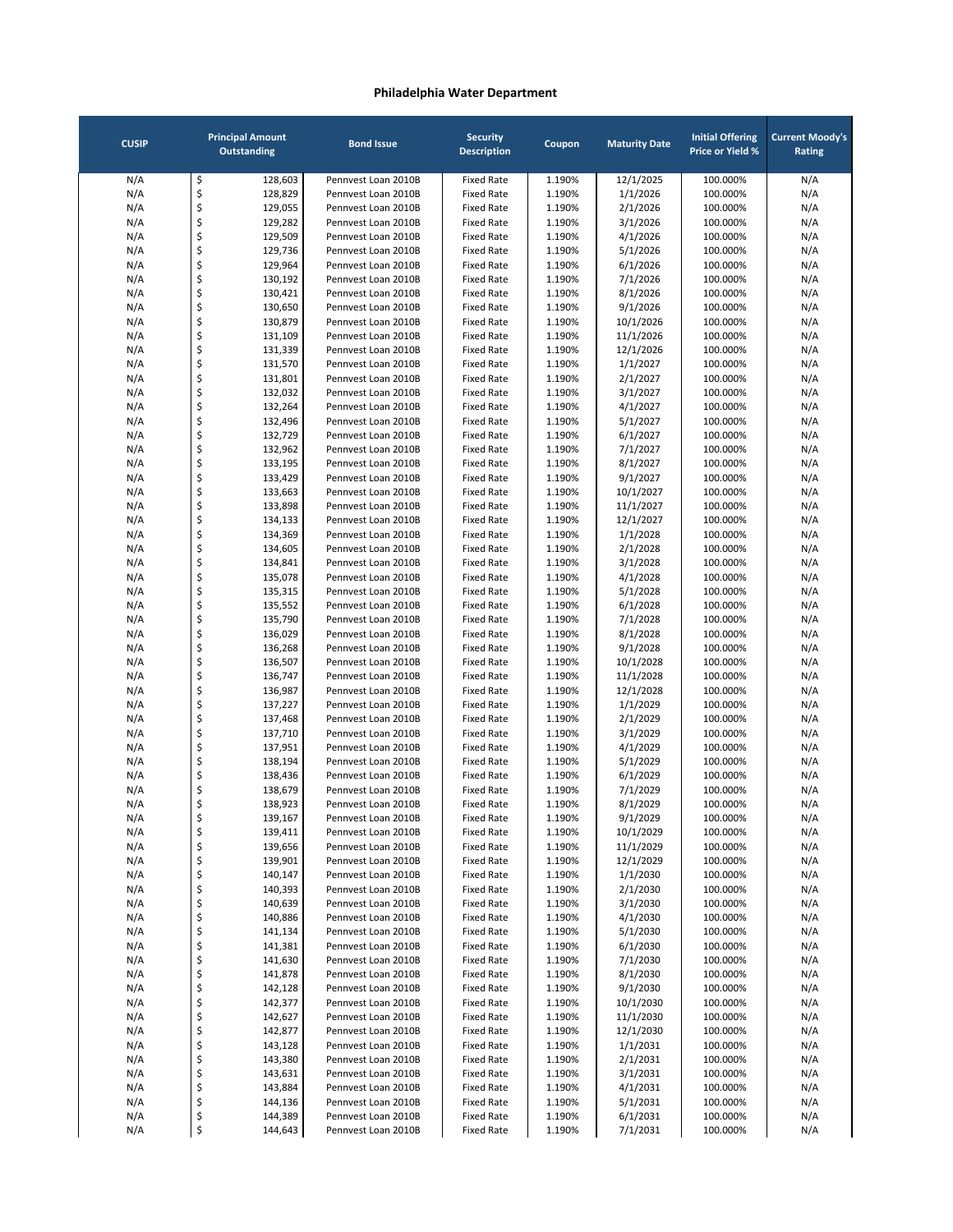## Philadelphia Water Department

| CUSIP | Principal Amount Outstanding | Bond Issue | Security Description | Coupon | Maturity Date | Initial Offering Price or Yield % | Current Moody's Rating |
|---|---|---|---|---|---|---|---|
| N/A | $ 128,603 | Pennvest Loan 2010B | Fixed Rate | 1.190% | 12/1/2025 | 100.000% | N/A |
| N/A | $ 128,829 | Pennvest Loan 2010B | Fixed Rate | 1.190% | 1/1/2026 | 100.000% | N/A |
| N/A | $ 129,055 | Pennvest Loan 2010B | Fixed Rate | 1.190% | 2/1/2026 | 100.000% | N/A |
| N/A | $ 129,282 | Pennvest Loan 2010B | Fixed Rate | 1.190% | 3/1/2026 | 100.000% | N/A |
| N/A | $ 129,509 | Pennvest Loan 2010B | Fixed Rate | 1.190% | 4/1/2026 | 100.000% | N/A |
| N/A | $ 129,736 | Pennvest Loan 2010B | Fixed Rate | 1.190% | 5/1/2026 | 100.000% | N/A |
| N/A | $ 129,964 | Pennvest Loan 2010B | Fixed Rate | 1.190% | 6/1/2026 | 100.000% | N/A |
| N/A | $ 130,192 | Pennvest Loan 2010B | Fixed Rate | 1.190% | 7/1/2026 | 100.000% | N/A |
| N/A | $ 130,421 | Pennvest Loan 2010B | Fixed Rate | 1.190% | 8/1/2026 | 100.000% | N/A |
| N/A | $ 130,650 | Pennvest Loan 2010B | Fixed Rate | 1.190% | 9/1/2026 | 100.000% | N/A |
| N/A | $ 130,879 | Pennvest Loan 2010B | Fixed Rate | 1.190% | 10/1/2026 | 100.000% | N/A |
| N/A | $ 131,109 | Pennvest Loan 2010B | Fixed Rate | 1.190% | 11/1/2026 | 100.000% | N/A |
| N/A | $ 131,339 | Pennvest Loan 2010B | Fixed Rate | 1.190% | 12/1/2026 | 100.000% | N/A |
| N/A | $ 131,570 | Pennvest Loan 2010B | Fixed Rate | 1.190% | 1/1/2027 | 100.000% | N/A |
| N/A | $ 131,801 | Pennvest Loan 2010B | Fixed Rate | 1.190% | 2/1/2027 | 100.000% | N/A |
| N/A | $ 132,032 | Pennvest Loan 2010B | Fixed Rate | 1.190% | 3/1/2027 | 100.000% | N/A |
| N/A | $ 132,264 | Pennvest Loan 2010B | Fixed Rate | 1.190% | 4/1/2027 | 100.000% | N/A |
| N/A | $ 132,496 | Pennvest Loan 2010B | Fixed Rate | 1.190% | 5/1/2027 | 100.000% | N/A |
| N/A | $ 132,729 | Pennvest Loan 2010B | Fixed Rate | 1.190% | 6/1/2027 | 100.000% | N/A |
| N/A | $ 132,962 | Pennvest Loan 2010B | Fixed Rate | 1.190% | 7/1/2027 | 100.000% | N/A |
| N/A | $ 133,195 | Pennvest Loan 2010B | Fixed Rate | 1.190% | 8/1/2027 | 100.000% | N/A |
| N/A | $ 133,429 | Pennvest Loan 2010B | Fixed Rate | 1.190% | 9/1/2027 | 100.000% | N/A |
| N/A | $ 133,663 | Pennvest Loan 2010B | Fixed Rate | 1.190% | 10/1/2027 | 100.000% | N/A |
| N/A | $ 133,898 | Pennvest Loan 2010B | Fixed Rate | 1.190% | 11/1/2027 | 100.000% | N/A |
| N/A | $ 134,133 | Pennvest Loan 2010B | Fixed Rate | 1.190% | 12/1/2027 | 100.000% | N/A |
| N/A | $ 134,369 | Pennvest Loan 2010B | Fixed Rate | 1.190% | 1/1/2028 | 100.000% | N/A |
| N/A | $ 134,605 | Pennvest Loan 2010B | Fixed Rate | 1.190% | 2/1/2028 | 100.000% | N/A |
| N/A | $ 134,841 | Pennvest Loan 2010B | Fixed Rate | 1.190% | 3/1/2028 | 100.000% | N/A |
| N/A | $ 135,078 | Pennvest Loan 2010B | Fixed Rate | 1.190% | 4/1/2028 | 100.000% | N/A |
| N/A | $ 135,315 | Pennvest Loan 2010B | Fixed Rate | 1.190% | 5/1/2028 | 100.000% | N/A |
| N/A | $ 135,552 | Pennvest Loan 2010B | Fixed Rate | 1.190% | 6/1/2028 | 100.000% | N/A |
| N/A | $ 135,790 | Pennvest Loan 2010B | Fixed Rate | 1.190% | 7/1/2028 | 100.000% | N/A |
| N/A | $ 136,029 | Pennvest Loan 2010B | Fixed Rate | 1.190% | 8/1/2028 | 100.000% | N/A |
| N/A | $ 136,268 | Pennvest Loan 2010B | Fixed Rate | 1.190% | 9/1/2028 | 100.000% | N/A |
| N/A | $ 136,507 | Pennvest Loan 2010B | Fixed Rate | 1.190% | 10/1/2028 | 100.000% | N/A |
| N/A | $ 136,747 | Pennvest Loan 2010B | Fixed Rate | 1.190% | 11/1/2028 | 100.000% | N/A |
| N/A | $ 136,987 | Pennvest Loan 2010B | Fixed Rate | 1.190% | 12/1/2028 | 100.000% | N/A |
| N/A | $ 137,227 | Pennvest Loan 2010B | Fixed Rate | 1.190% | 1/1/2029 | 100.000% | N/A |
| N/A | $ 137,468 | Pennvest Loan 2010B | Fixed Rate | 1.190% | 2/1/2029 | 100.000% | N/A |
| N/A | $ 137,710 | Pennvest Loan 2010B | Fixed Rate | 1.190% | 3/1/2029 | 100.000% | N/A |
| N/A | $ 137,951 | Pennvest Loan 2010B | Fixed Rate | 1.190% | 4/1/2029 | 100.000% | N/A |
| N/A | $ 138,194 | Pennvest Loan 2010B | Fixed Rate | 1.190% | 5/1/2029 | 100.000% | N/A |
| N/A | $ 138,436 | Pennvest Loan 2010B | Fixed Rate | 1.190% | 6/1/2029 | 100.000% | N/A |
| N/A | $ 138,679 | Pennvest Loan 2010B | Fixed Rate | 1.190% | 7/1/2029 | 100.000% | N/A |
| N/A | $ 138,923 | Pennvest Loan 2010B | Fixed Rate | 1.190% | 8/1/2029 | 100.000% | N/A |
| N/A | $ 139,167 | Pennvest Loan 2010B | Fixed Rate | 1.190% | 9/1/2029 | 100.000% | N/A |
| N/A | $ 139,411 | Pennvest Loan 2010B | Fixed Rate | 1.190% | 10/1/2029 | 100.000% | N/A |
| N/A | $ 139,656 | Pennvest Loan 2010B | Fixed Rate | 1.190% | 11/1/2029 | 100.000% | N/A |
| N/A | $ 139,901 | Pennvest Loan 2010B | Fixed Rate | 1.190% | 12/1/2029 | 100.000% | N/A |
| N/A | $ 140,147 | Pennvest Loan 2010B | Fixed Rate | 1.190% | 1/1/2030 | 100.000% | N/A |
| N/A | $ 140,393 | Pennvest Loan 2010B | Fixed Rate | 1.190% | 2/1/2030 | 100.000% | N/A |
| N/A | $ 140,639 | Pennvest Loan 2010B | Fixed Rate | 1.190% | 3/1/2030 | 100.000% | N/A |
| N/A | $ 140,886 | Pennvest Loan 2010B | Fixed Rate | 1.190% | 4/1/2030 | 100.000% | N/A |
| N/A | $ 141,134 | Pennvest Loan 2010B | Fixed Rate | 1.190% | 5/1/2030 | 100.000% | N/A |
| N/A | $ 141,381 | Pennvest Loan 2010B | Fixed Rate | 1.190% | 6/1/2030 | 100.000% | N/A |
| N/A | $ 141,630 | Pennvest Loan 2010B | Fixed Rate | 1.190% | 7/1/2030 | 100.000% | N/A |
| N/A | $ 141,878 | Pennvest Loan 2010B | Fixed Rate | 1.190% | 8/1/2030 | 100.000% | N/A |
| N/A | $ 142,128 | Pennvest Loan 2010B | Fixed Rate | 1.190% | 9/1/2030 | 100.000% | N/A |
| N/A | $ 142,377 | Pennvest Loan 2010B | Fixed Rate | 1.190% | 10/1/2030 | 100.000% | N/A |
| N/A | $ 142,627 | Pennvest Loan 2010B | Fixed Rate | 1.190% | 11/1/2030 | 100.000% | N/A |
| N/A | $ 142,877 | Pennvest Loan 2010B | Fixed Rate | 1.190% | 12/1/2030 | 100.000% | N/A |
| N/A | $ 143,128 | Pennvest Loan 2010B | Fixed Rate | 1.190% | 1/1/2031 | 100.000% | N/A |
| N/A | $ 143,380 | Pennvest Loan 2010B | Fixed Rate | 1.190% | 2/1/2031 | 100.000% | N/A |
| N/A | $ 143,631 | Pennvest Loan 2010B | Fixed Rate | 1.190% | 3/1/2031 | 100.000% | N/A |
| N/A | $ 143,884 | Pennvest Loan 2010B | Fixed Rate | 1.190% | 4/1/2031 | 100.000% | N/A |
| N/A | $ 144,136 | Pennvest Loan 2010B | Fixed Rate | 1.190% | 5/1/2031 | 100.000% | N/A |
| N/A | $ 144,389 | Pennvest Loan 2010B | Fixed Rate | 1.190% | 6/1/2031 | 100.000% | N/A |
| N/A | $ 144,643 | Pennvest Loan 2010B | Fixed Rate | 1.190% | 7/1/2031 | 100.000% | N/A |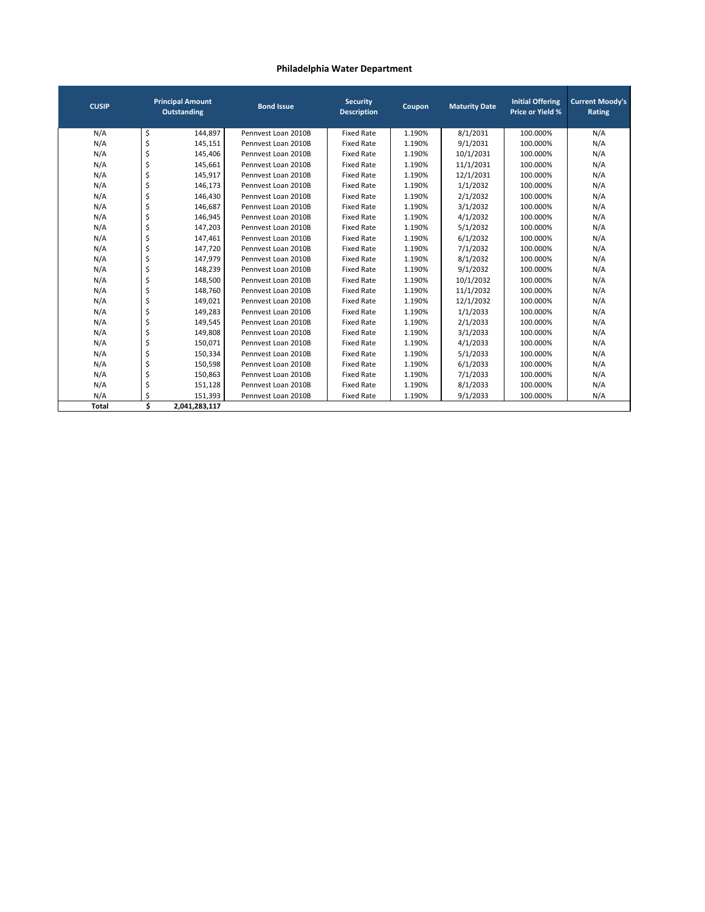**Philadelphia Water Department**

| CUSIP | Principal Amount Outstanding | Bond Issue | Security Description | Coupon | Maturity Date | Initial Offering Price or Yield % | Current Moody's Rating |
|---|---|---|---|---|---|---|---|
| N/A | $ 144,897 | Pennvest Loan 2010B | Fixed Rate | 1.190% | 8/1/2031 | 100.000% | N/A |
| N/A | $ 145,151 | Pennvest Loan 2010B | Fixed Rate | 1.190% | 9/1/2031 | 100.000% | N/A |
| N/A | $ 145,406 | Pennvest Loan 2010B | Fixed Rate | 1.190% | 10/1/2031 | 100.000% | N/A |
| N/A | $ 145,661 | Pennvest Loan 2010B | Fixed Rate | 1.190% | 11/1/2031 | 100.000% | N/A |
| N/A | $ 145,917 | Pennvest Loan 2010B | Fixed Rate | 1.190% | 12/1/2031 | 100.000% | N/A |
| N/A | $ 146,173 | Pennvest Loan 2010B | Fixed Rate | 1.190% | 1/1/2032 | 100.000% | N/A |
| N/A | $ 146,430 | Pennvest Loan 2010B | Fixed Rate | 1.190% | 2/1/2032 | 100.000% | N/A |
| N/A | $ 146,687 | Pennvest Loan 2010B | Fixed Rate | 1.190% | 3/1/2032 | 100.000% | N/A |
| N/A | $ 146,945 | Pennvest Loan 2010B | Fixed Rate | 1.190% | 4/1/2032 | 100.000% | N/A |
| N/A | $ 147,203 | Pennvest Loan 2010B | Fixed Rate | 1.190% | 5/1/2032 | 100.000% | N/A |
| N/A | $ 147,461 | Pennvest Loan 2010B | Fixed Rate | 1.190% | 6/1/2032 | 100.000% | N/A |
| N/A | $ 147,720 | Pennvest Loan 2010B | Fixed Rate | 1.190% | 7/1/2032 | 100.000% | N/A |
| N/A | $ 147,979 | Pennvest Loan 2010B | Fixed Rate | 1.190% | 8/1/2032 | 100.000% | N/A |
| N/A | $ 148,239 | Pennvest Loan 2010B | Fixed Rate | 1.190% | 9/1/2032 | 100.000% | N/A |
| N/A | $ 148,500 | Pennvest Loan 2010B | Fixed Rate | 1.190% | 10/1/2032 | 100.000% | N/A |
| N/A | $ 148,760 | Pennvest Loan 2010B | Fixed Rate | 1.190% | 11/1/2032 | 100.000% | N/A |
| N/A | $ 149,021 | Pennvest Loan 2010B | Fixed Rate | 1.190% | 12/1/2032 | 100.000% | N/A |
| N/A | $ 149,283 | Pennvest Loan 2010B | Fixed Rate | 1.190% | 1/1/2033 | 100.000% | N/A |
| N/A | $ 149,545 | Pennvest Loan 2010B | Fixed Rate | 1.190% | 2/1/2033 | 100.000% | N/A |
| N/A | $ 149,808 | Pennvest Loan 2010B | Fixed Rate | 1.190% | 3/1/2033 | 100.000% | N/A |
| N/A | $ 150,071 | Pennvest Loan 2010B | Fixed Rate | 1.190% | 4/1/2033 | 100.000% | N/A |
| N/A | $ 150,334 | Pennvest Loan 2010B | Fixed Rate | 1.190% | 5/1/2033 | 100.000% | N/A |
| N/A | $ 150,598 | Pennvest Loan 2010B | Fixed Rate | 1.190% | 6/1/2033 | 100.000% | N/A |
| N/A | $ 150,863 | Pennvest Loan 2010B | Fixed Rate | 1.190% | 7/1/2033 | 100.000% | N/A |
| N/A | $ 151,128 | Pennvest Loan 2010B | Fixed Rate | 1.190% | 8/1/2033 | 100.000% | N/A |
| N/A | $ 151,393 | Pennvest Loan 2010B | Fixed Rate | 1.190% | 9/1/2033 | 100.000% | N/A |
| **Total** | **$ 2,041,283,117** | | | | | | |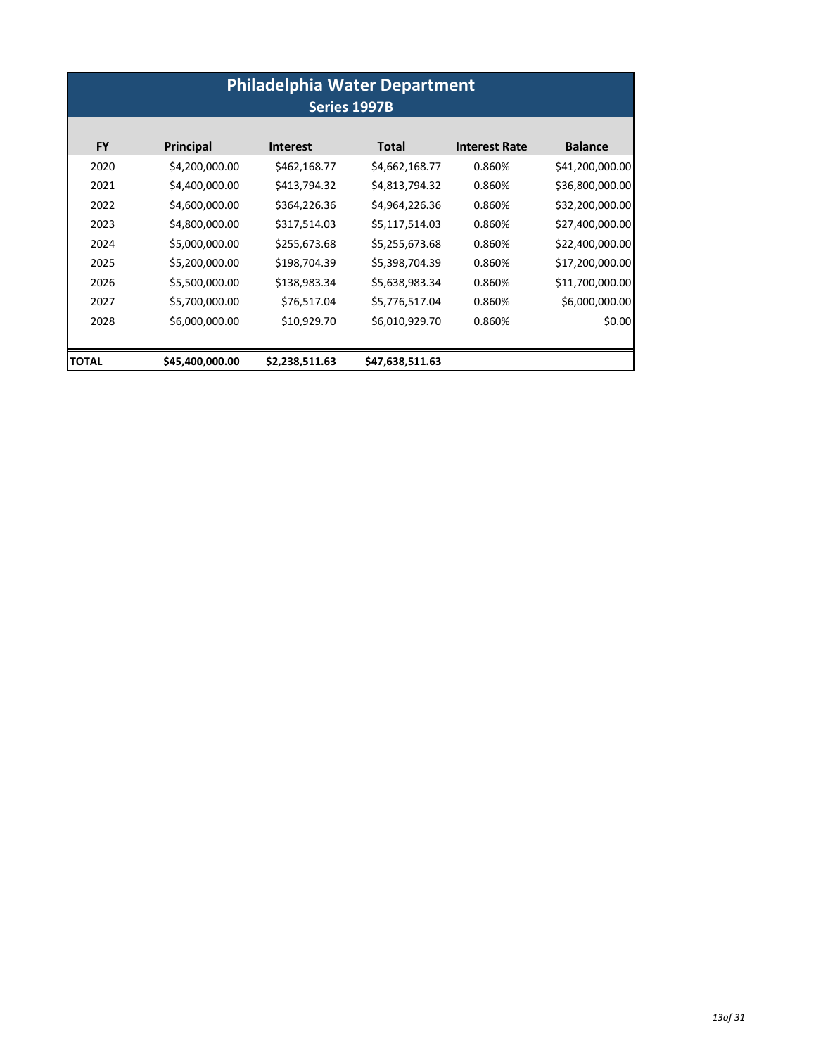# Philadelphia Water Department

## Series 1997B

| FY | Principal | Interest | Total | Interest Rate | Balance |
|---|---|---|---|---|---|
| 2020 | $4,200,000.00 | $462,168.77 | $4,662,168.77 | 0.860% | $41,200,000.00 |
| 2021 | $4,400,000.00 | $413,794.32 | $4,813,794.32 | 0.860% | $36,800,000.00 |
| 2022 | $4,600,000.00 | $364,226.36 | $4,964,226.36 | 0.860% | $32,200,000.00 |
| 2023 | $4,800,000.00 | $317,514.03 | $5,117,514.03 | 0.860% | $27,400,000.00 |
| 2024 | $5,000,000.00 | $255,673.68 | $5,255,673.68 | 0.860% | $22,400,000.00 |
| 2025 | $5,200,000.00 | $198,704.39 | $5,398,704.39 | 0.860% | $17,200,000.00 |
| 2026 | $5,500,000.00 | $138,983.34 | $5,638,983.34 | 0.860% | $11,700,000.00 |
| 2027 | $5,700,000.00 | $76,517.04 | $5,776,517.04 | 0.860% | $6,000,000.00 |
| 2028 | $6,000,000.00 | $10,929.70 | $6,010,929.70 | 0.860% | $0.00 |
| **TOTAL** | **$45,400,000.00** | **$2,238,511.63** | **$47,638,511.63** | | |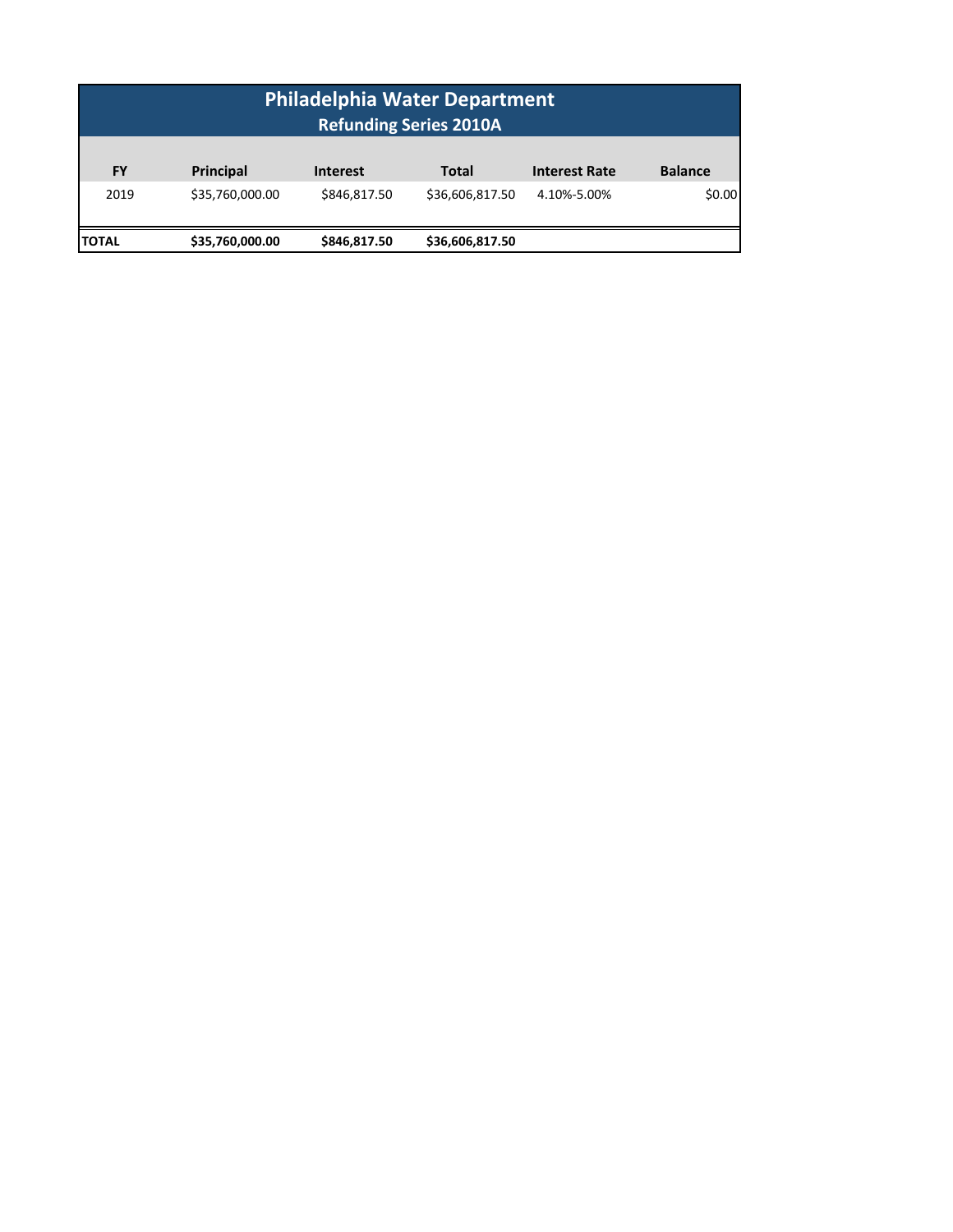# Philadelphia Water Department

## Refunding Series 2010A

| FY | Principal | Interest | Total | Interest Rate | Balance |
|---|---|---|---|---|---|
| 2019 | $35,760,000.00 | $846,817.50 | $36,606,817.50 | 4.10%-5.00% | $0.00 |
| **TOTAL** | **$35,760,000.00** | **$846,817.50** | **$36,606,817.50** | | |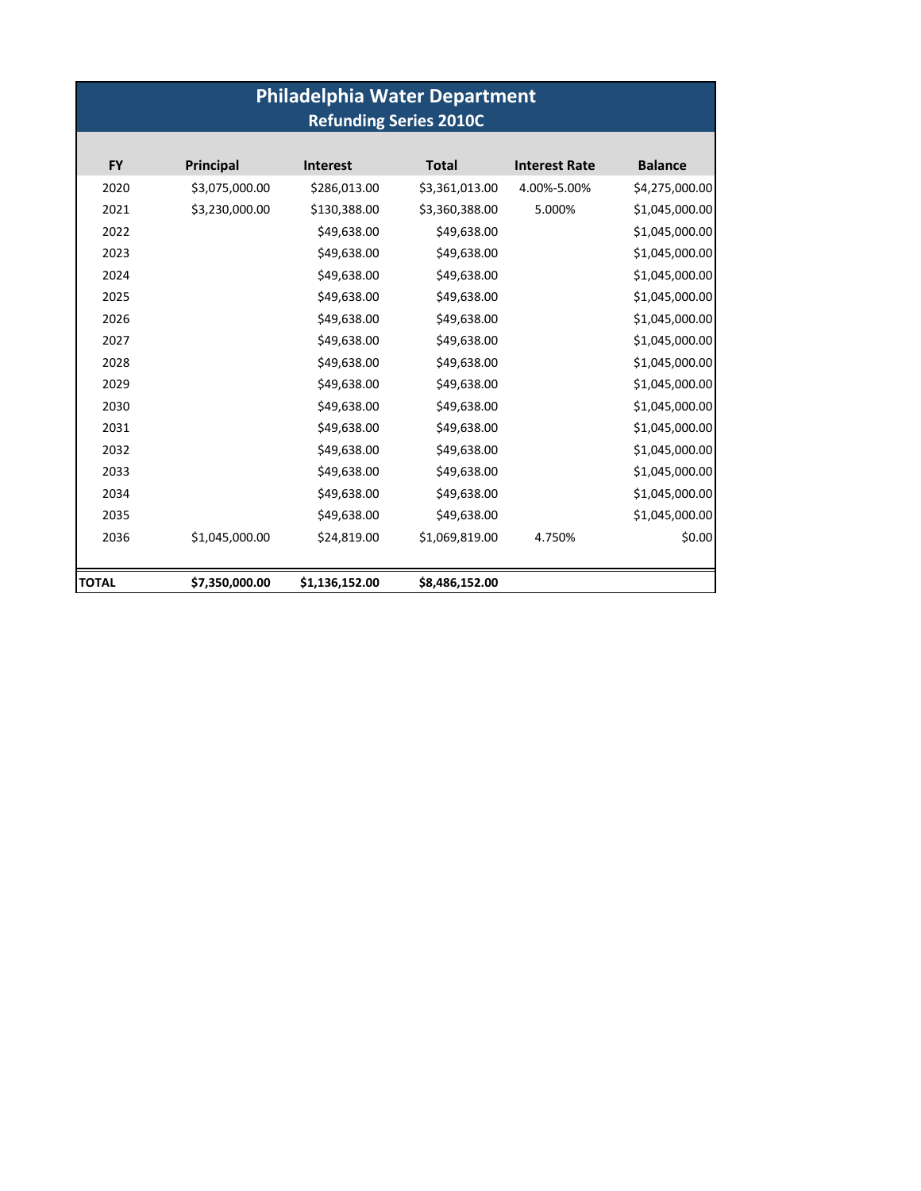## Philadelphia Water Department
### Refunding Series 2010C

| FY | Principal | Interest | Total | Interest Rate | Balance |
|---|---|---|---|---|---|
| 2020 | $3,075,000.00 | $286,013.00 | $3,361,013.00 | 4.00%-5.00% | $4,275,000.00 |
| 2021 | $3,230,000.00 | $130,388.00 | $3,360,388.00 | 5.000% | $1,045,000.00 |
| 2022 | | $49,638.00 | $49,638.00 | | $1,045,000.00 |
| 2023 | | $49,638.00 | $49,638.00 | | $1,045,000.00 |
| 2024 | | $49,638.00 | $49,638.00 | | $1,045,000.00 |
| 2025 | | $49,638.00 | $49,638.00 | | $1,045,000.00 |
| 2026 | | $49,638.00 | $49,638.00 | | $1,045,000.00 |
| 2027 | | $49,638.00 | $49,638.00 | | $1,045,000.00 |
| 2028 | | $49,638.00 | $49,638.00 | | $1,045,000.00 |
| 2029 | | $49,638.00 | $49,638.00 | | $1,045,000.00 |
| 2030 | | $49,638.00 | $49,638.00 | | $1,045,000.00 |
| 2031 | | $49,638.00 | $49,638.00 | | $1,045,000.00 |
| 2032 | | $49,638.00 | $49,638.00 | | $1,045,000.00 |
| 2033 | | $49,638.00 | $49,638.00 | | $1,045,000.00 |
| 2034 | | $49,638.00 | $49,638.00 | | $1,045,000.00 |
| 2035 | | $49,638.00 | $49,638.00 | | $1,045,000.00 |
| 2036 | $1,045,000.00 | $24,819.00 | $1,069,819.00 | 4.750% | $0.00 |
| **TOTAL** | **$7,350,000.00** | **$1,136,152.00** | **$8,486,152.00** | | |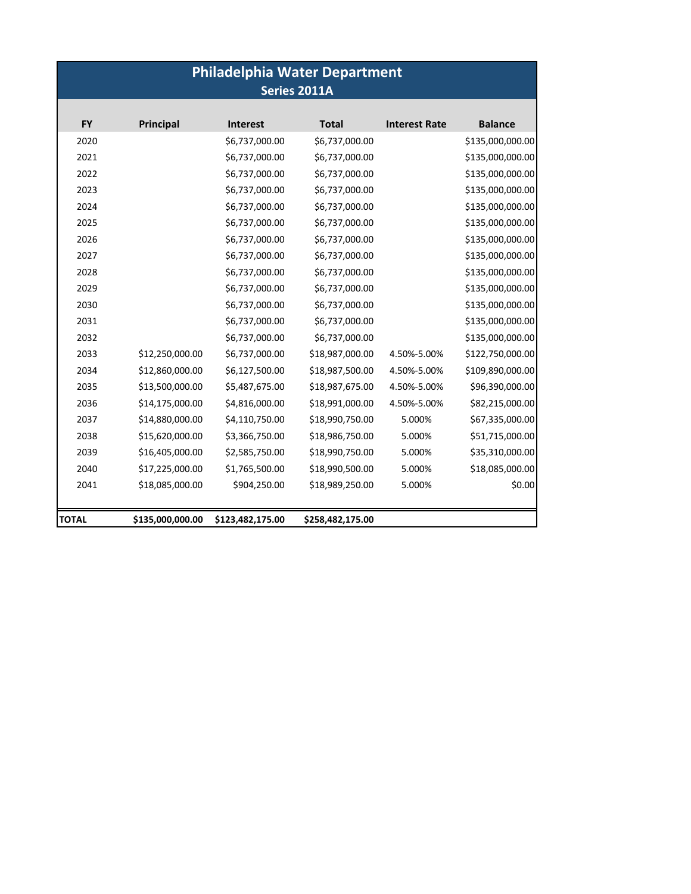# Philadelphia Water Department

## Series 2011A

| FY | Principal | Interest | Total | Interest Rate | Balance |
|---|---|---|---|---|---|
| 2020 | | $6,737,000.00 | $6,737,000.00 | | $135,000,000.00 |
| 2021 | | $6,737,000.00 | $6,737,000.00 | | $135,000,000.00 |
| 2022 | | $6,737,000.00 | $6,737,000.00 | | $135,000,000.00 |
| 2023 | | $6,737,000.00 | $6,737,000.00 | | $135,000,000.00 |
| 2024 | | $6,737,000.00 | $6,737,000.00 | | $135,000,000.00 |
| 2025 | | $6,737,000.00 | $6,737,000.00 | | $135,000,000.00 |
| 2026 | | $6,737,000.00 | $6,737,000.00 | | $135,000,000.00 |
| 2027 | | $6,737,000.00 | $6,737,000.00 | | $135,000,000.00 |
| 2028 | | $6,737,000.00 | $6,737,000.00 | | $135,000,000.00 |
| 2029 | | $6,737,000.00 | $6,737,000.00 | | $135,000,000.00 |
| 2030 | | $6,737,000.00 | $6,737,000.00 | | $135,000,000.00 |
| 2031 | | $6,737,000.00 | $6,737,000.00 | | $135,000,000.00 |
| 2032 | | $6,737,000.00 | $6,737,000.00 | | $135,000,000.00 |
| 2033 | $12,250,000.00 | $6,737,000.00 | $18,987,000.00 | 4.50%-5.00% | $122,750,000.00 |
| 2034 | $12,860,000.00 | $6,127,500.00 | $18,987,500.00 | 4.50%-5.00% | $109,890,000.00 |
| 2035 | $13,500,000.00 | $5,487,675.00 | $18,987,675.00 | 4.50%-5.00% | $96,390,000.00 |
| 2036 | $14,175,000.00 | $4,816,000.00 | $18,991,000.00 | 4.50%-5.00% | $82,215,000.00 |
| 2037 | $14,880,000.00 | $4,110,750.00 | $18,990,750.00 | 5.000% | $67,335,000.00 |
| 2038 | $15,620,000.00 | $3,366,750.00 | $18,986,750.00 | 5.000% | $51,715,000.00 |
| 2039 | $16,405,000.00 | $2,585,750.00 | $18,990,750.00 | 5.000% | $35,310,000.00 |
| 2040 | $17,225,000.00 | $1,765,500.00 | $18,990,500.00 | 5.000% | $18,085,000.00 |
| 2041 | $18,085,000.00 | $904,250.00 | $18,989,250.00 | 5.000% | $0.00 |
| **TOTAL** | **$135,000,000.00** | **$123,482,175.00** | **$258,482,175.00** | | |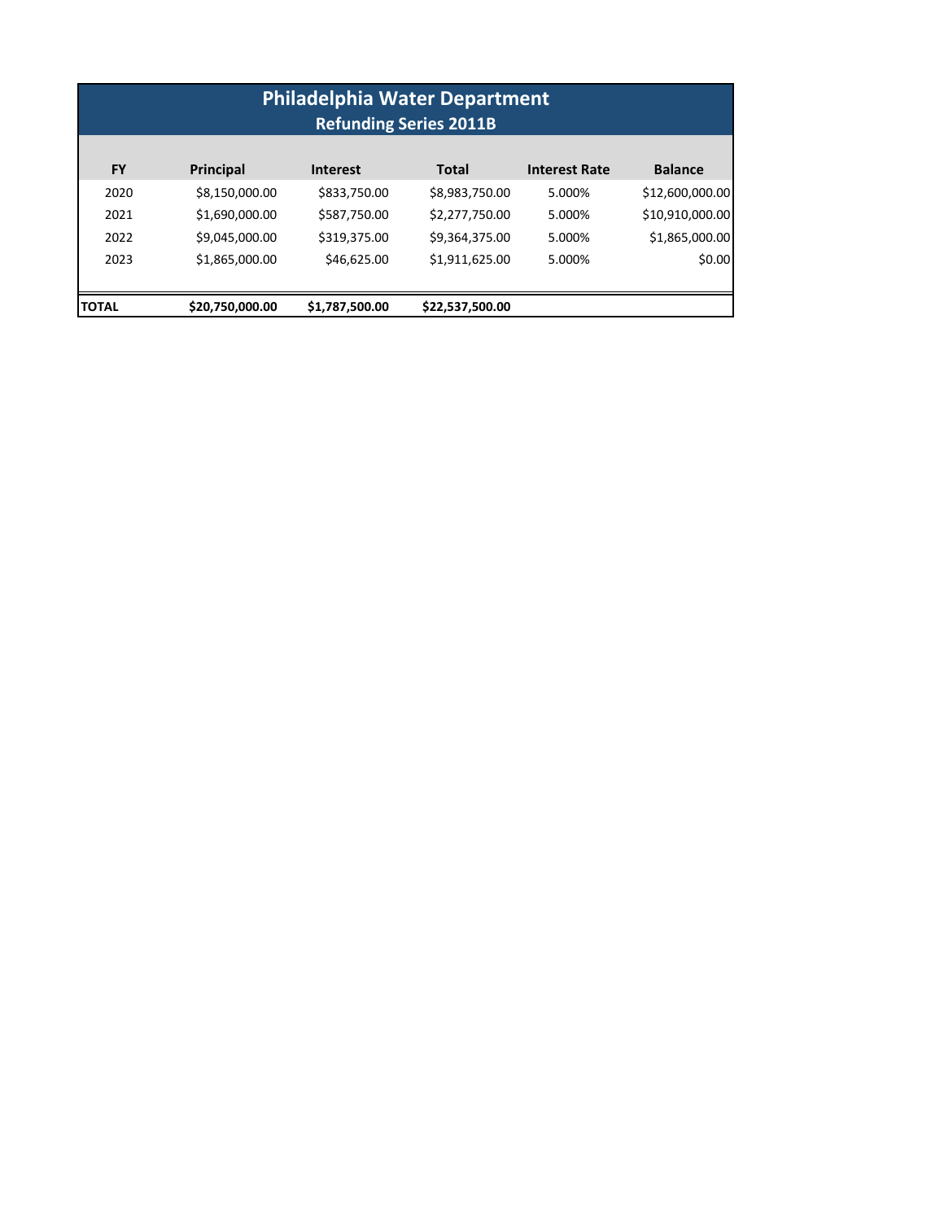# Philadelphia Water Department
## Refunding Series 2011B

| FY | Principal | Interest | Total | Interest Rate | Balance |
|---|---|---|---|---|---|
| 2020 | $8,150,000.00 | $833,750.00 | $8,983,750.00 | 5.000% | $12,600,000.00 |
| 2021 | $1,690,000.00 | $587,750.00 | $2,277,750.00 | 5.000% | $10,910,000.00 |
| 2022 | $9,045,000.00 | $319,375.00 | $9,364,375.00 | 5.000% | $1,865,000.00 |
| 2023 | $1,865,000.00 | $46,625.00 | $1,911,625.00 | 5.000% | $0.00 |
| **TOTAL** | **$20,750,000.00** | **$1,787,500.00** | **$22,537,500.00** | | |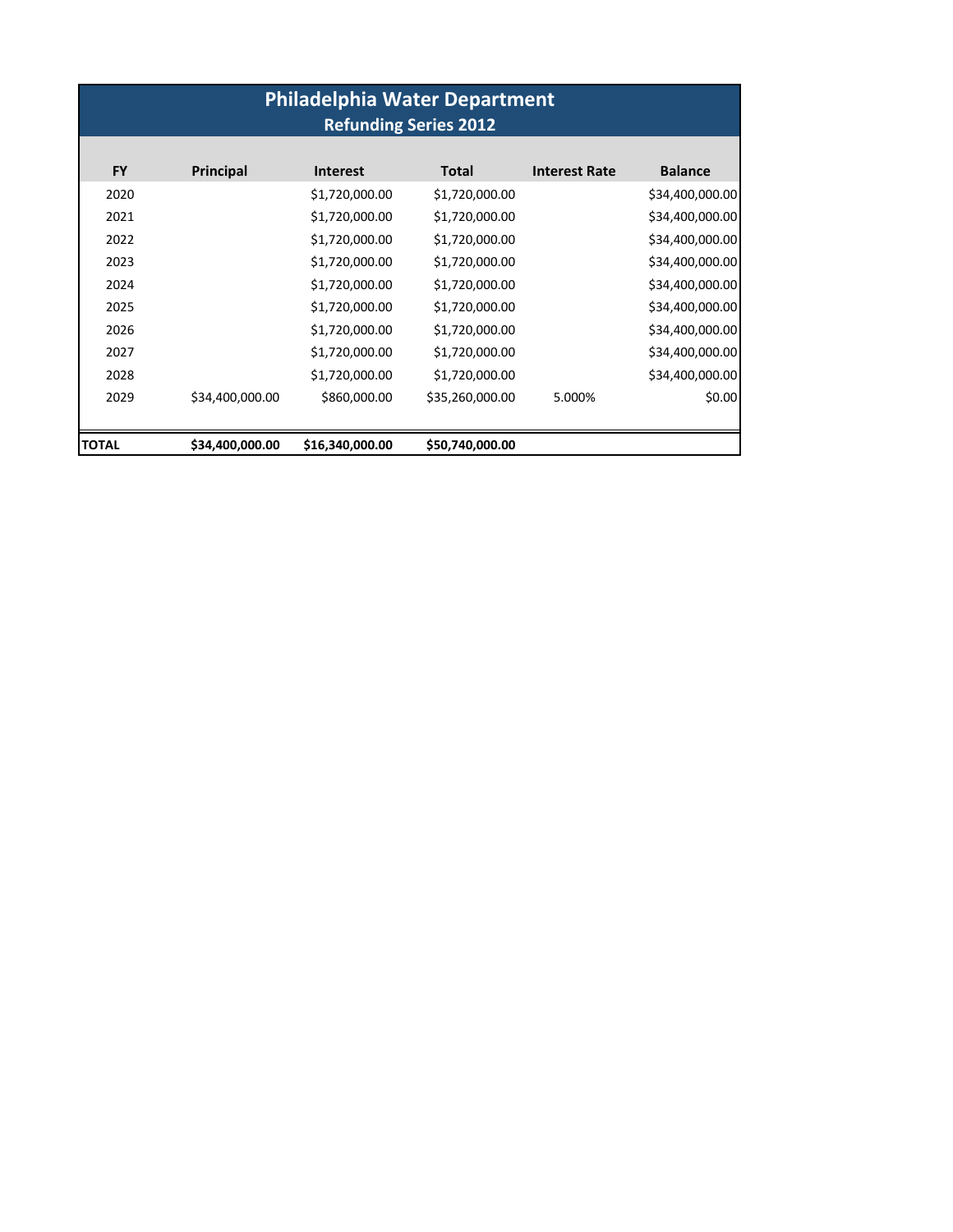# Philadelphia Water Department

## Refunding Series 2012

| FY | Principal | Interest | Total | Interest Rate | Balance |
|---|---|---|---|---|---|
| 2020 | | $1,720,000.00 | $1,720,000.00 | | $34,400,000.00 |
| 2021 | | $1,720,000.00 | $1,720,000.00 | | $34,400,000.00 |
| 2022 | | $1,720,000.00 | $1,720,000.00 | | $34,400,000.00 |
| 2023 | | $1,720,000.00 | $1,720,000.00 | | $34,400,000.00 |
| 2024 | | $1,720,000.00 | $1,720,000.00 | | $34,400,000.00 |
| 2025 | | $1,720,000.00 | $1,720,000.00 | | $34,400,000.00 |
| 2026 | | $1,720,000.00 | $1,720,000.00 | | $34,400,000.00 |
| 2027 | | $1,720,000.00 | $1,720,000.00 | | $34,400,000.00 |
| 2028 | | $1,720,000.00 | $1,720,000.00 | | $34,400,000.00 |
| 2029 | $34,400,000.00 | $860,000.00 | $35,260,000.00 | 5.000% | $0.00 |
| **TOTAL** | **$34,400,000.00** | **$16,340,000.00** | **$50,740,000.00** | | |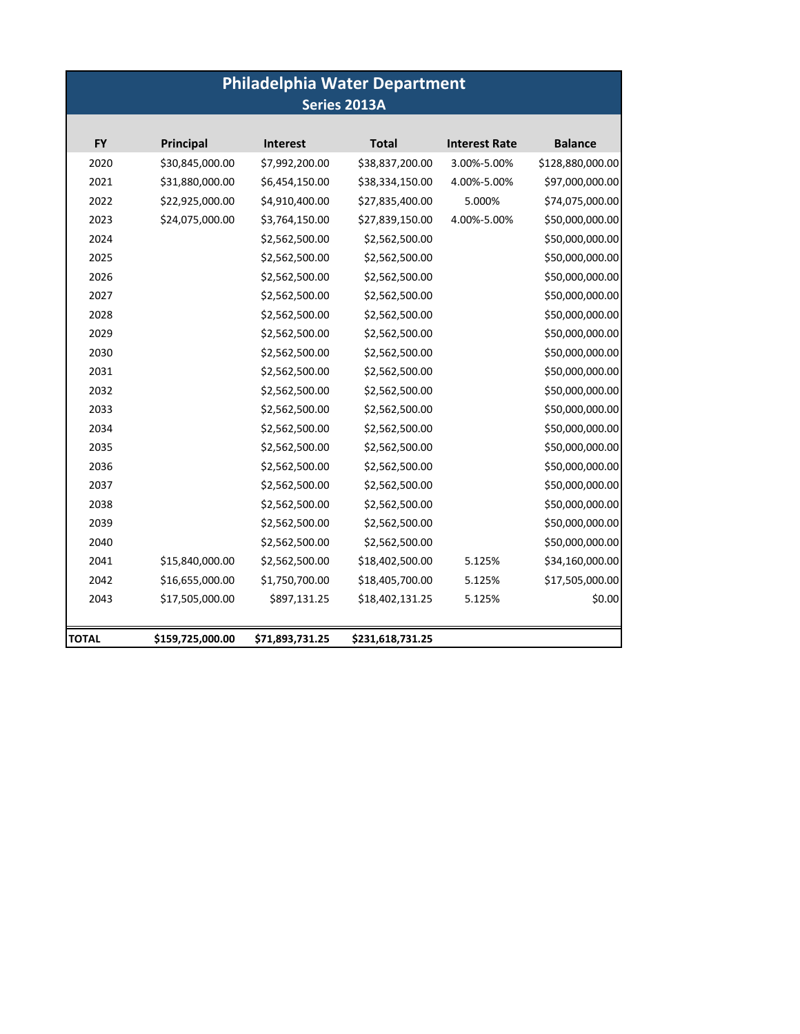# Philadelphia Water Department

## Series 2013A

| FY | Principal | Interest | Total | Interest Rate | Balance |
|---|---|---|---|---|---|
| 2020 | $30,845,000.00 | $7,992,200.00 | $38,837,200.00 | 3.00%-5.00% | $128,880,000.00 |
| 2021 | $31,880,000.00 | $6,454,150.00 | $38,334,150.00 | 4.00%-5.00% | $97,000,000.00 |
| 2022 | $22,925,000.00 | $4,910,400.00 | $27,835,400.00 | 5.000% | $74,075,000.00 |
| 2023 | $24,075,000.00 | $3,764,150.00 | $27,839,150.00 | 4.00%-5.00% | $50,000,000.00 |
| 2024 | | $2,562,500.00 | $2,562,500.00 | | $50,000,000.00 |
| 2025 | | $2,562,500.00 | $2,562,500.00 | | $50,000,000.00 |
| 2026 | | $2,562,500.00 | $2,562,500.00 | | $50,000,000.00 |
| 2027 | | $2,562,500.00 | $2,562,500.00 | | $50,000,000.00 |
| 2028 | | $2,562,500.00 | $2,562,500.00 | | $50,000,000.00 |
| 2029 | | $2,562,500.00 | $2,562,500.00 | | $50,000,000.00 |
| 2030 | | $2,562,500.00 | $2,562,500.00 | | $50,000,000.00 |
| 2031 | | $2,562,500.00 | $2,562,500.00 | | $50,000,000.00 |
| 2032 | | $2,562,500.00 | $2,562,500.00 | | $50,000,000.00 |
| 2033 | | $2,562,500.00 | $2,562,500.00 | | $50,000,000.00 |
| 2034 | | $2,562,500.00 | $2,562,500.00 | | $50,000,000.00 |
| 2035 | | $2,562,500.00 | $2,562,500.00 | | $50,000,000.00 |
| 2036 | | $2,562,500.00 | $2,562,500.00 | | $50,000,000.00 |
| 2037 | | $2,562,500.00 | $2,562,500.00 | | $50,000,000.00 |
| 2038 | | $2,562,500.00 | $2,562,500.00 | | $50,000,000.00 |
| 2039 | | $2,562,500.00 | $2,562,500.00 | | $50,000,000.00 |
| 2040 | | $2,562,500.00 | $2,562,500.00 | | $50,000,000.00 |
| 2041 | $15,840,000.00 | $2,562,500.00 | $18,402,500.00 | 5.125% | $34,160,000.00 |
| 2042 | $16,655,000.00 | $1,750,700.00 | $18,405,700.00 | 5.125% | $17,505,000.00 |
| 2043 | $17,505,000.00 | $897,131.25 | $18,402,131.25 | 5.125% | $0.00 |
| **TOTAL** | **$159,725,000.00** | **$71,893,731.25** | **$231,618,731.25** | | |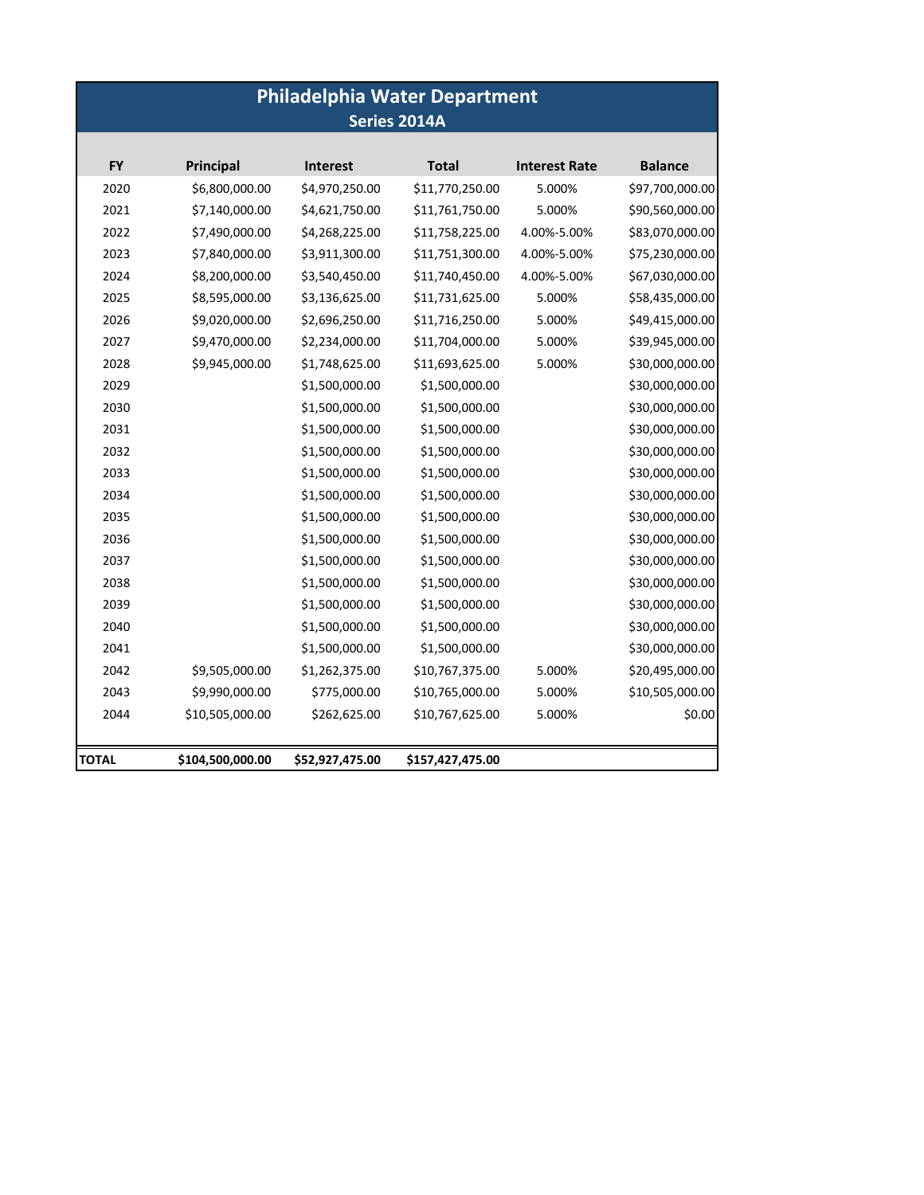# Philadelphia Water Department

## Series 2014A

| FY | Principal | Interest | Total | Interest Rate | Balance |
|---|---|---|---|---|---|
| 2020 | $6,800,000.00 | $4,970,250.00 | $11,770,250.00 | 5.000% | $97,700,000.00 |
| 2021 | $7,140,000.00 | $4,621,750.00 | $11,761,750.00 | 5.000% | $90,560,000.00 |
| 2022 | $7,490,000.00 | $4,268,225.00 | $11,758,225.00 | 4.00%-5.00% | $83,070,000.00 |
| 2023 | $7,840,000.00 | $3,911,300.00 | $11,751,300.00 | 4.00%-5.00% | $75,230,000.00 |
| 2024 | $8,200,000.00 | $3,540,450.00 | $11,740,450.00 | 4.00%-5.00% | $67,030,000.00 |
| 2025 | $8,595,000.00 | $3,136,625.00 | $11,731,625.00 | 5.000% | $58,435,000.00 |
| 2026 | $9,020,000.00 | $2,696,250.00 | $11,716,250.00 | 5.000% | $49,415,000.00 |
| 2027 | $9,470,000.00 | $2,234,000.00 | $11,704,000.00 | 5.000% | $39,945,000.00 |
| 2028 | $9,945,000.00 | $1,748,625.00 | $11,693,625.00 | 5.000% | $30,000,000.00 |
| 2029 | | $1,500,000.00 | $1,500,000.00 | | $30,000,000.00 |
| 2030 | | $1,500,000.00 | $1,500,000.00 | | $30,000,000.00 |
| 2031 | | $1,500,000.00 | $1,500,000.00 | | $30,000,000.00 |
| 2032 | | $1,500,000.00 | $1,500,000.00 | | $30,000,000.00 |
| 2033 | | $1,500,000.00 | $1,500,000.00 | | $30,000,000.00 |
| 2034 | | $1,500,000.00 | $1,500,000.00 | | $30,000,000.00 |
| 2035 | | $1,500,000.00 | $1,500,000.00 | | $30,000,000.00 |
| 2036 | | $1,500,000.00 | $1,500,000.00 | | $30,000,000.00 |
| 2037 | | $1,500,000.00 | $1,500,000.00 | | $30,000,000.00 |
| 2038 | | $1,500,000.00 | $1,500,000.00 | | $30,000,000.00 |
| 2039 | | $1,500,000.00 | $1,500,000.00 | | $30,000,000.00 |
| 2040 | | $1,500,000.00 | $1,500,000.00 | | $30,000,000.00 |
| 2041 | | $1,500,000.00 | $1,500,000.00 | | $30,000,000.00 |
| 2042 | $9,505,000.00 | $1,262,375.00 | $10,767,375.00 | 5.000% | $20,495,000.00 |
| 2043 | $9,990,000.00 | $775,000.00 | $10,765,000.00 | 5.000% | $10,505,000.00 |
| 2044 | $10,505,000.00 | $262,625.00 | $10,767,625.00 | 5.000% | $0.00 |
| **TOTAL** | **$104,500,000.00** | **$52,927,475.00** | **$157,427,475.00** | | |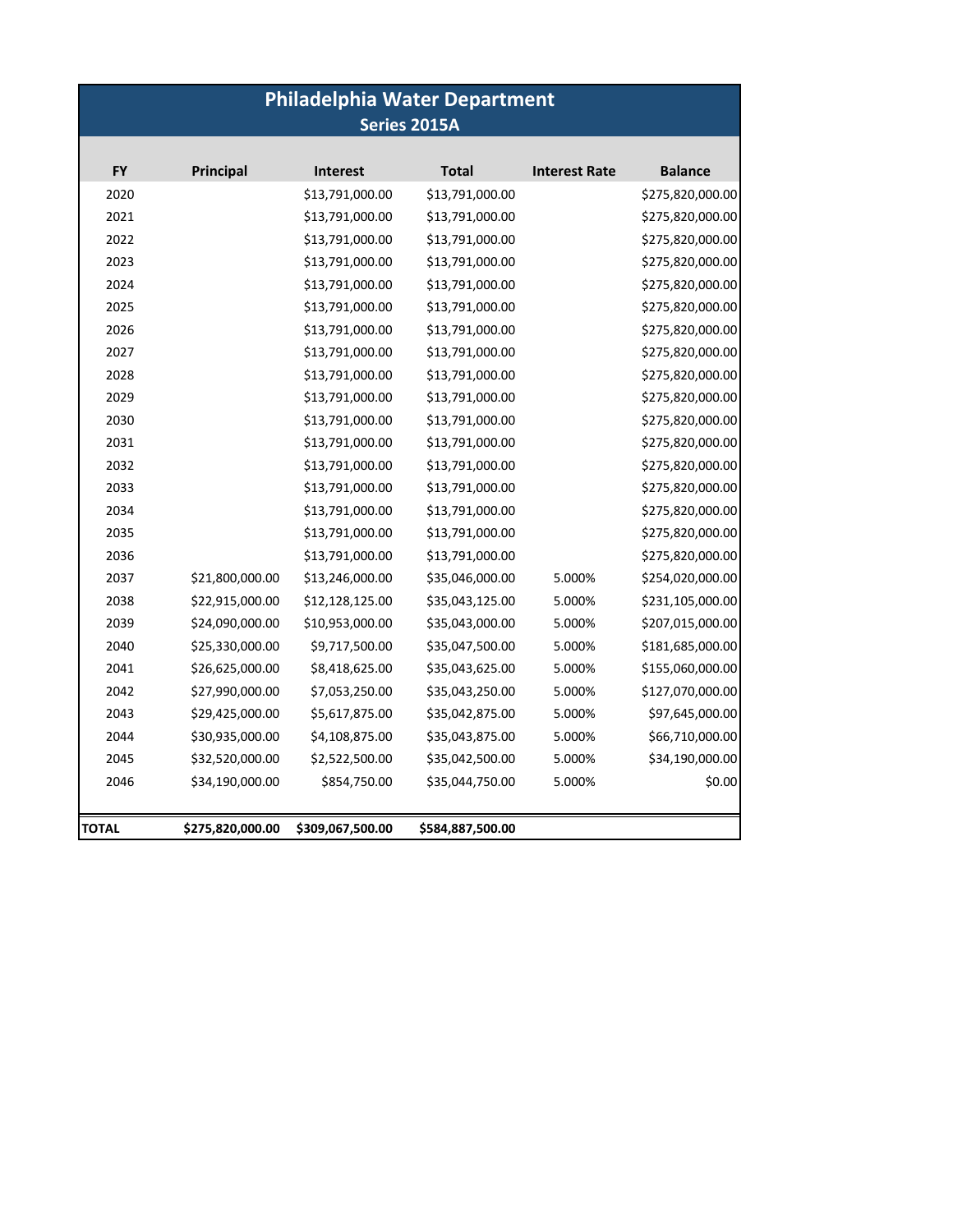# Philadelphia Water Department

## Series 2015A

| FY | Principal | Interest | Total | Interest Rate | Balance |
|---|---|---|---|---|---|
| 2020 | | $13,791,000.00 | $13,791,000.00 | | $275,820,000.00 |
| 2021 | | $13,791,000.00 | $13,791,000.00 | | $275,820,000.00 |
| 2022 | | $13,791,000.00 | $13,791,000.00 | | $275,820,000.00 |
| 2023 | | $13,791,000.00 | $13,791,000.00 | | $275,820,000.00 |
| 2024 | | $13,791,000.00 | $13,791,000.00 | | $275,820,000.00 |
| 2025 | | $13,791,000.00 | $13,791,000.00 | | $275,820,000.00 |
| 2026 | | $13,791,000.00 | $13,791,000.00 | | $275,820,000.00 |
| 2027 | | $13,791,000.00 | $13,791,000.00 | | $275,820,000.00 |
| 2028 | | $13,791,000.00 | $13,791,000.00 | | $275,820,000.00 |
| 2029 | | $13,791,000.00 | $13,791,000.00 | | $275,820,000.00 |
| 2030 | | $13,791,000.00 | $13,791,000.00 | | $275,820,000.00 |
| 2031 | | $13,791,000.00 | $13,791,000.00 | | $275,820,000.00 |
| 2032 | | $13,791,000.00 | $13,791,000.00 | | $275,820,000.00 |
| 2033 | | $13,791,000.00 | $13,791,000.00 | | $275,820,000.00 |
| 2034 | | $13,791,000.00 | $13,791,000.00 | | $275,820,000.00 |
| 2035 | | $13,791,000.00 | $13,791,000.00 | | $275,820,000.00 |
| 2036 | | $13,791,000.00 | $13,791,000.00 | | $275,820,000.00 |
| 2037 | $21,800,000.00 | $13,246,000.00 | $35,046,000.00 | 5.000% | $254,020,000.00 |
| 2038 | $22,915,000.00 | $12,128,125.00 | $35,043,125.00 | 5.000% | $231,105,000.00 |
| 2039 | $24,090,000.00 | $10,953,000.00 | $35,043,000.00 | 5.000% | $207,015,000.00 |
| 2040 | $25,330,000.00 | $9,717,500.00 | $35,047,500.00 | 5.000% | $181,685,000.00 |
| 2041 | $26,625,000.00 | $8,418,625.00 | $35,043,625.00 | 5.000% | $155,060,000.00 |
| 2042 | $27,990,000.00 | $7,053,250.00 | $35,043,250.00 | 5.000% | $127,070,000.00 |
| 2043 | $29,425,000.00 | $5,617,875.00 | $35,042,875.00 | 5.000% | $97,645,000.00 |
| 2044 | $30,935,000.00 | $4,108,875.00 | $35,043,875.00 | 5.000% | $66,710,000.00 |
| 2045 | $32,520,000.00 | $2,522,500.00 | $35,042,500.00 | 5.000% | $34,190,000.00 |
| 2046 | $34,190,000.00 | $854,750.00 | $35,044,750.00 | 5.000% | $0.00 |
| **TOTAL** | **$275,820,000.00** | **$309,067,500.00** | **$584,887,500.00** | | |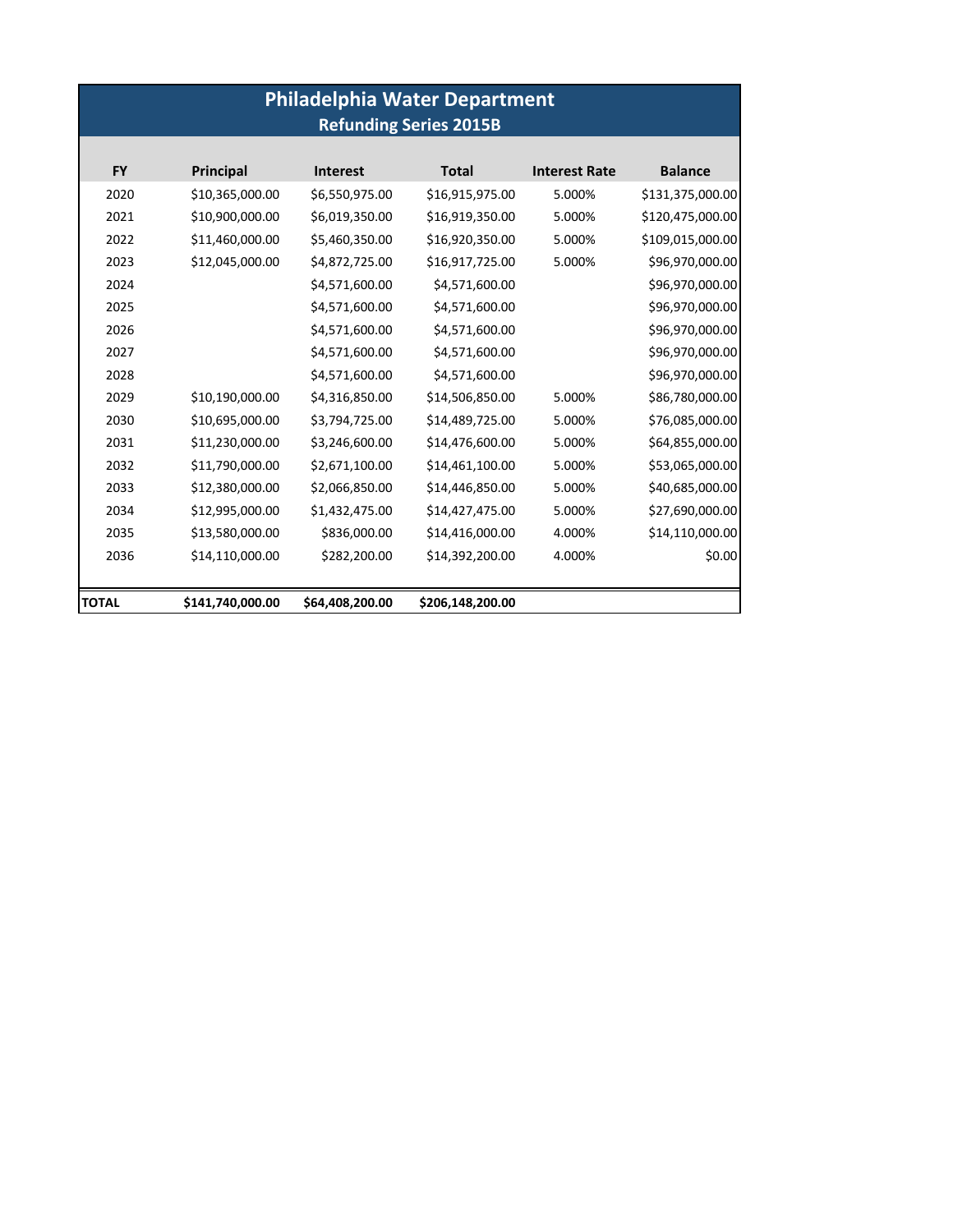# Philadelphia Water Department

## Refunding Series 2015B

| FY | Principal | Interest | Total | Interest Rate | Balance |
|---|---|---|---|---|---|
| 2020 | $10,365,000.00 | $6,550,975.00 | $16,915,975.00 | 5.000% | $131,375,000.00 |
| 2021 | $10,900,000.00 | $6,019,350.00 | $16,919,350.00 | 5.000% | $120,475,000.00 |
| 2022 | $11,460,000.00 | $5,460,350.00 | $16,920,350.00 | 5.000% | $109,015,000.00 |
| 2023 | $12,045,000.00 | $4,872,725.00 | $16,917,725.00 | 5.000% | $96,970,000.00 |
| 2024 | | $4,571,600.00 | $4,571,600.00 | | $96,970,000.00 |
| 2025 | | $4,571,600.00 | $4,571,600.00 | | $96,970,000.00 |
| 2026 | | $4,571,600.00 | $4,571,600.00 | | $96,970,000.00 |
| 2027 | | $4,571,600.00 | $4,571,600.00 | | $96,970,000.00 |
| 2028 | | $4,571,600.00 | $4,571,600.00 | | $96,970,000.00 |
| 2029 | $10,190,000.00 | $4,316,850.00 | $14,506,850.00 | 5.000% | $86,780,000.00 |
| 2030 | $10,695,000.00 | $3,794,725.00 | $14,489,725.00 | 5.000% | $76,085,000.00 |
| 2031 | $11,230,000.00 | $3,246,600.00 | $14,476,600.00 | 5.000% | $64,855,000.00 |
| 2032 | $11,790,000.00 | $2,671,100.00 | $14,461,100.00 | 5.000% | $53,065,000.00 |
| 2033 | $12,380,000.00 | $2,066,850.00 | $14,446,850.00 | 5.000% | $40,685,000.00 |
| 2034 | $12,995,000.00 | $1,432,475.00 | $14,427,475.00 | 5.000% | $27,690,000.00 |
| 2035 | $13,580,000.00 | $836,000.00 | $14,416,000.00 | 4.000% | $14,110,000.00 |
| 2036 | $14,110,000.00 | $282,200.00 | $14,392,200.00 | 4.000% | $0.00 |
| **TOTAL** | **$141,740,000.00** | **$64,408,200.00** | **$206,148,200.00** | | |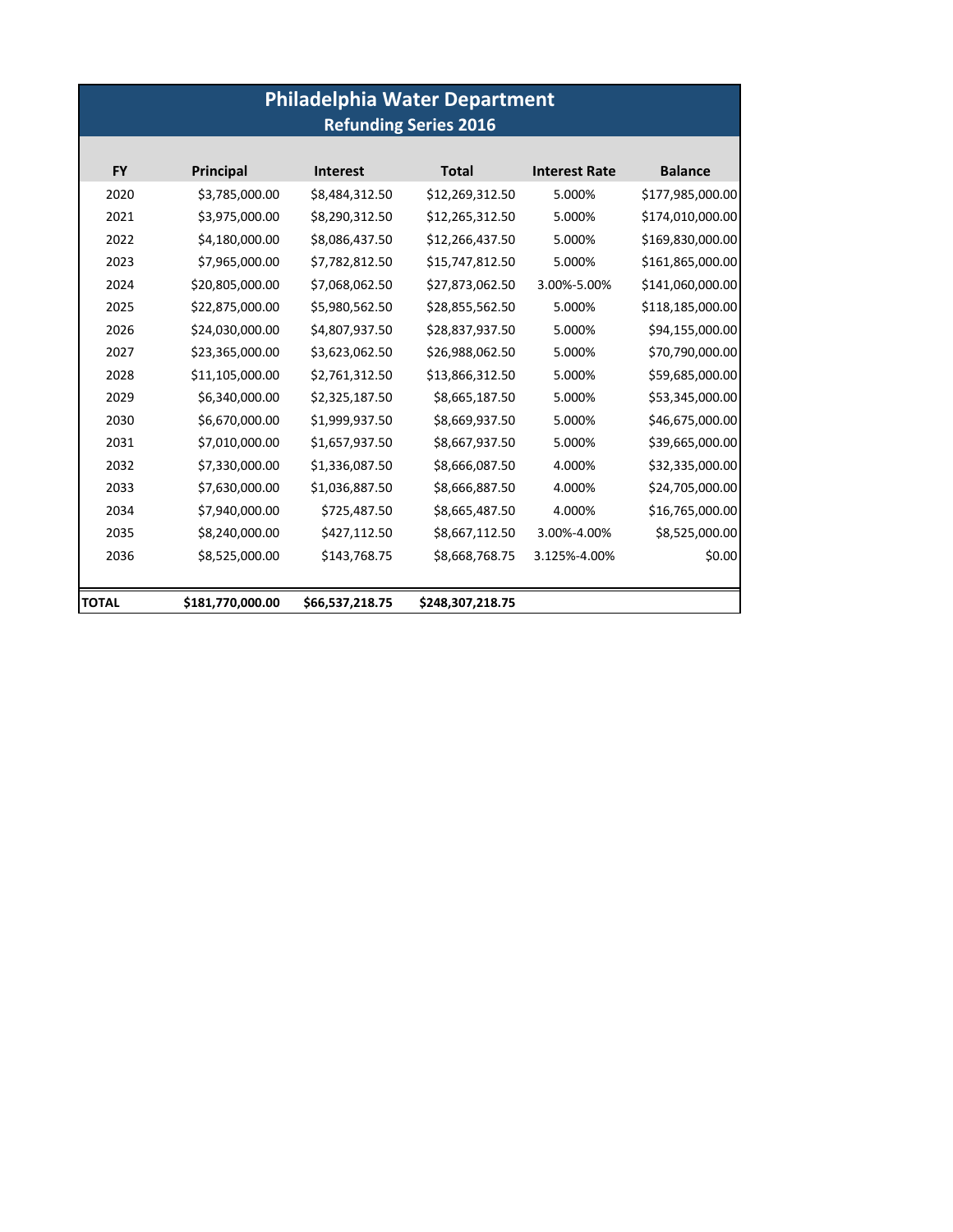# Philadelphia Water Department

## Refunding Series 2016

| FY | Principal | Interest | Total | Interest Rate | Balance |
|---|---|---|---|---|---|
| 2020 | $3,785,000.00 | $8,484,312.50 | $12,269,312.50 | 5.000% | $177,985,000.00 |
| 2021 | $3,975,000.00 | $8,290,312.50 | $12,265,312.50 | 5.000% | $174,010,000.00 |
| 2022 | $4,180,000.00 | $8,086,437.50 | $12,266,437.50 | 5.000% | $169,830,000.00 |
| 2023 | $7,965,000.00 | $7,782,812.50 | $15,747,812.50 | 5.000% | $161,865,000.00 |
| 2024 | $20,805,000.00 | $7,068,062.50 | $27,873,062.50 | 3.00%-5.00% | $141,060,000.00 |
| 2025 | $22,875,000.00 | $5,980,562.50 | $28,855,562.50 | 5.000% | $118,185,000.00 |
| 2026 | $24,030,000.00 | $4,807,937.50 | $28,837,937.50 | 5.000% | $94,155,000.00 |
| 2027 | $23,365,000.00 | $3,623,062.50 | $26,988,062.50 | 5.000% | $70,790,000.00 |
| 2028 | $11,105,000.00 | $2,761,312.50 | $13,866,312.50 | 5.000% | $59,685,000.00 |
| 2029 | $6,340,000.00 | $2,325,187.50 | $8,665,187.50 | 5.000% | $53,345,000.00 |
| 2030 | $6,670,000.00 | $1,999,937.50 | $8,669,937.50 | 5.000% | $46,675,000.00 |
| 2031 | $7,010,000.00 | $1,657,937.50 | $8,667,937.50 | 5.000% | $39,665,000.00 |
| 2032 | $7,330,000.00 | $1,336,087.50 | $8,666,087.50 | 4.000% | $32,335,000.00 |
| 2033 | $7,630,000.00 | $1,036,887.50 | $8,666,887.50 | 4.000% | $24,705,000.00 |
| 2034 | $7,940,000.00 | $725,487.50 | $8,665,487.50 | 4.000% | $16,765,000.00 |
| 2035 | $8,240,000.00 | $427,112.50 | $8,667,112.50 | 3.00%-4.00% | $8,525,000.00 |
| 2036 | $8,525,000.00 | $143,768.75 | $8,668,768.75 | 3.125%-4.00% | $0.00 |
| **TOTAL** | **$181,770,000.00** | **$66,537,218.75** | **$248,307,218.75** | | |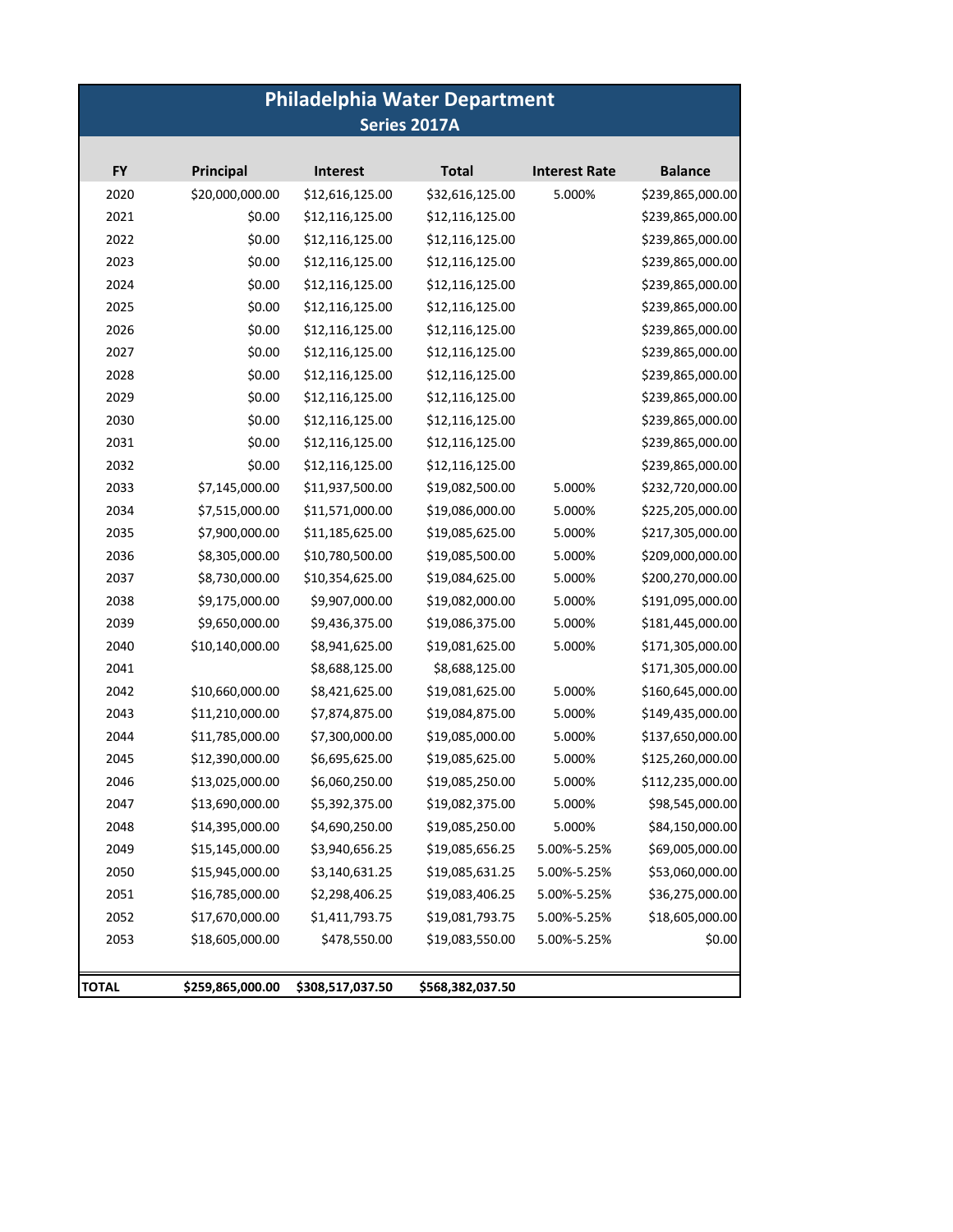# Philadelphia Water Department

## Series 2017A

| FY | Principal | Interest | Total | Interest Rate | Balance |
|---|---|---|---|---|---|
| 2020 | $20,000,000.00 | $12,616,125.00 | $32,616,125.00 | 5.000% | $239,865,000.00 |
| 2021 | $0.00 | $12,116,125.00 | $12,116,125.00 | | $239,865,000.00 |
| 2022 | $0.00 | $12,116,125.00 | $12,116,125.00 | | $239,865,000.00 |
| 2023 | $0.00 | $12,116,125.00 | $12,116,125.00 | | $239,865,000.00 |
| 2024 | $0.00 | $12,116,125.00 | $12,116,125.00 | | $239,865,000.00 |
| 2025 | $0.00 | $12,116,125.00 | $12,116,125.00 | | $239,865,000.00 |
| 2026 | $0.00 | $12,116,125.00 | $12,116,125.00 | | $239,865,000.00 |
| 2027 | $0.00 | $12,116,125.00 | $12,116,125.00 | | $239,865,000.00 |
| 2028 | $0.00 | $12,116,125.00 | $12,116,125.00 | | $239,865,000.00 |
| 2029 | $0.00 | $12,116,125.00 | $12,116,125.00 | | $239,865,000.00 |
| 2030 | $0.00 | $12,116,125.00 | $12,116,125.00 | | $239,865,000.00 |
| 2031 | $0.00 | $12,116,125.00 | $12,116,125.00 | | $239,865,000.00 |
| 2032 | $0.00 | $12,116,125.00 | $12,116,125.00 | | $239,865,000.00 |
| 2033 | $7,145,000.00 | $11,937,500.00 | $19,082,500.00 | 5.000% | $232,720,000.00 |
| 2034 | $7,515,000.00 | $11,571,000.00 | $19,086,000.00 | 5.000% | $225,205,000.00 |
| 2035 | $7,900,000.00 | $11,185,625.00 | $19,085,625.00 | 5.000% | $217,305,000.00 |
| 2036 | $8,305,000.00 | $10,780,500.00 | $19,085,500.00 | 5.000% | $209,000,000.00 |
| 2037 | $8,730,000.00 | $10,354,625.00 | $19,084,625.00 | 5.000% | $200,270,000.00 |
| 2038 | $9,175,000.00 | $9,907,000.00 | $19,082,000.00 | 5.000% | $191,095,000.00 |
| 2039 | $9,650,000.00 | $9,436,375.00 | $19,086,375.00 | 5.000% | $181,445,000.00 |
| 2040 | $10,140,000.00 | $8,941,625.00 | $19,081,625.00 | 5.000% | $171,305,000.00 |
| 2041 | | $8,688,125.00 | $8,688,125.00 | | $171,305,000.00 |
| 2042 | $10,660,000.00 | $8,421,625.00 | $19,081,625.00 | 5.000% | $160,645,000.00 |
| 2043 | $11,210,000.00 | $7,874,875.00 | $19,084,875.00 | 5.000% | $149,435,000.00 |
| 2044 | $11,785,000.00 | $7,300,000.00 | $19,085,000.00 | 5.000% | $137,650,000.00 |
| 2045 | $12,390,000.00 | $6,695,625.00 | $19,085,625.00 | 5.000% | $125,260,000.00 |
| 2046 | $13,025,000.00 | $6,060,250.00 | $19,085,250.00 | 5.000% | $112,235,000.00 |
| 2047 | $13,690,000.00 | $5,392,375.00 | $19,082,375.00 | 5.000% | $98,545,000.00 |
| 2048 | $14,395,000.00 | $4,690,250.00 | $19,085,250.00 | 5.000% | $84,150,000.00 |
| 2049 | $15,145,000.00 | $3,940,656.25 | $19,085,656.25 | 5.00%-5.25% | $69,005,000.00 |
| 2050 | $15,945,000.00 | $3,140,631.25 | $19,085,631.25 | 5.00%-5.25% | $53,060,000.00 |
| 2051 | $16,785,000.00 | $2,298,406.25 | $19,083,406.25 | 5.00%-5.25% | $36,275,000.00 |
| 2052 | $17,670,000.00 | $1,411,793.75 | $19,081,793.75 | 5.00%-5.25% | $18,605,000.00 |
| 2053 | $18,605,000.00 | $478,550.00 | $19,083,550.00 | 5.00%-5.25% | $0.00 |
| **TOTAL** | **$259,865,000.00** | **$308,517,037.50** | **$568,382,037.50** | | |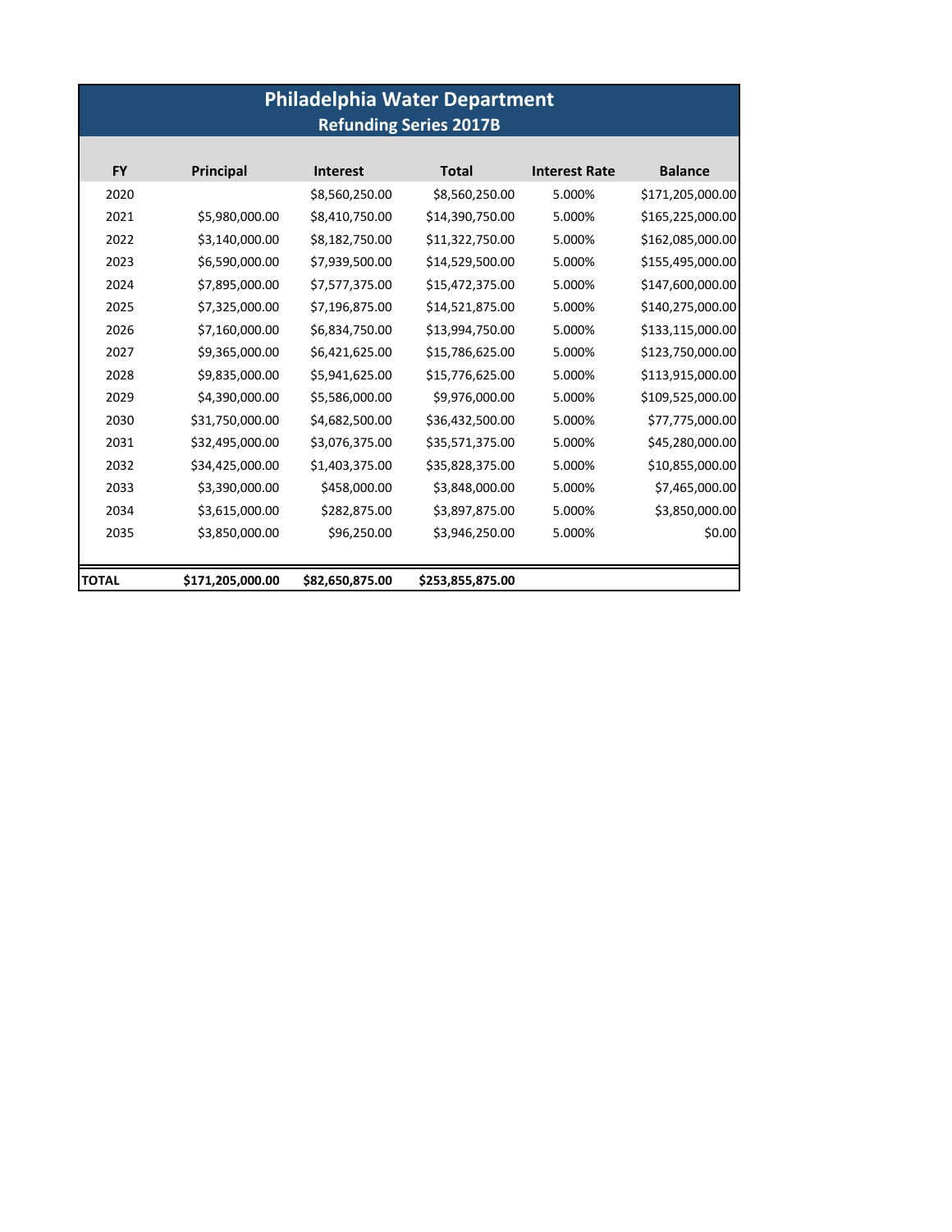# Philadelphia Water Department

## Refunding Series 2017B

| FY | Principal | Interest | Total | Interest Rate | Balance |
|---|---|---|---|---|---|
| 2020 | | $8,560,250.00 | $8,560,250.00 | 5.000% | $171,205,000.00 |
| 2021 | $5,980,000.00 | $8,410,750.00 | $14,390,750.00 | 5.000% | $165,225,000.00 |
| 2022 | $3,140,000.00 | $8,182,750.00 | $11,322,750.00 | 5.000% | $162,085,000.00 |
| 2023 | $6,590,000.00 | $7,939,500.00 | $14,529,500.00 | 5.000% | $155,495,000.00 |
| 2024 | $7,895,000.00 | $7,577,375.00 | $15,472,375.00 | 5.000% | $147,600,000.00 |
| 2025 | $7,325,000.00 | $7,196,875.00 | $14,521,875.00 | 5.000% | $140,275,000.00 |
| 2026 | $7,160,000.00 | $6,834,750.00 | $13,994,750.00 | 5.000% | $133,115,000.00 |
| 2027 | $9,365,000.00 | $6,421,625.00 | $15,786,625.00 | 5.000% | $123,750,000.00 |
| 2028 | $9,835,000.00 | $5,941,625.00 | $15,776,625.00 | 5.000% | $113,915,000.00 |
| 2029 | $4,390,000.00 | $5,586,000.00 | $9,976,000.00 | 5.000% | $109,525,000.00 |
| 2030 | $31,750,000.00 | $4,682,500.00 | $36,432,500.00 | 5.000% | $77,775,000.00 |
| 2031 | $32,495,000.00 | $3,076,375.00 | $35,571,375.00 | 5.000% | $45,280,000.00 |
| 2032 | $34,425,000.00 | $1,403,375.00 | $35,828,375.00 | 5.000% | $10,855,000.00 |
| 2033 | $3,390,000.00 | $458,000.00 | $3,848,000.00 | 5.000% | $7,465,000.00 |
| 2034 | $3,615,000.00 | $282,875.00 | $3,897,875.00 | 5.000% | $3,850,000.00 |
| 2035 | $3,850,000.00 | $96,250.00 | $3,946,250.00 | 5.000% | $0.00 |
| **TOTAL** | **$171,205,000.00** | **$82,650,875.00** | **$253,855,875.00** | | |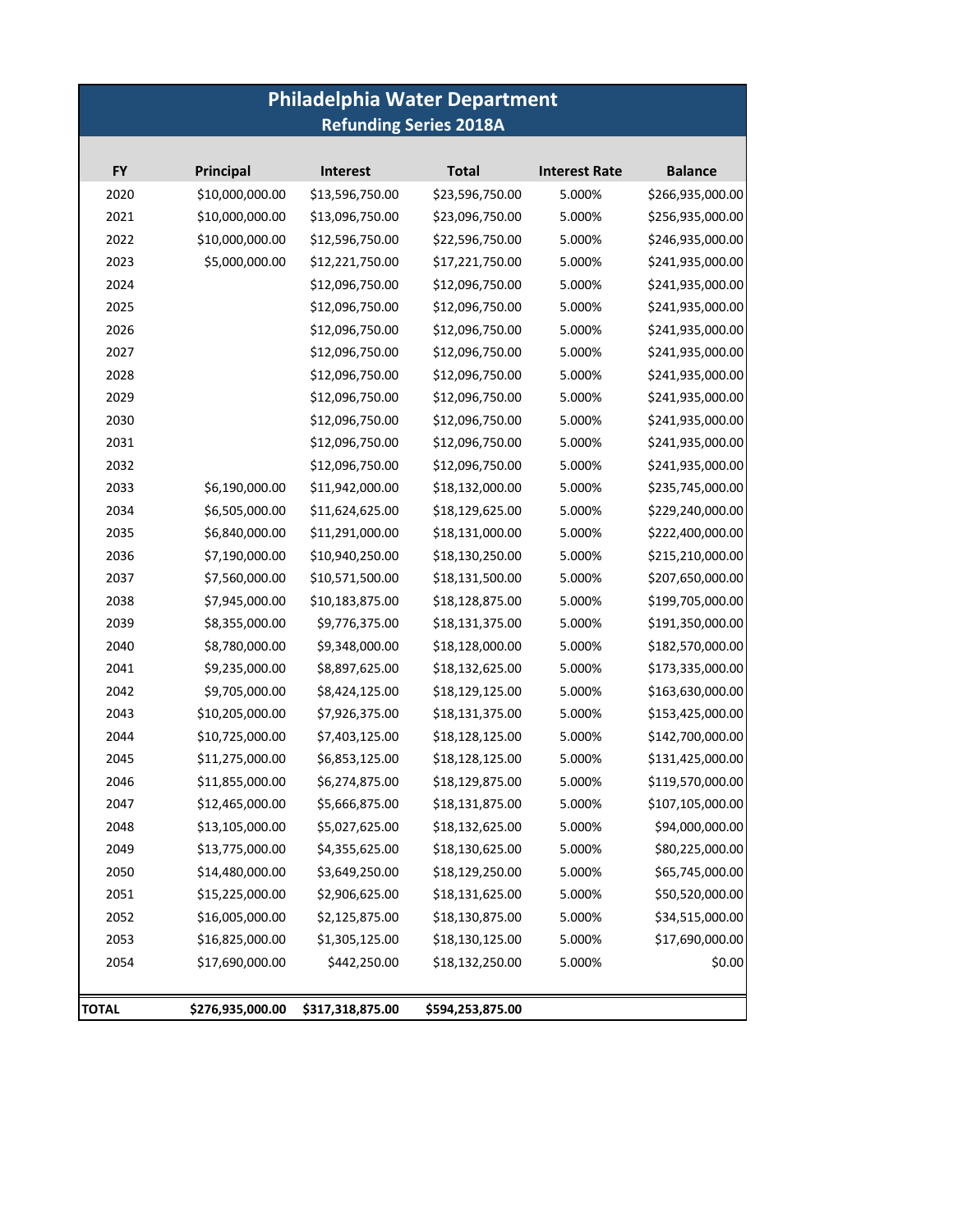# Philadelphia Water Department

## Refunding Series 2018A

| FY | Principal | Interest | Total | Interest Rate | Balance |
|---|---|---|---|---|---|
| 2020 | $10,000,000.00 | $13,596,750.00 | $23,596,750.00 | 5.000% | $266,935,000.00 |
| 2021 | $10,000,000.00 | $13,096,750.00 | $23,096,750.00 | 5.000% | $256,935,000.00 |
| 2022 | $10,000,000.00 | $12,596,750.00 | $22,596,750.00 | 5.000% | $246,935,000.00 |
| 2023 | $5,000,000.00 | $12,221,750.00 | $17,221,750.00 | 5.000% | $241,935,000.00 |
| 2024 | | $12,096,750.00 | $12,096,750.00 | 5.000% | $241,935,000.00 |
| 2025 | | $12,096,750.00 | $12,096,750.00 | 5.000% | $241,935,000.00 |
| 2026 | | $12,096,750.00 | $12,096,750.00 | 5.000% | $241,935,000.00 |
| 2027 | | $12,096,750.00 | $12,096,750.00 | 5.000% | $241,935,000.00 |
| 2028 | | $12,096,750.00 | $12,096,750.00 | 5.000% | $241,935,000.00 |
| 2029 | | $12,096,750.00 | $12,096,750.00 | 5.000% | $241,935,000.00 |
| 2030 | | $12,096,750.00 | $12,096,750.00 | 5.000% | $241,935,000.00 |
| 2031 | | $12,096,750.00 | $12,096,750.00 | 5.000% | $241,935,000.00 |
| 2032 | | $12,096,750.00 | $12,096,750.00 | 5.000% | $241,935,000.00 |
| 2033 | $6,190,000.00 | $11,942,000.00 | $18,132,000.00 | 5.000% | $235,745,000.00 |
| 2034 | $6,505,000.00 | $11,624,625.00 | $18,129,625.00 | 5.000% | $229,240,000.00 |
| 2035 | $6,840,000.00 | $11,291,000.00 | $18,131,000.00 | 5.000% | $222,400,000.00 |
| 2036 | $7,190,000.00 | $10,940,250.00 | $18,130,250.00 | 5.000% | $215,210,000.00 |
| 2037 | $7,560,000.00 | $10,571,500.00 | $18,131,500.00 | 5.000% | $207,650,000.00 |
| 2038 | $7,945,000.00 | $10,183,875.00 | $18,128,875.00 | 5.000% | $199,705,000.00 |
| 2039 | $8,355,000.00 | $9,776,375.00 | $18,131,375.00 | 5.000% | $191,350,000.00 |
| 2040 | $8,780,000.00 | $9,348,000.00 | $18,128,000.00 | 5.000% | $182,570,000.00 |
| 2041 | $9,235,000.00 | $8,897,625.00 | $18,132,625.00 | 5.000% | $173,335,000.00 |
| 2042 | $9,705,000.00 | $8,424,125.00 | $18,129,125.00 | 5.000% | $163,630,000.00 |
| 2043 | $10,205,000.00 | $7,926,375.00 | $18,131,375.00 | 5.000% | $153,425,000.00 |
| 2044 | $10,725,000.00 | $7,403,125.00 | $18,128,125.00 | 5.000% | $142,700,000.00 |
| 2045 | $11,275,000.00 | $6,853,125.00 | $18,128,125.00 | 5.000% | $131,425,000.00 |
| 2046 | $11,855,000.00 | $6,274,875.00 | $18,129,875.00 | 5.000% | $119,570,000.00 |
| 2047 | $12,465,000.00 | $5,666,875.00 | $18,131,875.00 | 5.000% | $107,105,000.00 |
| 2048 | $13,105,000.00 | $5,027,625.00 | $18,132,625.00 | 5.000% | $94,000,000.00 |
| 2049 | $13,775,000.00 | $4,355,625.00 | $18,130,625.00 | 5.000% | $80,225,000.00 |
| 2050 | $14,480,000.00 | $3,649,250.00 | $18,129,250.00 | 5.000% | $65,745,000.00 |
| 2051 | $15,225,000.00 | $2,906,625.00 | $18,131,625.00 | 5.000% | $50,520,000.00 |
| 2052 | $16,005,000.00 | $2,125,875.00 | $18,130,875.00 | 5.000% | $34,515,000.00 |
| 2053 | $16,825,000.00 | $1,305,125.00 | $18,130,125.00 | 5.000% | $17,690,000.00 |
| 2054 | $17,690,000.00 | $442,250.00 | $18,132,250.00 | 5.000% | $0.00 |
| **TOTAL** | **$276,935,000.00** | **$317,318,875.00** | **$594,253,875.00** | | |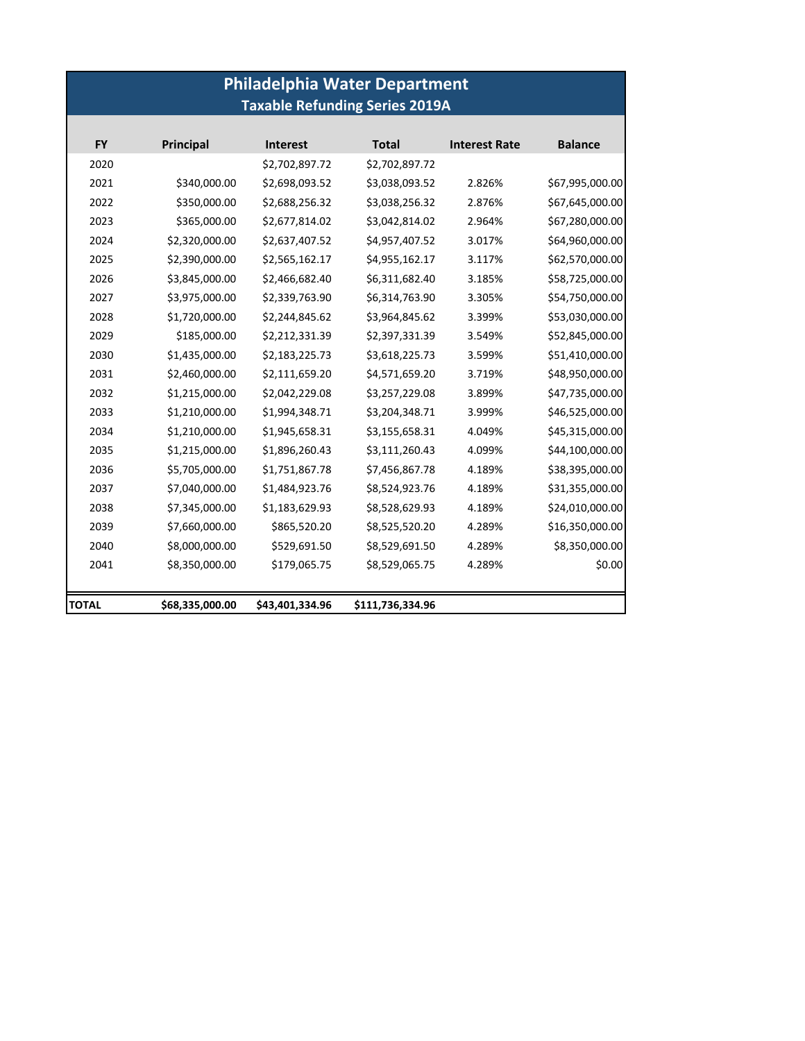# Philadelphia Water Department

## Taxable Refunding Series 2019A

| FY | Principal | Interest | Total | Interest Rate | Balance |
|---|---|---|---|---|---|
| 2020 | | $2,702,897.72 | $2,702,897.72 | | |
| 2021 | $340,000.00 | $2,698,093.52 | $3,038,093.52 | 2.826% | $67,995,000.00 |
| 2022 | $350,000.00 | $2,688,256.32 | $3,038,256.32 | 2.876% | $67,645,000.00 |
| 2023 | $365,000.00 | $2,677,814.02 | $3,042,814.02 | 2.964% | $67,280,000.00 |
| 2024 | $2,320,000.00 | $2,637,407.52 | $4,957,407.52 | 3.017% | $64,960,000.00 |
| 2025 | $2,390,000.00 | $2,565,162.17 | $4,955,162.17 | 3.117% | $62,570,000.00 |
| 2026 | $3,845,000.00 | $2,466,682.40 | $6,311,682.40 | 3.185% | $58,725,000.00 |
| 2027 | $3,975,000.00 | $2,339,763.90 | $6,314,763.90 | 3.305% | $54,750,000.00 |
| 2028 | $1,720,000.00 | $2,244,845.62 | $3,964,845.62 | 3.399% | $53,030,000.00 |
| 2029 | $185,000.00 | $2,212,331.39 | $2,397,331.39 | 3.549% | $52,845,000.00 |
| 2030 | $1,435,000.00 | $2,183,225.73 | $3,618,225.73 | 3.599% | $51,410,000.00 |
| 2031 | $2,460,000.00 | $2,111,659.20 | $4,571,659.20 | 3.719% | $48,950,000.00 |
| 2032 | $1,215,000.00 | $2,042,229.08 | $3,257,229.08 | 3.899% | $47,735,000.00 |
| 2033 | $1,210,000.00 | $1,994,348.71 | $3,204,348.71 | 3.999% | $46,525,000.00 |
| 2034 | $1,210,000.00 | $1,945,658.31 | $3,155,658.31 | 4.049% | $45,315,000.00 |
| 2035 | $1,215,000.00 | $1,896,260.43 | $3,111,260.43 | 4.099% | $44,100,000.00 |
| 2036 | $5,705,000.00 | $1,751,867.78 | $7,456,867.78 | 4.189% | $38,395,000.00 |
| 2037 | $7,040,000.00 | $1,484,923.76 | $8,524,923.76 | 4.189% | $31,355,000.00 |
| 2038 | $7,345,000.00 | $1,183,629.93 | $8,528,629.93 | 4.189% | $24,010,000.00 |
| 2039 | $7,660,000.00 | $865,520.20 | $8,525,520.20 | 4.289% | $16,350,000.00 |
| 2040 | $8,000,000.00 | $529,691.50 | $8,529,691.50 | 4.289% | $8,350,000.00 |
| 2041 | $8,350,000.00 | $179,065.75 | $8,529,065.75 | 4.289% | $0.00 |
| **TOTAL** | **$68,335,000.00** | **$43,401,334.96** | **$111,736,334.96** | | |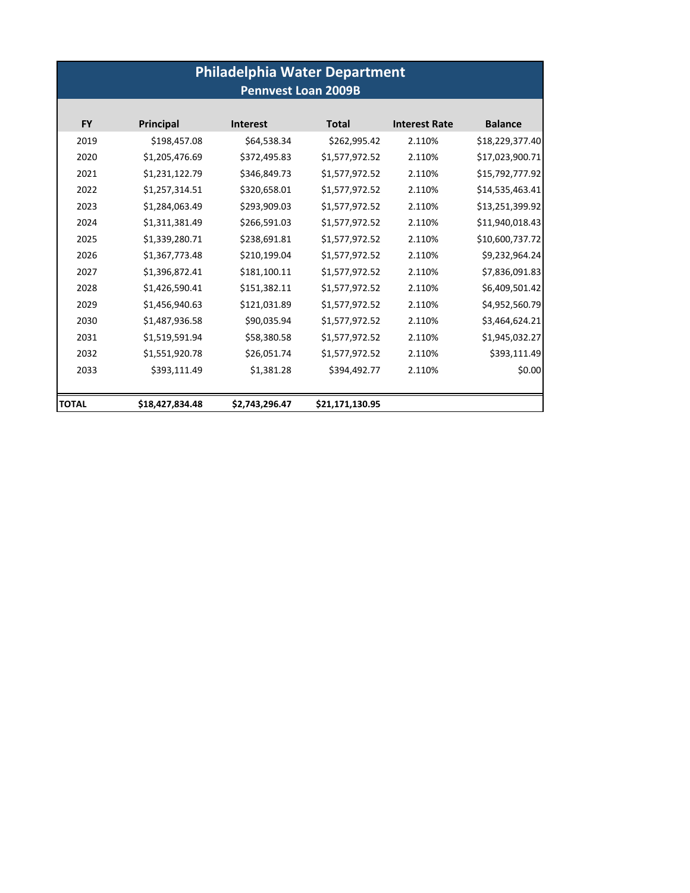# Philadelphia Water Department

## Pennvest Loan 2009B

| FY | Principal | Interest | Total | Interest Rate | Balance |
|---|---|---|---|---|---|
| 2019 | $198,457.08 | $64,538.34 | $262,995.42 | 2.110% | $18,229,377.40 |
| 2020 | $1,205,476.69 | $372,495.83 | $1,577,972.52 | 2.110% | $17,023,900.71 |
| 2021 | $1,231,122.79 | $346,849.73 | $1,577,972.52 | 2.110% | $15,792,777.92 |
| 2022 | $1,257,314.51 | $320,658.01 | $1,577,972.52 | 2.110% | $14,535,463.41 |
| 2023 | $1,284,063.49 | $293,909.03 | $1,577,972.52 | 2.110% | $13,251,399.92 |
| 2024 | $1,311,381.49 | $266,591.03 | $1,577,972.52 | 2.110% | $11,940,018.43 |
| 2025 | $1,339,280.71 | $238,691.81 | $1,577,972.52 | 2.110% | $10,600,737.72 |
| 2026 | $1,367,773.48 | $210,199.04 | $1,577,972.52 | 2.110% | $9,232,964.24 |
| 2027 | $1,396,872.41 | $181,100.11 | $1,577,972.52 | 2.110% | $7,836,091.83 |
| 2028 | $1,426,590.41 | $151,382.11 | $1,577,972.52 | 2.110% | $6,409,501.42 |
| 2029 | $1,456,940.63 | $121,031.89 | $1,577,972.52 | 2.110% | $4,952,560.79 |
| 2030 | $1,487,936.58 | $90,035.94 | $1,577,972.52 | 2.110% | $3,464,624.21 |
| 2031 | $1,519,591.94 | $58,380.58 | $1,577,972.52 | 2.110% | $1,945,032.27 |
| 2032 | $1,551,920.78 | $26,051.74 | $1,577,972.52 | 2.110% | $393,111.49 |
| 2033 | $393,111.49 | $1,381.28 | $394,492.77 | 2.110% | $0.00 |
| **TOTAL** | **$18,427,834.48** | **$2,743,296.47** | **$21,171,130.95** | | |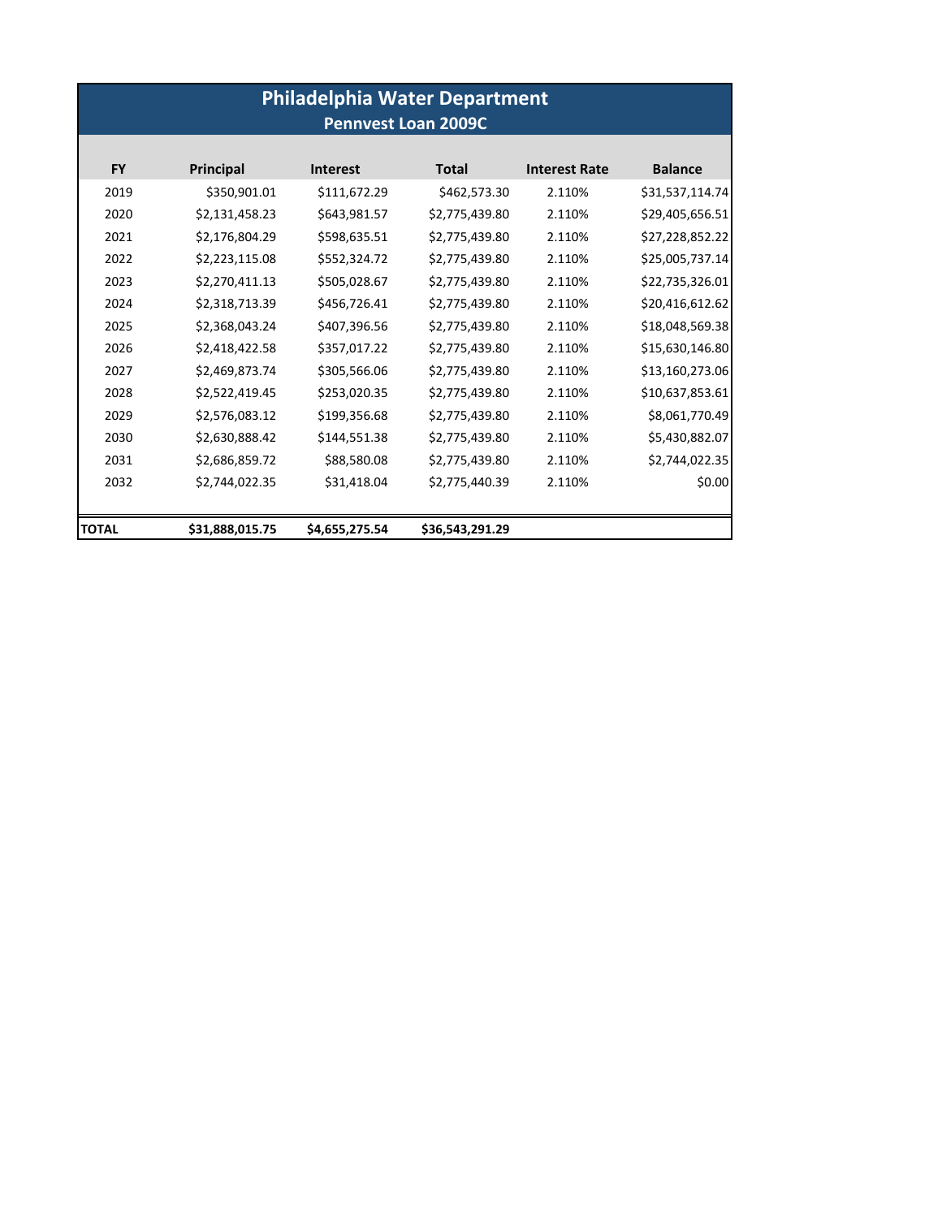# Philadelphia Water Department

## Pennvest Loan 2009C

| FY | Principal | Interest | Total | Interest Rate | Balance |
|---|---|---|---|---|---|
| 2019 | $350,901.01 | $111,672.29 | $462,573.30 | 2.110% | $31,537,114.74 |
| 2020 | $2,131,458.23 | $643,981.57 | $2,775,439.80 | 2.110% | $29,405,656.51 |
| 2021 | $2,176,804.29 | $598,635.51 | $2,775,439.80 | 2.110% | $27,228,852.22 |
| 2022 | $2,223,115.08 | $552,324.72 | $2,775,439.80 | 2.110% | $25,005,737.14 |
| 2023 | $2,270,411.13 | $505,028.67 | $2,775,439.80 | 2.110% | $22,735,326.01 |
| 2024 | $2,318,713.39 | $456,726.41 | $2,775,439.80 | 2.110% | $20,416,612.62 |
| 2025 | $2,368,043.24 | $407,396.56 | $2,775,439.80 | 2.110% | $18,048,569.38 |
| 2026 | $2,418,422.58 | $357,017.22 | $2,775,439.80 | 2.110% | $15,630,146.80 |
| 2027 | $2,469,873.74 | $305,566.06 | $2,775,439.80 | 2.110% | $13,160,273.06 |
| 2028 | $2,522,419.45 | $253,020.35 | $2,775,439.80 | 2.110% | $10,637,853.61 |
| 2029 | $2,576,083.12 | $199,356.68 | $2,775,439.80 | 2.110% | $8,061,770.49 |
| 2030 | $2,630,888.42 | $144,551.38 | $2,775,439.80 | 2.110% | $5,430,882.07 |
| 2031 | $2,686,859.72 | $88,580.08 | $2,775,439.80 | 2.110% | $2,744,022.35 |
| 2032 | $2,744,022.35 | $31,418.04 | $2,775,440.39 | 2.110% | $0.00 |
| **TOTAL** | **$31,888,015.75** | **$4,655,275.54** | **$36,543,291.29** | | |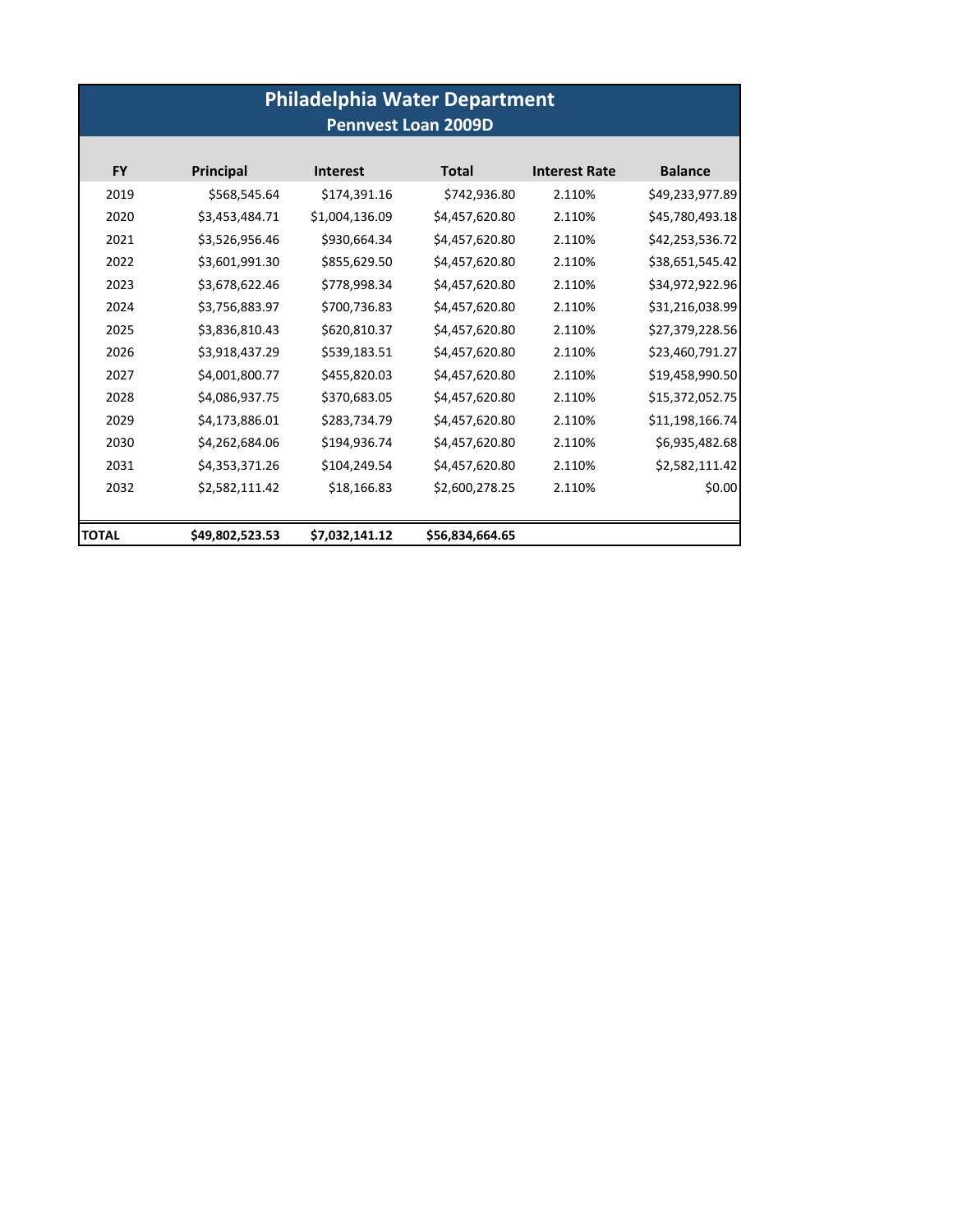# Philadelphia Water Department

## Pennvest Loan 2009D

| FY | Principal | Interest | Total | Interest Rate | Balance |
|---|---|---|---|---|---|
| 2019 | $568,545.64 | $174,391.16 | $742,936.80 | 2.110% | $49,233,977.89 |
| 2020 | $3,453,484.71 | $1,004,136.09 | $4,457,620.80 | 2.110% | $45,780,493.18 |
| 2021 | $3,526,956.46 | $930,664.34 | $4,457,620.80 | 2.110% | $42,253,536.72 |
| 2022 | $3,601,991.30 | $855,629.50 | $4,457,620.80 | 2.110% | $38,651,545.42 |
| 2023 | $3,678,622.46 | $778,998.34 | $4,457,620.80 | 2.110% | $34,972,922.96 |
| 2024 | $3,756,883.97 | $700,736.83 | $4,457,620.80 | 2.110% | $31,216,038.99 |
| 2025 | $3,836,810.43 | $620,810.37 | $4,457,620.80 | 2.110% | $27,379,228.56 |
| 2026 | $3,918,437.29 | $539,183.51 | $4,457,620.80 | 2.110% | $23,460,791.27 |
| 2027 | $4,001,800.77 | $455,820.03 | $4,457,620.80 | 2.110% | $19,458,990.50 |
| 2028 | $4,086,937.75 | $370,683.05 | $4,457,620.80 | 2.110% | $15,372,052.75 |
| 2029 | $4,173,886.01 | $283,734.79 | $4,457,620.80 | 2.110% | $11,198,166.74 |
| 2030 | $4,262,684.06 | $194,936.74 | $4,457,620.80 | 2.110% | $6,935,482.68 |
| 2031 | $4,353,371.26 | $104,249.54 | $4,457,620.80 | 2.110% | $2,582,111.42 |
| 2032 | $2,582,111.42 | $18,166.83 | $2,600,278.25 | 2.110% | $0.00 |
| **TOTAL** | **$49,802,523.53** | **$7,032,141.12** | **$56,834,664.65** | | |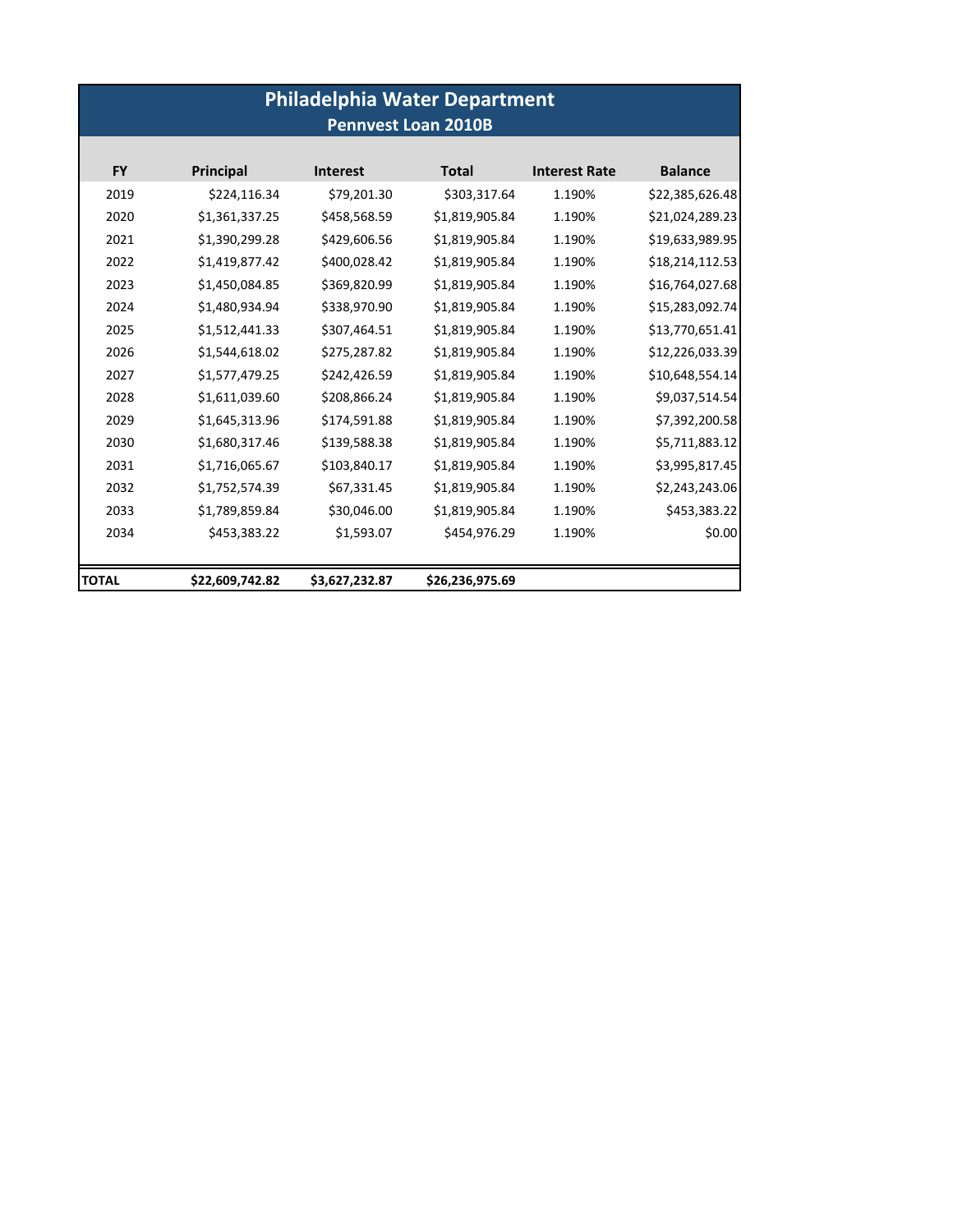# Philadelphia Water Department

## Pennvest Loan 2010B

| FY | Principal | Interest | Total | Interest Rate | Balance |
|---|---|---|---|---|---|
| 2019 | $224,116.34 | $79,201.30 | $303,317.64 | 1.190% | $22,385,626.48 |
| 2020 | $1,361,337.25 | $458,568.59 | $1,819,905.84 | 1.190% | $21,024,289.23 |
| 2021 | $1,390,299.28 | $429,606.56 | $1,819,905.84 | 1.190% | $19,633,989.95 |
| 2022 | $1,419,877.42 | $400,028.42 | $1,819,905.84 | 1.190% | $18,214,112.53 |
| 2023 | $1,450,084.85 | $369,820.99 | $1,819,905.84 | 1.190% | $16,764,027.68 |
| 2024 | $1,480,934.94 | $338,970.90 | $1,819,905.84 | 1.190% | $15,283,092.74 |
| 2025 | $1,512,441.33 | $307,464.51 | $1,819,905.84 | 1.190% | $13,770,651.41 |
| 2026 | $1,544,618.02 | $275,287.82 | $1,819,905.84 | 1.190% | $12,226,033.39 |
| 2027 | $1,577,479.25 | $242,426.59 | $1,819,905.84 | 1.190% | $10,648,554.14 |
| 2028 | $1,611,039.60 | $208,866.24 | $1,819,905.84 | 1.190% | $9,037,514.54 |
| 2029 | $1,645,313.96 | $174,591.88 | $1,819,905.84 | 1.190% | $7,392,200.58 |
| 2030 | $1,680,317.46 | $139,588.38 | $1,819,905.84 | 1.190% | $5,711,883.12 |
| 2031 | $1,716,065.67 | $103,840.17 | $1,819,905.84 | 1.190% | $3,995,817.45 |
| 2032 | $1,752,574.39 | $67,331.45 | $1,819,905.84 | 1.190% | $2,243,243.06 |
| 2033 | $1,789,859.84 | $30,046.00 | $1,819,905.84 | 1.190% | $453,383.22 |
| 2034 | $453,383.22 | $1,593.07 | $454,976.29 | 1.190% | $0.00 |
| **TOTAL** | **$22,609,742.82** | **$3,627,232.87** | **$26,236,975.69** | | |